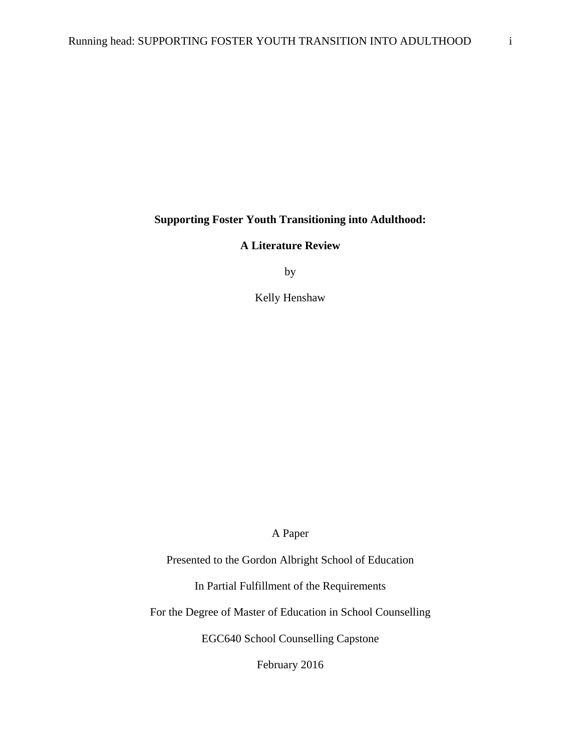**Supporting Foster Youth Transitioning into Adulthood:**

**A Literature Review**

by

Kelly Henshaw

A Paper

Presented to the Gordon Albright School of Education

In Partial Fulfillment of the Requirements

For the Degree of Master of Education in School Counselling

EGC640 School Counselling Capstone

February 2016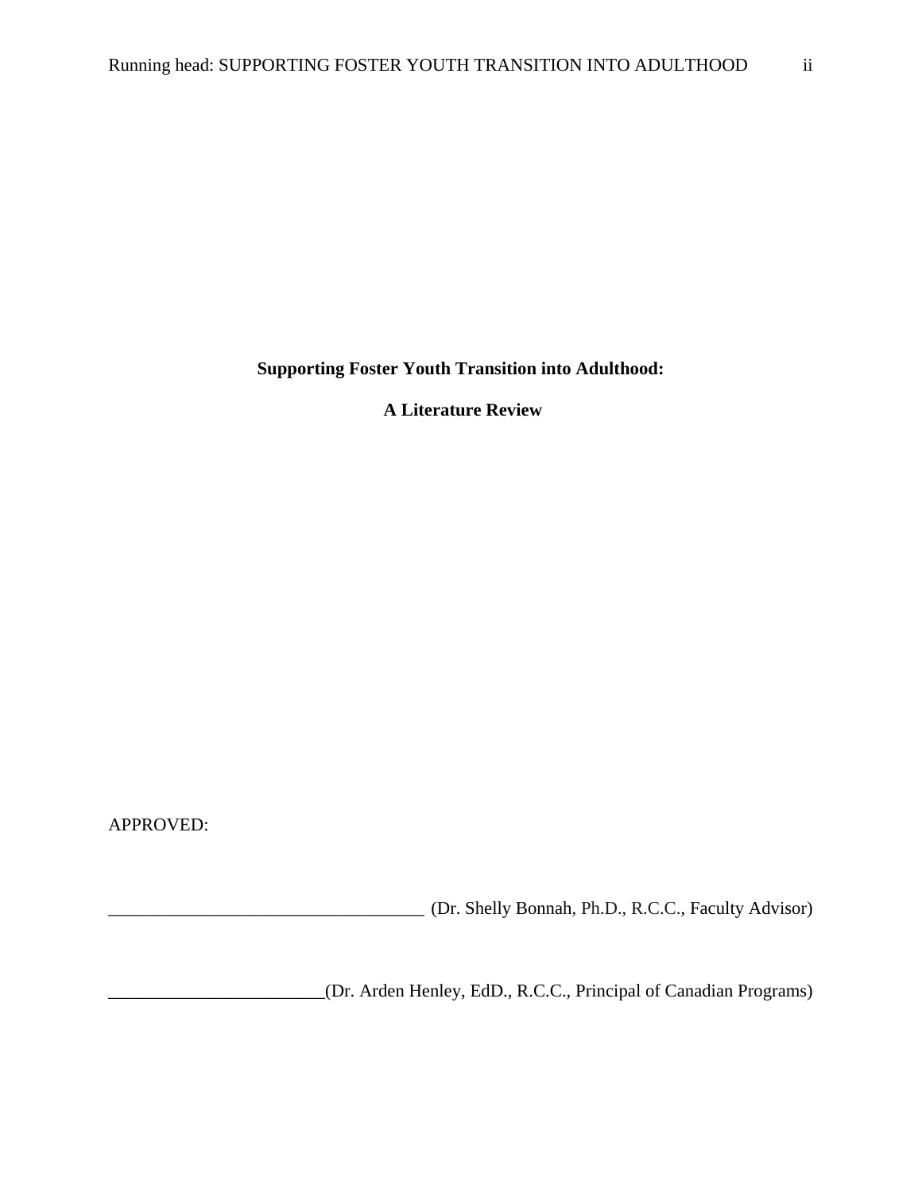**Supporting Foster Youth Transition into Adulthood:**

**A Literature Review**

APPROVED:

___________________________________ (Dr. Shelly Bonnah, Ph.D., R.C.C., Faculty Advisor)

________________________(Dr. Arden Henley, EdD., R.C.C., Principal of Canadian Programs)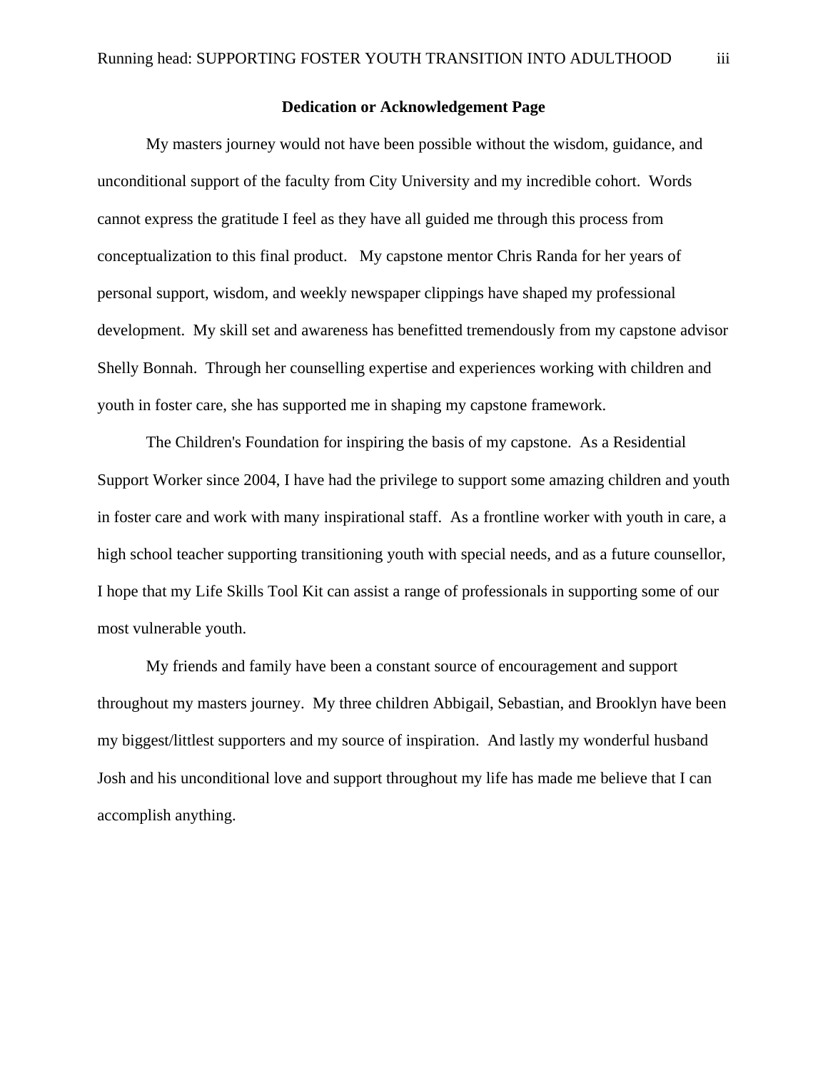## Dedication or Acknowledgement Page

My masters journey would not have been possible without the wisdom, guidance, and unconditional support of the faculty from City University and my incredible cohort. Words cannot express the gratitude I feel as they have all guided me through this process from conceptualization to this final product. My capstone mentor Chris Randa for her years of personal support, wisdom, and weekly newspaper clippings have shaped my professional development. My skill set and awareness has benefitted tremendously from my capstone advisor Shelly Bonnah. Through her counselling expertise and experiences working with children and youth in foster care, she has supported me in shaping my capstone framework.

The Children's Foundation for inspiring the basis of my capstone. As a Residential Support Worker since 2004, I have had the privilege to support some amazing children and youth in foster care and work with many inspirational staff. As a frontline worker with youth in care, a high school teacher supporting transitioning youth with special needs, and as a future counsellor, I hope that my Life Skills Tool Kit can assist a range of professionals in supporting some of our most vulnerable youth.

My friends and family have been a constant source of encouragement and support throughout my masters journey. My three children Abbigail, Sebastian, and Brooklyn have been my biggest/littlest supporters and my source of inspiration. And lastly my wonderful husband Josh and his unconditional love and support throughout my life has made me believe that I can accomplish anything.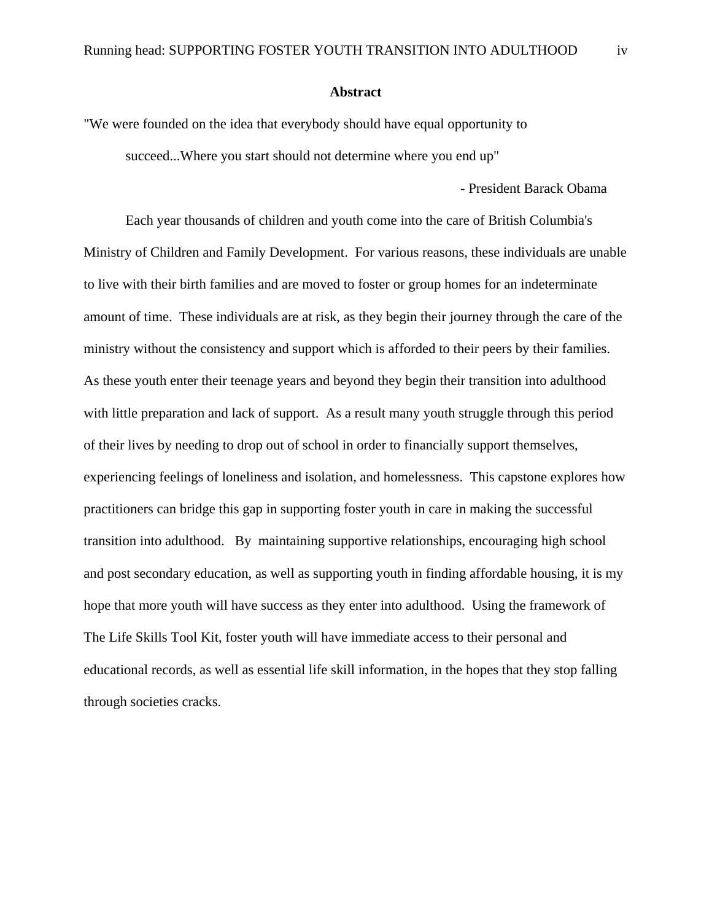## Abstract

"We were founded on the idea that everybody should have equal opportunity to succeed...Where you start should not determine where you end up"

- President Barack Obama

Each year thousands of children and youth come into the care of British Columbia's Ministry of Children and Family Development. For various reasons, these individuals are unable to live with their birth families and are moved to foster or group homes for an indeterminate amount of time. These individuals are at risk, as they begin their journey through the care of the ministry without the consistency and support which is afforded to their peers by their families. As these youth enter their teenage years and beyond they begin their transition into adulthood with little preparation and lack of support. As a result many youth struggle through this period of their lives by needing to drop out of school in order to financially support themselves, experiencing feelings of loneliness and isolation, and homelessness. This capstone explores how practitioners can bridge this gap in supporting foster youth in care in making the successful transition into adulthood. By maintaining supportive relationships, encouraging high school and post secondary education, as well as supporting youth in finding affordable housing, it is my hope that more youth will have success as they enter into adulthood. Using the framework of The Life Skills Tool Kit, foster youth will have immediate access to their personal and educational records, as well as essential life skill information, in the hopes that they stop falling through societies cracks.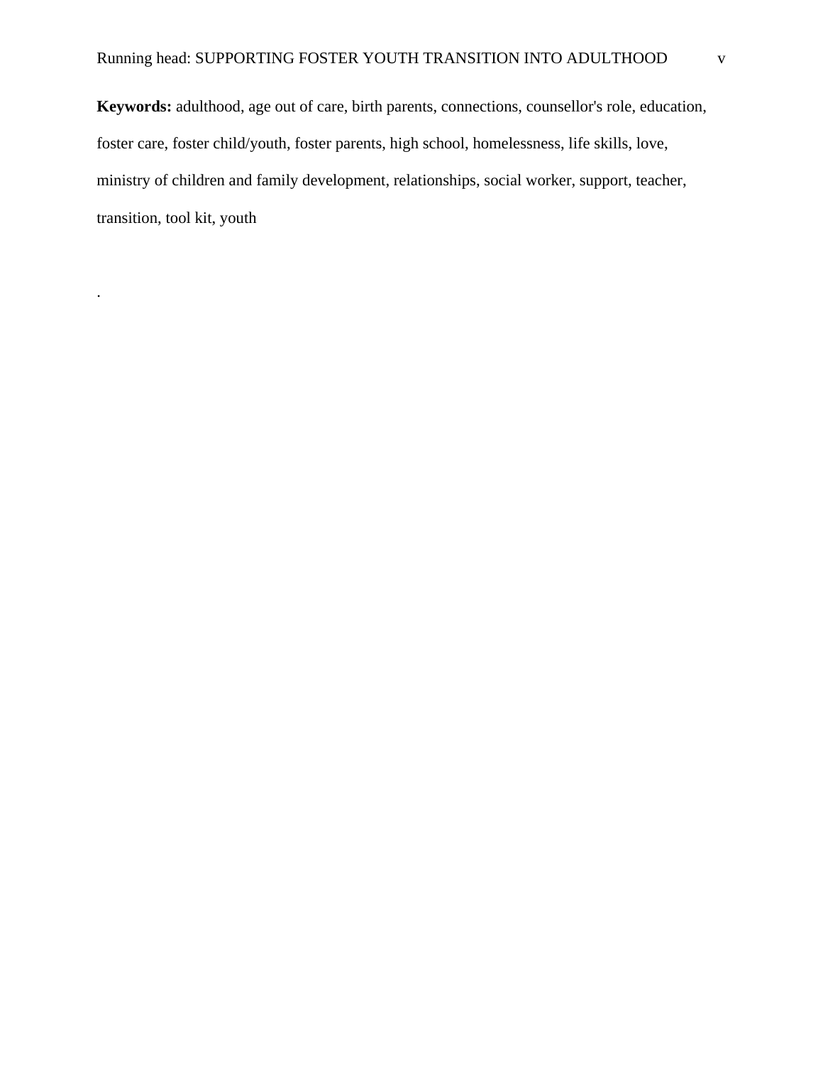**Keywords:** adulthood, age out of care, birth parents, connections, counsellor's role, education, foster care, foster child/youth, foster parents, high school, homelessness, life skills, love, ministry of children and family development, relationships, social worker, support, teacher, transition, tool kit, youth

.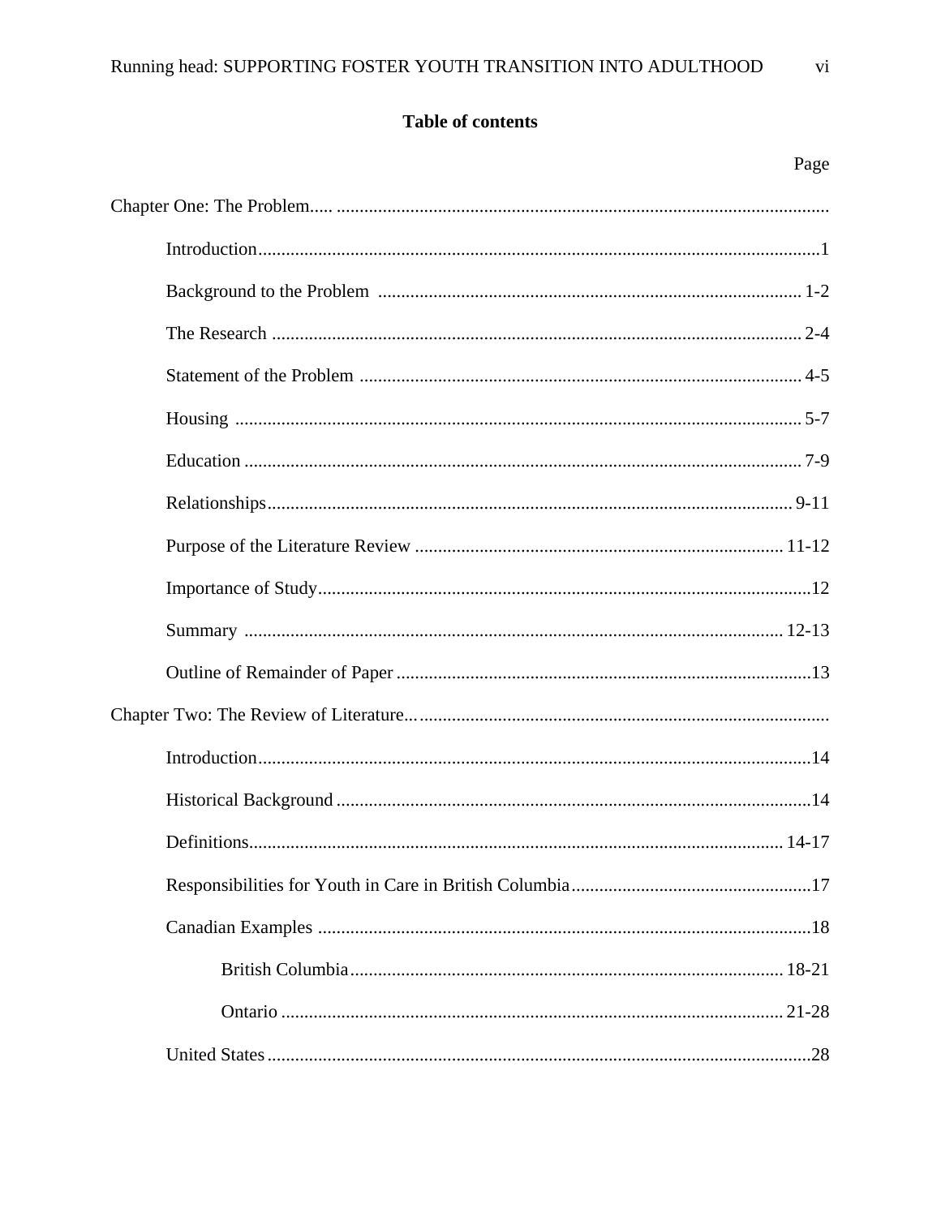**Table of contents**

Page

Chapter One: The Problem..... ..........................................................................................................

Introduction.........................................................................................................................1

Background to the Problem ............................................................................................ 1-2

The Research ................................................................................................................... 2-4

Statement of the Problem ................................................................................................ 4-5

Housing .......................................................................................................................... 5-7

Education ......................................................................................................................... 7-9

Relationships.................................................................................................................. 9-11

Purpose of the Literature Review ................................................................................ 11-12

Importance of Study...........................................................................................................12

Summary ..................................................................................................................... 12-13

Outline of Remainder of Paper ..........................................................................................13

Chapter Two: The Review of Literature... ........................................................................................

Introduction.......................................................................................................................14

Historical Background .......................................................................................................14

Definitions.................................................................................................................... 14-17

Responsibilities for Youth in Care in British Columbia ....................................................17

Canadian Examples ...........................................................................................................18

British Columbia .............................................................................................. 18-21

Ontario ............................................................................................................. 21-28

United States .....................................................................................................................28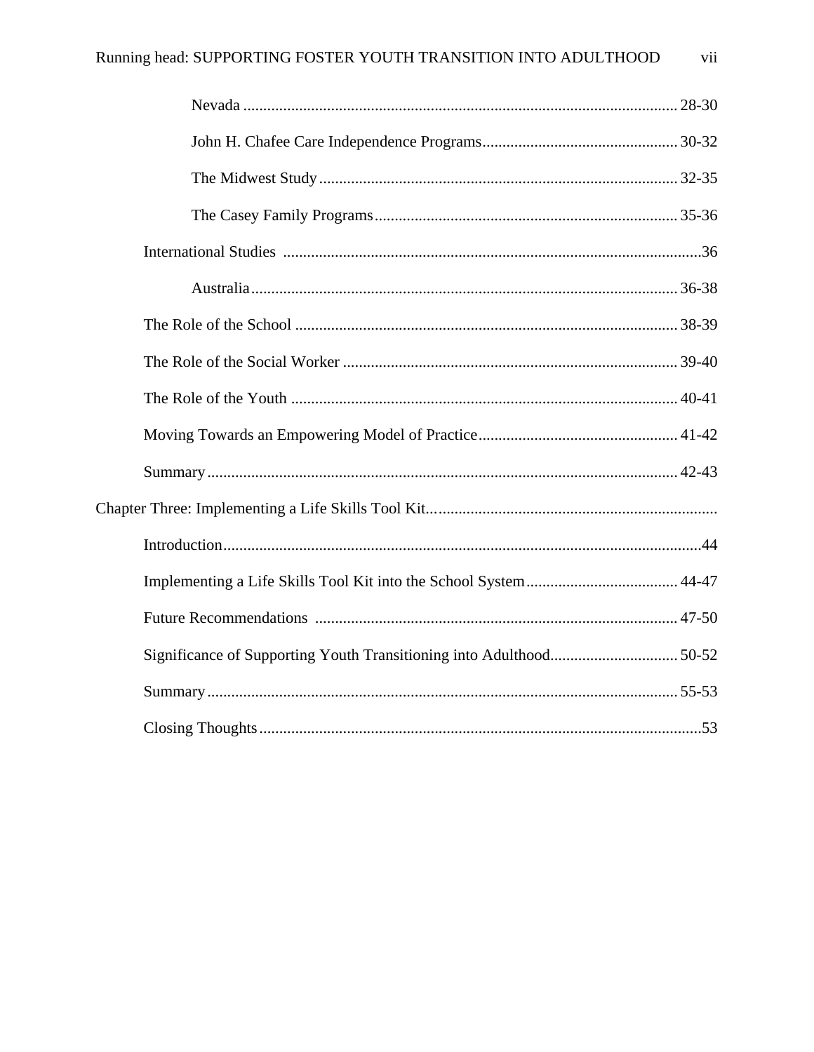Nevada ........................................................................................................ 28-30

John H. Chafee Care Independence Programs ................................................ 30-32

The Midwest Study ......................................................................................... 32-35

The Casey Family Programs ........................................................................... 35-36

International Studies ........................................................................................................ 36

Australia ........................................................................................................ 36-38

The Role of the School ............................................................................................... 38-39

The Role of the Social Worker ................................................................................... 39-40

The Role of the Youth ................................................................................................. 40-41

Moving Towards an Empowering Model of Practice ................................................. 41-42

Summary ..................................................................................................................... 42-43

Chapter Three: Implementing a Life Skills Tool Kit........................................................................

Introduction ...................................................................................................................... 44

Implementing a Life Skills Tool Kit into the School System ...................................... 44-47

Future Recommendations .......................................................................................... 47-50

Significance of Supporting Youth Transitioning into Adulthood ................................ 50-52

Summary ..................................................................................................................... 55-53

Closing Thoughts ............................................................................................................. 53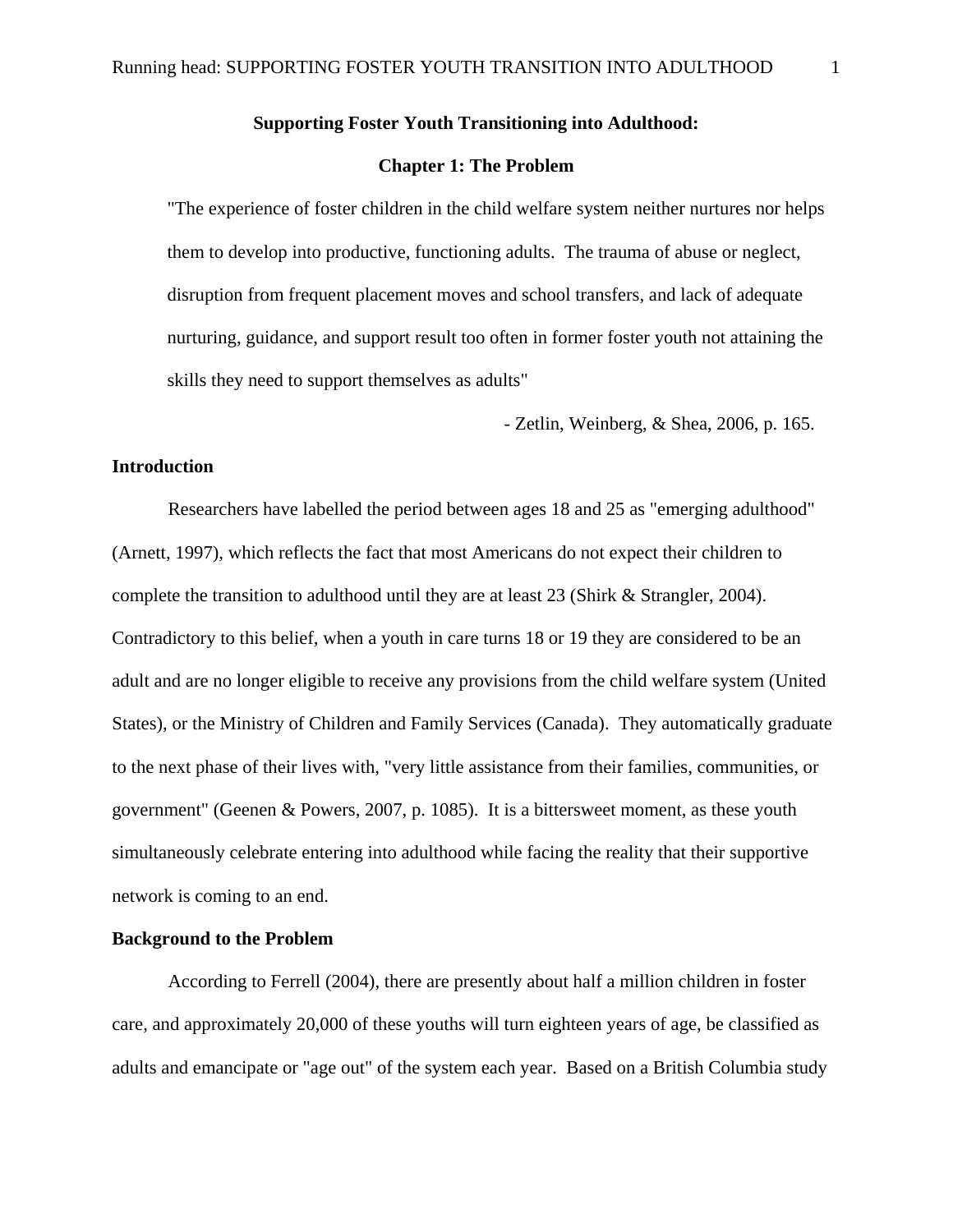**Supporting Foster Youth Transitioning into Adulthood:**

**Chapter 1: The Problem**

> "The experience of foster children in the child welfare system neither nurtures nor helps them to develop into productive, functioning adults. The trauma of abuse or neglect, disruption from frequent placement moves and school transfers, and lack of adequate nurturing, guidance, and support result too often in former foster youth not attaining the skills they need to support themselves as adults"
>
> - Zetlin, Weinberg, & Shea, 2006, p. 165.

**Introduction**

Researchers have labelled the period between ages 18 and 25 as "emerging adulthood" (Arnett, 1997), which reflects the fact that most Americans do not expect their children to complete the transition to adulthood until they are at least 23 (Shirk & Strangler, 2004). Contradictory to this belief, when a youth in care turns 18 or 19 they are considered to be an adult and are no longer eligible to receive any provisions from the child welfare system (United States), or the Ministry of Children and Family Services (Canada). They automatically graduate to the next phase of their lives with, "very little assistance from their families, communities, or government" (Geenen & Powers, 2007, p. 1085). It is a bittersweet moment, as these youth simultaneously celebrate entering into adulthood while facing the reality that their supportive network is coming to an end.

**Background to the Problem**

According to Ferrell (2004), there are presently about half a million children in foster care, and approximately 20,000 of these youths will turn eighteen years of age, be classified as adults and emancipate or "age out" of the system each year. Based on a British Columbia study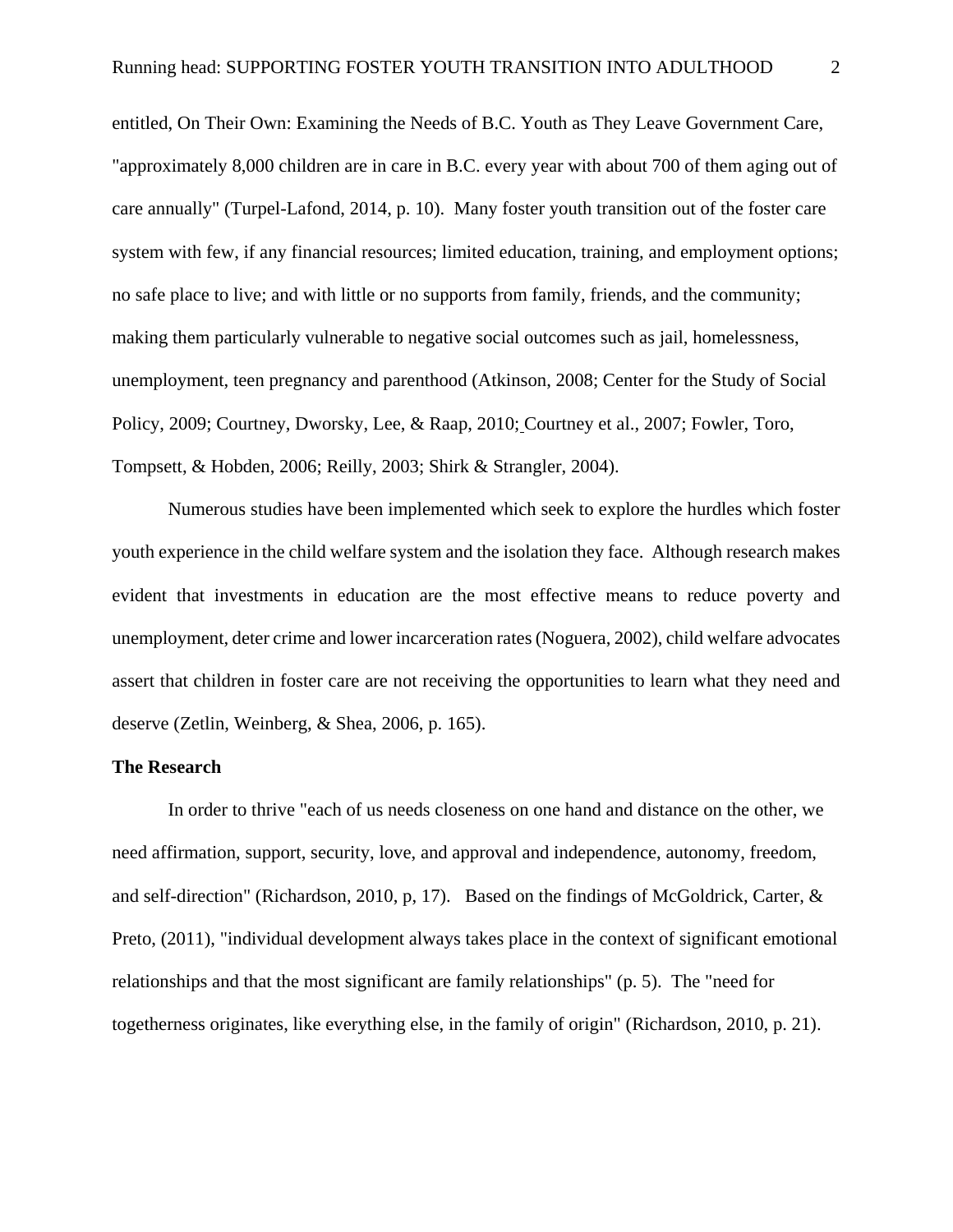entitled, On Their Own: Examining the Needs of B.C. Youth as They Leave Government Care, "approximately 8,000 children are in care in B.C. every year with about 700 of them aging out of care annually" (Turpel-Lafond, 2014, p. 10). Many foster youth transition out of the foster care system with few, if any financial resources; limited education, training, and employment options; no safe place to live; and with little or no supports from family, friends, and the community; making them particularly vulnerable to negative social outcomes such as jail, homelessness, unemployment, teen pregnancy and parenthood (Atkinson, 2008; Center for the Study of Social Policy, 2009; Courtney, Dworsky, Lee, & Raap, 2010; Courtney et al., 2007; Fowler, Toro, Tompsett, & Hobden, 2006; Reilly, 2003; Shirk & Strangler, 2004).

Numerous studies have been implemented which seek to explore the hurdles which foster youth experience in the child welfare system and the isolation they face. Although research makes evident that investments in education are the most effective means to reduce poverty and unemployment, deter crime and lower incarceration rates (Noguera, 2002), child welfare advocates assert that children in foster care are not receiving the opportunities to learn what they need and deserve (Zetlin, Weinberg, & Shea, 2006, p. 165).

**The Research**

In order to thrive "each of us needs closeness on one hand and distance on the other, we need affirmation, support, security, love, and approval and independence, autonomy, freedom, and self-direction" (Richardson, 2010, p, 17). Based on the findings of McGoldrick, Carter, & Preto, (2011), "individual development always takes place in the context of significant emotional relationships and that the most significant are family relationships" (p. 5). The "need for togetherness originates, like everything else, in the family of origin" (Richardson, 2010, p. 21).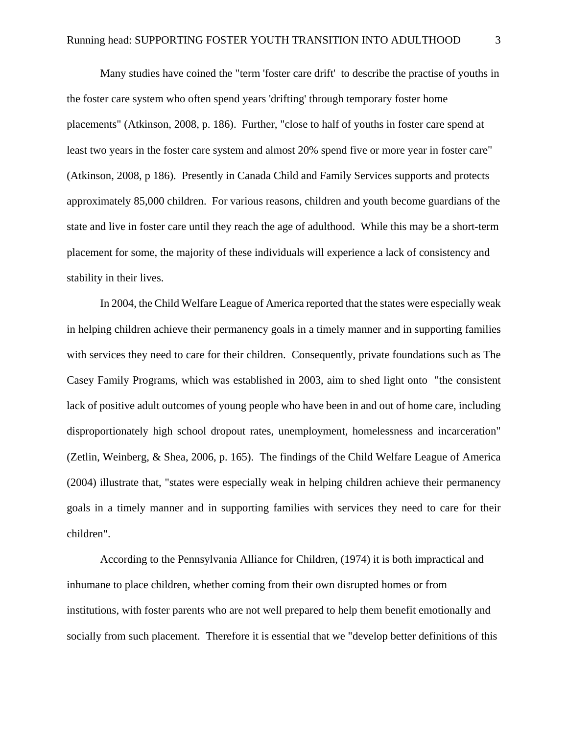Many studies have coined the "term 'foster care drift'  to describe the practise of youths in the foster care system who often spend years 'drifting' through temporary foster home placements" (Atkinson, 2008, p. 186).  Further, "close to half of youths in foster care spend at least two years in the foster care system and almost 20% spend five or more year in foster care" (Atkinson, 2008, p 186).  Presently in Canada Child and Family Services supports and protects approximately 85,000 children.  For various reasons, children and youth become guardians of the state and live in foster care until they reach the age of adulthood.  While this may be a short-term placement for some, the majority of these individuals will experience a lack of consistency and stability in their lives.

In 2004, the Child Welfare League of America reported that the states were especially weak in helping children achieve their permanency goals in a timely manner and in supporting families with services they need to care for their children.  Consequently, private foundations such as The Casey Family Programs, which was established in 2003, aim to shed light onto  "the consistent lack of positive adult outcomes of young people who have been in and out of home care, including disproportionately high school dropout rates, unemployment, homelessness and incarceration" (Zetlin, Weinberg, & Shea, 2006, p. 165).  The findings of the Child Welfare League of America (2004) illustrate that, "states were especially weak in helping children achieve their permanency goals in a timely manner and in supporting families with services they need to care for their children".

According to the Pennsylvania Alliance for Children, (1974) it is both impractical and inhumane to place children, whether coming from their own disrupted homes or from institutions, with foster parents who are not well prepared to help them benefit emotionally and socially from such placement.  Therefore it is essential that we "develop better definitions of this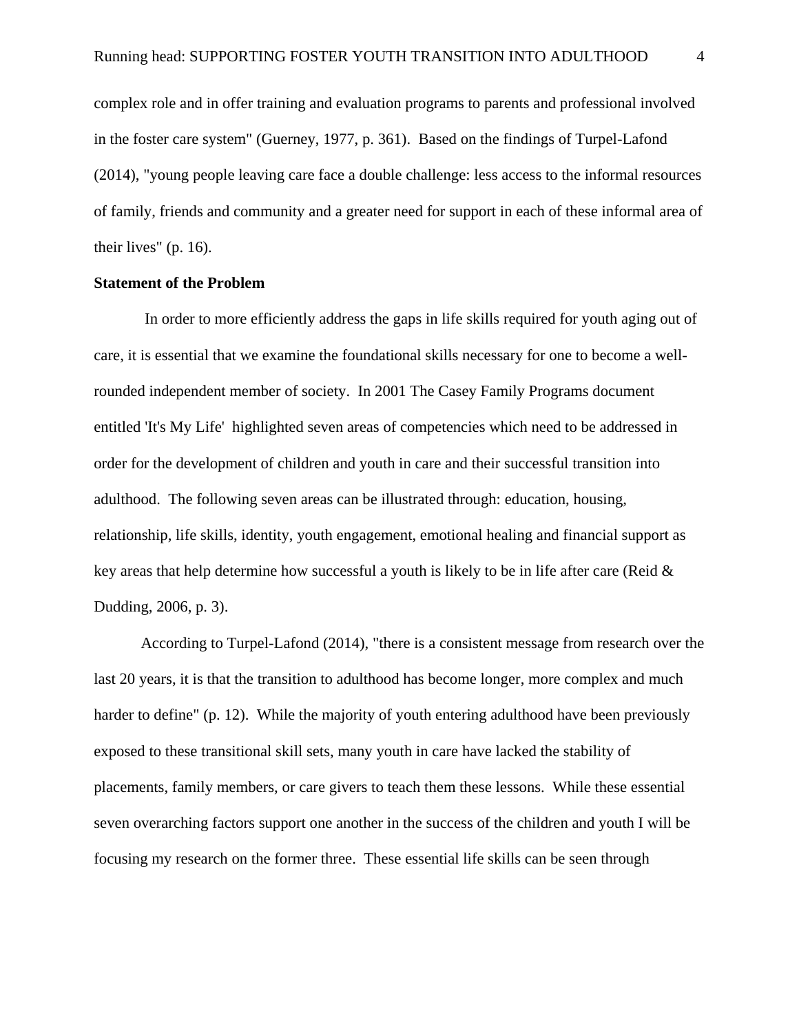complex role and in offer training and evaluation programs to parents and professional involved in the foster care system" (Guerney, 1977, p. 361). Based on the findings of Turpel-Lafond (2014), "young people leaving care face a double challenge: less access to the informal resources of family, friends and community and a greater need for support in each of these informal area of their lives" (p. 16).

**Statement of the Problem**

In order to more efficiently address the gaps in life skills required for youth aging out of care, it is essential that we examine the foundational skills necessary for one to become a well-rounded independent member of society. In 2001 The Casey Family Programs document entitled 'It's My Life' highlighted seven areas of competencies which need to be addressed in order for the development of children and youth in care and their successful transition into adulthood. The following seven areas can be illustrated through: education, housing, relationship, life skills, identity, youth engagement, emotional healing and financial support as key areas that help determine how successful a youth is likely to be in life after care (Reid & Dudding, 2006, p. 3).

According to Turpel-Lafond (2014), "there is a consistent message from research over the last 20 years, it is that the transition to adulthood has become longer, more complex and much harder to define" (p. 12). While the majority of youth entering adulthood have been previously exposed to these transitional skill sets, many youth in care have lacked the stability of placements, family members, or care givers to teach them these lessons. While these essential seven overarching factors support one another in the success of the children and youth I will be focusing my research on the former three. These essential life skills can be seen through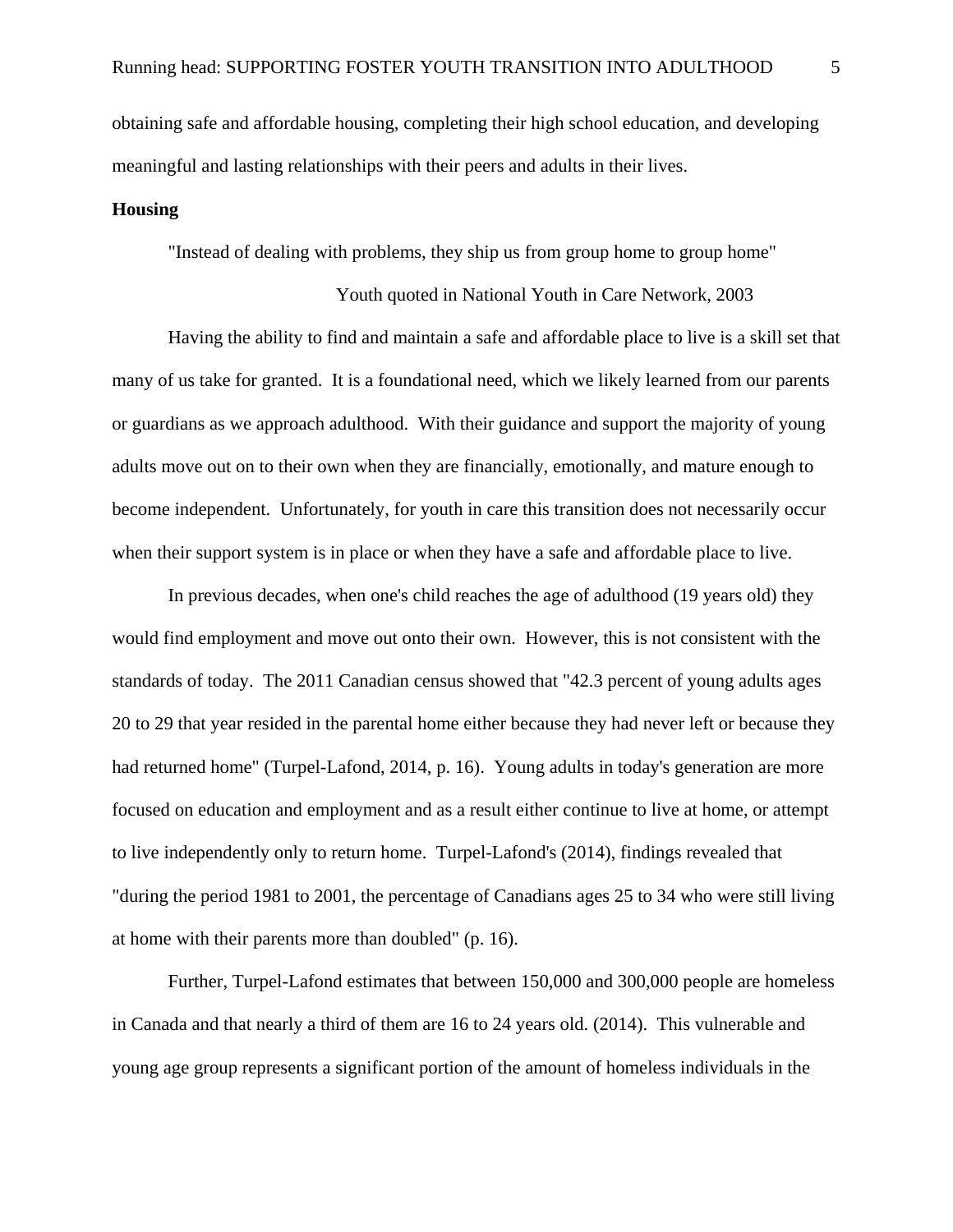obtaining safe and affordable housing, completing their high school education, and developing meaningful and lasting relationships with their peers and adults in their lives.

## Housing

"Instead of dealing with problems, they ship us from group home to group home"

Youth quoted in National Youth in Care Network, 2003

Having the ability to find and maintain a safe and affordable place to live is a skill set that many of us take for granted. It is a foundational need, which we likely learned from our parents or guardians as we approach adulthood. With their guidance and support the majority of young adults move out on to their own when they are financially, emotionally, and mature enough to become independent. Unfortunately, for youth in care this transition does not necessarily occur when their support system is in place or when they have a safe and affordable place to live.

In previous decades, when one's child reaches the age of adulthood (19 years old) they would find employment and move out onto their own. However, this is not consistent with the standards of today. The 2011 Canadian census showed that "42.3 percent of young adults ages 20 to 29 that year resided in the parental home either because they had never left or because they had returned home" (Turpel-Lafond, 2014, p. 16). Young adults in today's generation are more focused on education and employment and as a result either continue to live at home, or attempt to live independently only to return home. Turpel-Lafond's (2014), findings revealed that "during the period 1981 to 2001, the percentage of Canadians ages 25 to 34 who were still living at home with their parents more than doubled" (p. 16).

Further, Turpel-Lafond estimates that between 150,000 and 300,000 people are homeless in Canada and that nearly a third of them are 16 to 24 years old. (2014). This vulnerable and young age group represents a significant portion of the amount of homeless individuals in the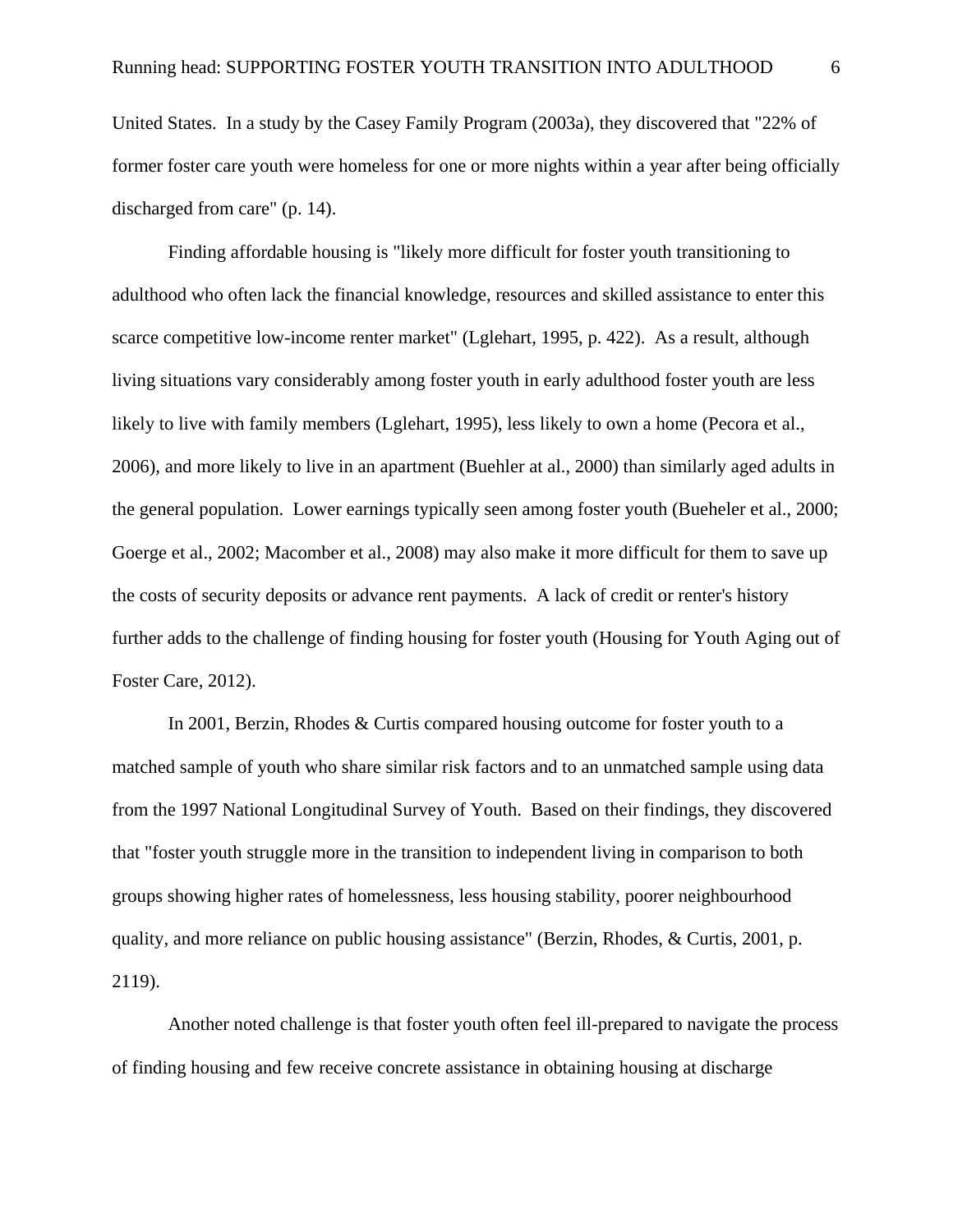United States. In a study by the Casey Family Program (2003a), they discovered that "22% of former foster care youth were homeless for one or more nights within a year after being officially discharged from care" (p. 14).

Finding affordable housing is "likely more difficult for foster youth transitioning to adulthood who often lack the financial knowledge, resources and skilled assistance to enter this scarce competitive low-income renter market" (Lglehart, 1995, p. 422). As a result, although living situations vary considerably among foster youth in early adulthood foster youth are less likely to live with family members (Lglehart, 1995), less likely to own a home (Pecora et al., 2006), and more likely to live in an apartment (Buehler at al., 2000) than similarly aged adults in the general population. Lower earnings typically seen among foster youth (Bueheler et al., 2000; Goerge et al., 2002; Macomber et al., 2008) may also make it more difficult for them to save up the costs of security deposits or advance rent payments. A lack of credit or renter's history further adds to the challenge of finding housing for foster youth (Housing for Youth Aging out of Foster Care, 2012).

In 2001, Berzin, Rhodes & Curtis compared housing outcome for foster youth to a matched sample of youth who share similar risk factors and to an unmatched sample using data from the 1997 National Longitudinal Survey of Youth. Based on their findings, they discovered that "foster youth struggle more in the transition to independent living in comparison to both groups showing higher rates of homelessness, less housing stability, poorer neighbourhood quality, and more reliance on public housing assistance" (Berzin, Rhodes, & Curtis, 2001, p. 2119).

Another noted challenge is that foster youth often feel ill-prepared to navigate the process of finding housing and few receive concrete assistance in obtaining housing at discharge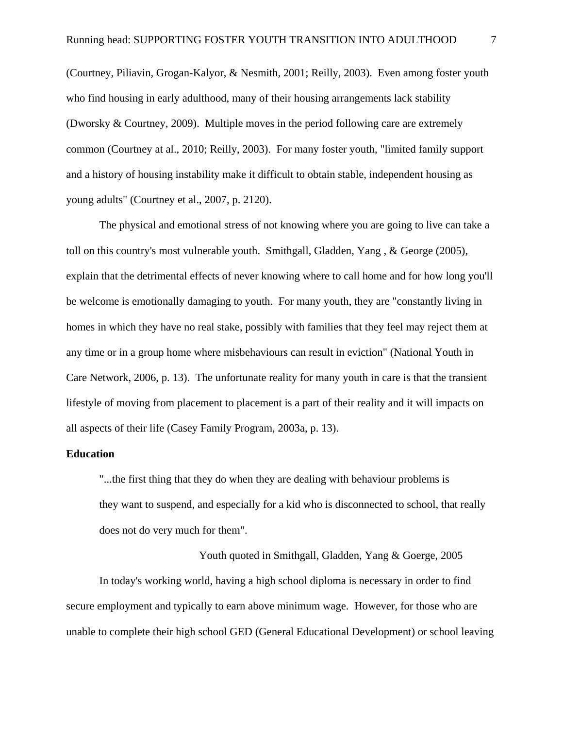(Courtney, Piliavin, Grogan-Kalyor, & Nesmith, 2001; Reilly, 2003). Even among foster youth who find housing in early adulthood, many of their housing arrangements lack stability (Dworsky & Courtney, 2009). Multiple moves in the period following care are extremely common (Courtney at al., 2010; Reilly, 2003). For many foster youth, "limited family support and a history of housing instability make it difficult to obtain stable, independent housing as young adults" (Courtney et al., 2007, p. 2120).

The physical and emotional stress of not knowing where you are going to live can take a toll on this country's most vulnerable youth. Smithgall, Gladden, Yang , & George (2005), explain that the detrimental effects of never knowing where to call home and for how long you'll be welcome is emotionally damaging to youth. For many youth, they are "constantly living in homes in which they have no real stake, possibly with families that they feel may reject them at any time or in a group home where misbehaviours can result in eviction" (National Youth in Care Network, 2006, p. 13). The unfortunate reality for many youth in care is that the transient lifestyle of moving from placement to placement is a part of their reality and it will impacts on all aspects of their life (Casey Family Program, 2003a, p. 13).

**Education**

> "...the first thing that they do when they are dealing with behaviour problems is they want to suspend, and especially for a kid who is disconnected to school, that really does not do very much for them".
>
> Youth quoted in Smithgall, Gladden, Yang & Goerge, 2005

In today's working world, having a high school diploma is necessary in order to find secure employment and typically to earn above minimum wage. However, for those who are unable to complete their high school GED (General Educational Development) or school leaving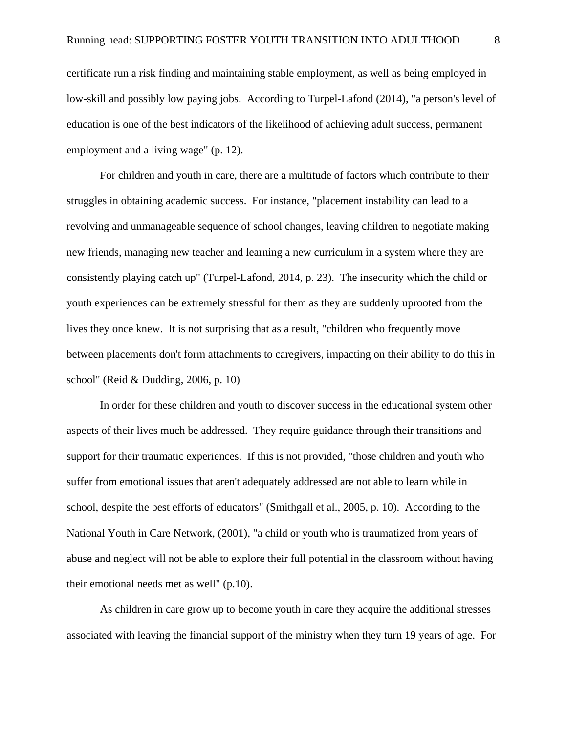certificate run a risk finding and maintaining stable employment, as well as being employed in low-skill and possibly low paying jobs. According to Turpel-Lafond (2014), "a person's level of education is one of the best indicators of the likelihood of achieving adult success, permanent employment and a living wage" (p. 12).

For children and youth in care, there are a multitude of factors which contribute to their struggles in obtaining academic success. For instance, "placement instability can lead to a revolving and unmanageable sequence of school changes, leaving children to negotiate making new friends, managing new teacher and learning a new curriculum in a system where they are consistently playing catch up" (Turpel-Lafond, 2014, p. 23). The insecurity which the child or youth experiences can be extremely stressful for them as they are suddenly uprooted from the lives they once knew. It is not surprising that as a result, "children who frequently move between placements don't form attachments to caregivers, impacting on their ability to do this in school" (Reid & Dudding, 2006, p. 10)

In order for these children and youth to discover success in the educational system other aspects of their lives much be addressed. They require guidance through their transitions and support for their traumatic experiences. If this is not provided, "those children and youth who suffer from emotional issues that aren't adequately addressed are not able to learn while in school, despite the best efforts of educators" (Smithgall et al., 2005, p. 10). According to the National Youth in Care Network, (2001), "a child or youth who is traumatized from years of abuse and neglect will not be able to explore their full potential in the classroom without having their emotional needs met as well" (p.10).

As children in care grow up to become youth in care they acquire the additional stresses associated with leaving the financial support of the ministry when they turn 19 years of age. For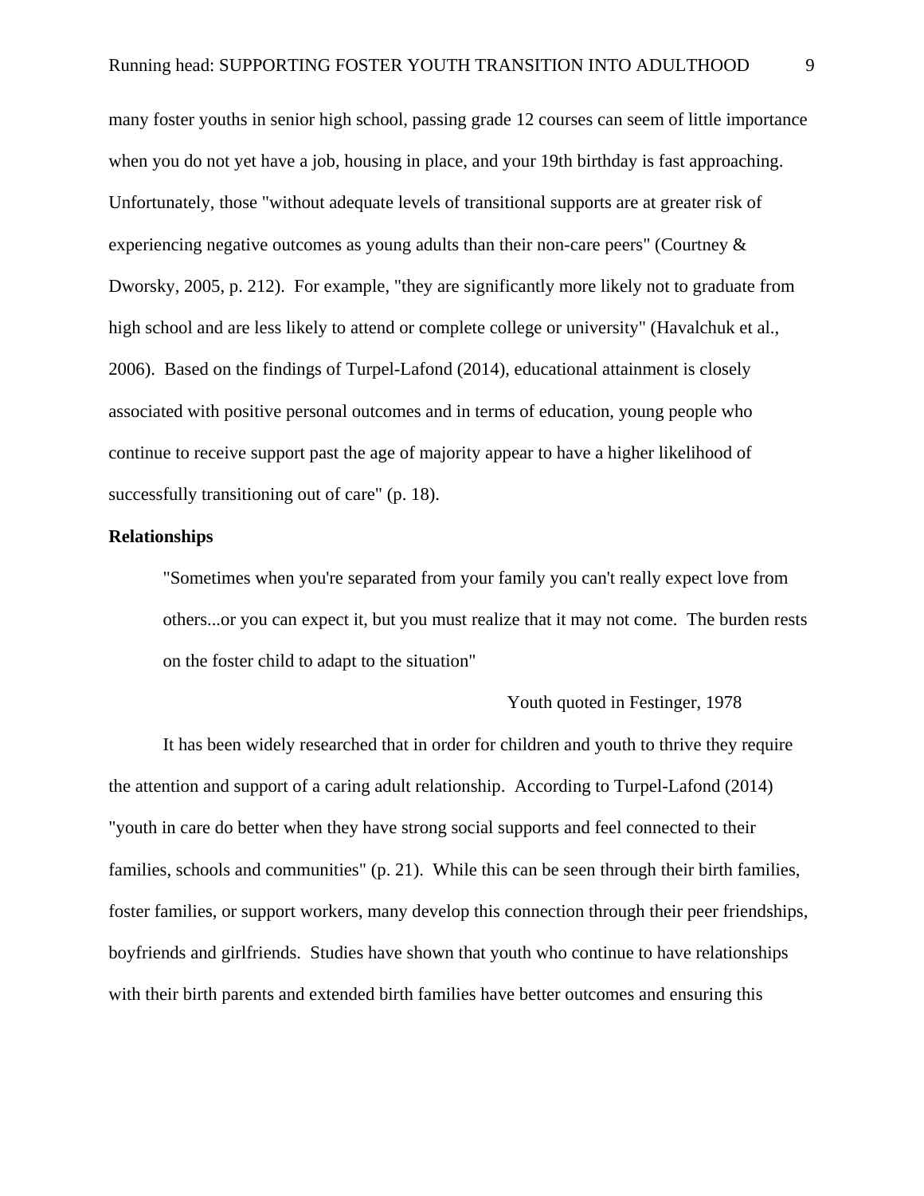many foster youths in senior high school, passing grade 12 courses can seem of little importance when you do not yet have a job, housing in place, and your 19th birthday is fast approaching. Unfortunately, those "without adequate levels of transitional supports are at greater risk of experiencing negative outcomes as young adults than their non-care peers" (Courtney & Dworsky, 2005, p. 212). For example, "they are significantly more likely not to graduate from high school and are less likely to attend or complete college or university" (Havalchuk et al., 2006). Based on the findings of Turpel-Lafond (2014), educational attainment is closely associated with positive personal outcomes and in terms of education, young people who continue to receive support past the age of majority appear to have a higher likelihood of successfully transitioning out of care" (p. 18).

**Relationships**

> "Sometimes when you're separated from your family you can't really expect love from others...or you can expect it, but you must realize that it may not come. The burden rests on the foster child to adapt to the situation"
>
> Youth quoted in Festinger, 1978

It has been widely researched that in order for children and youth to thrive they require the attention and support of a caring adult relationship. According to Turpel-Lafond (2014) "youth in care do better when they have strong social supports and feel connected to their families, schools and communities" (p. 21). While this can be seen through their birth families, foster families, or support workers, many develop this connection through their peer friendships, boyfriends and girlfriends. Studies have shown that youth who continue to have relationships with their birth parents and extended birth families have better outcomes and ensuring this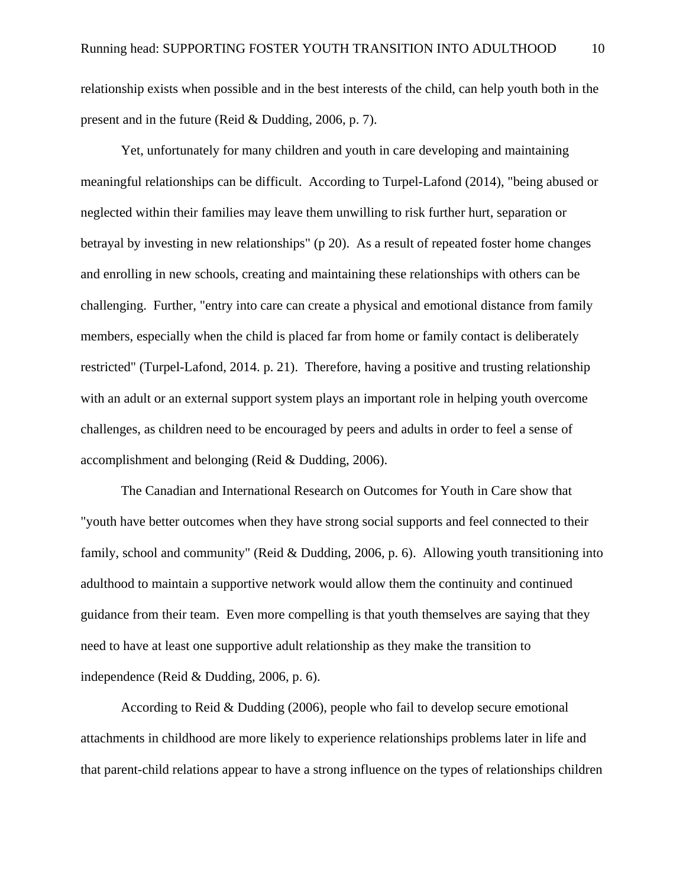relationship exists when possible and in the best interests of the child, can help youth both in the present and in the future (Reid & Dudding, 2006, p. 7).

Yet, unfortunately for many children and youth in care developing and maintaining meaningful relationships can be difficult. According to Turpel-Lafond (2014), "being abused or neglected within their families may leave them unwilling to risk further hurt, separation or betrayal by investing in new relationships" (p 20). As a result of repeated foster home changes and enrolling in new schools, creating and maintaining these relationships with others can be challenging. Further, "entry into care can create a physical and emotional distance from family members, especially when the child is placed far from home or family contact is deliberately restricted" (Turpel-Lafond, 2014. p. 21). Therefore, having a positive and trusting relationship with an adult or an external support system plays an important role in helping youth overcome challenges, as children need to be encouraged by peers and adults in order to feel a sense of accomplishment and belonging (Reid & Dudding, 2006).

The Canadian and International Research on Outcomes for Youth in Care show that "youth have better outcomes when they have strong social supports and feel connected to their family, school and community" (Reid & Dudding, 2006, p. 6). Allowing youth transitioning into adulthood to maintain a supportive network would allow them the continuity and continued guidance from their team. Even more compelling is that youth themselves are saying that they need to have at least one supportive adult relationship as they make the transition to independence (Reid & Dudding, 2006, p. 6).

According to Reid & Dudding (2006), people who fail to develop secure emotional attachments in childhood are more likely to experience relationships problems later in life and that parent-child relations appear to have a strong influence on the types of relationships children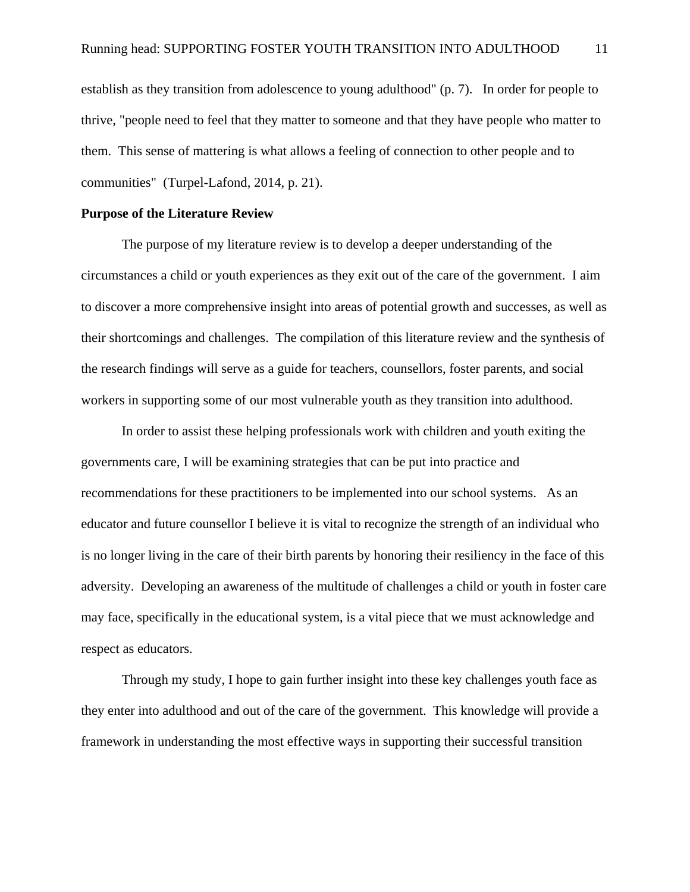establish as they transition from adolescence to young adulthood" (p. 7). In order for people to thrive, "people need to feel that they matter to someone and that they have people who matter to them. This sense of mattering is what allows a feeling of connection to other people and to communities" (Turpel-Lafond, 2014, p. 21).

**Purpose of the Literature Review**

The purpose of my literature review is to develop a deeper understanding of the circumstances a child or youth experiences as they exit out of the care of the government. I aim to discover a more comprehensive insight into areas of potential growth and successes, as well as their shortcomings and challenges. The compilation of this literature review and the synthesis of the research findings will serve as a guide for teachers, counsellors, foster parents, and social workers in supporting some of our most vulnerable youth as they transition into adulthood.

In order to assist these helping professionals work with children and youth exiting the governments care, I will be examining strategies that can be put into practice and recommendations for these practitioners to be implemented into our school systems. As an educator and future counsellor I believe it is vital to recognize the strength of an individual who is no longer living in the care of their birth parents by honoring their resiliency in the face of this adversity. Developing an awareness of the multitude of challenges a child or youth in foster care may face, specifically in the educational system, is a vital piece that we must acknowledge and respect as educators.

Through my study, I hope to gain further insight into these key challenges youth face as they enter into adulthood and out of the care of the government. This knowledge will provide a framework in understanding the most effective ways in supporting their successful transition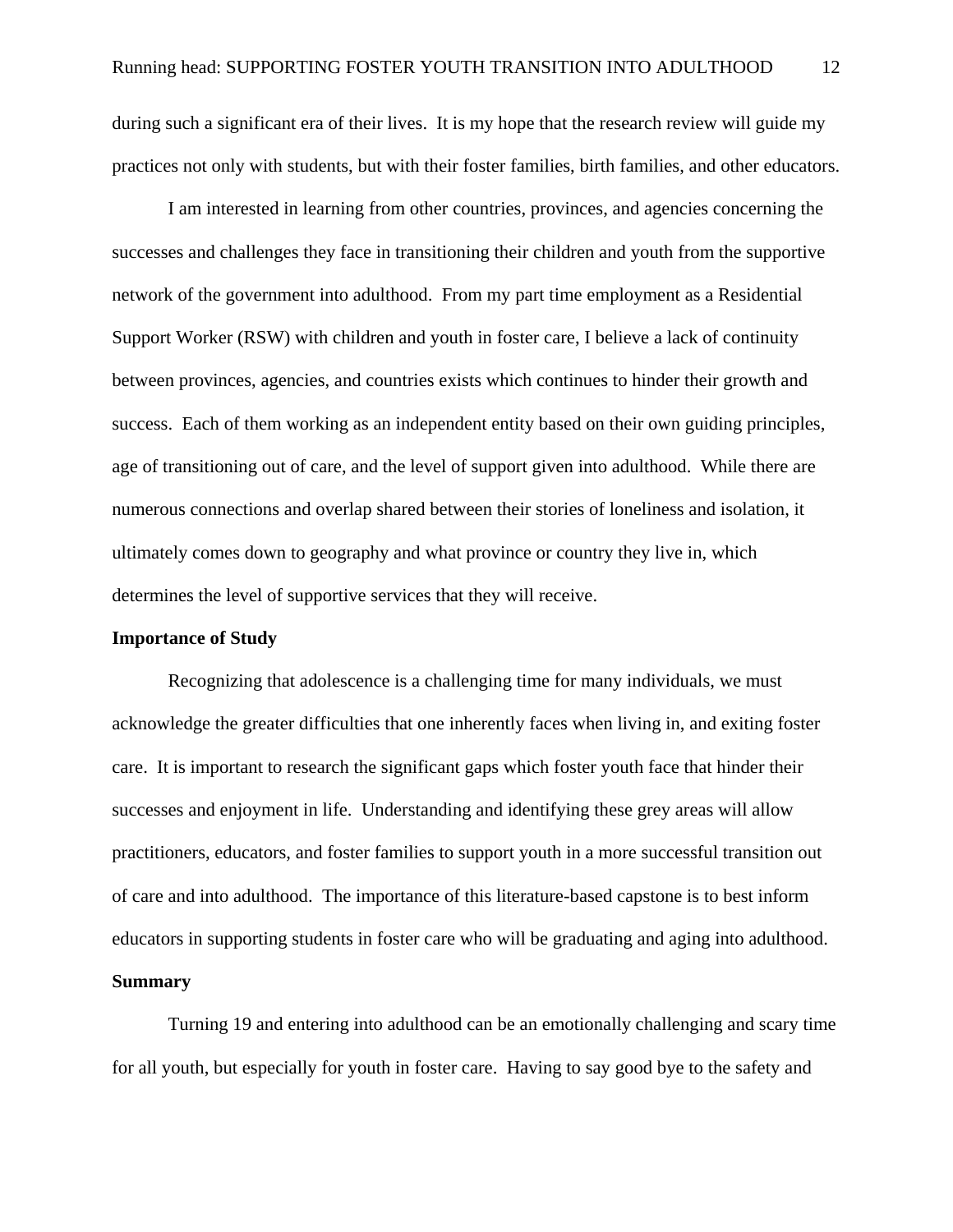during such a significant era of their lives. It is my hope that the research review will guide my practices not only with students, but with their foster families, birth families, and other educators.

I am interested in learning from other countries, provinces, and agencies concerning the successes and challenges they face in transitioning their children and youth from the supportive network of the government into adulthood. From my part time employment as a Residential Support Worker (RSW) with children and youth in foster care, I believe a lack of continuity between provinces, agencies, and countries exists which continues to hinder their growth and success. Each of them working as an independent entity based on their own guiding principles, age of transitioning out of care, and the level of support given into adulthood. While there are numerous connections and overlap shared between their stories of loneliness and isolation, it ultimately comes down to geography and what province or country they live in, which determines the level of supportive services that they will receive.

## Importance of Study

Recognizing that adolescence is a challenging time for many individuals, we must acknowledge the greater difficulties that one inherently faces when living in, and exiting foster care. It is important to research the significant gaps which foster youth face that hinder their successes and enjoyment in life. Understanding and identifying these grey areas will allow practitioners, educators, and foster families to support youth in a more successful transition out of care and into adulthood. The importance of this literature-based capstone is to best inform educators in supporting students in foster care who will be graduating and aging into adulthood.

## Summary

Turning 19 and entering into adulthood can be an emotionally challenging and scary time for all youth, but especially for youth in foster care. Having to say good bye to the safety and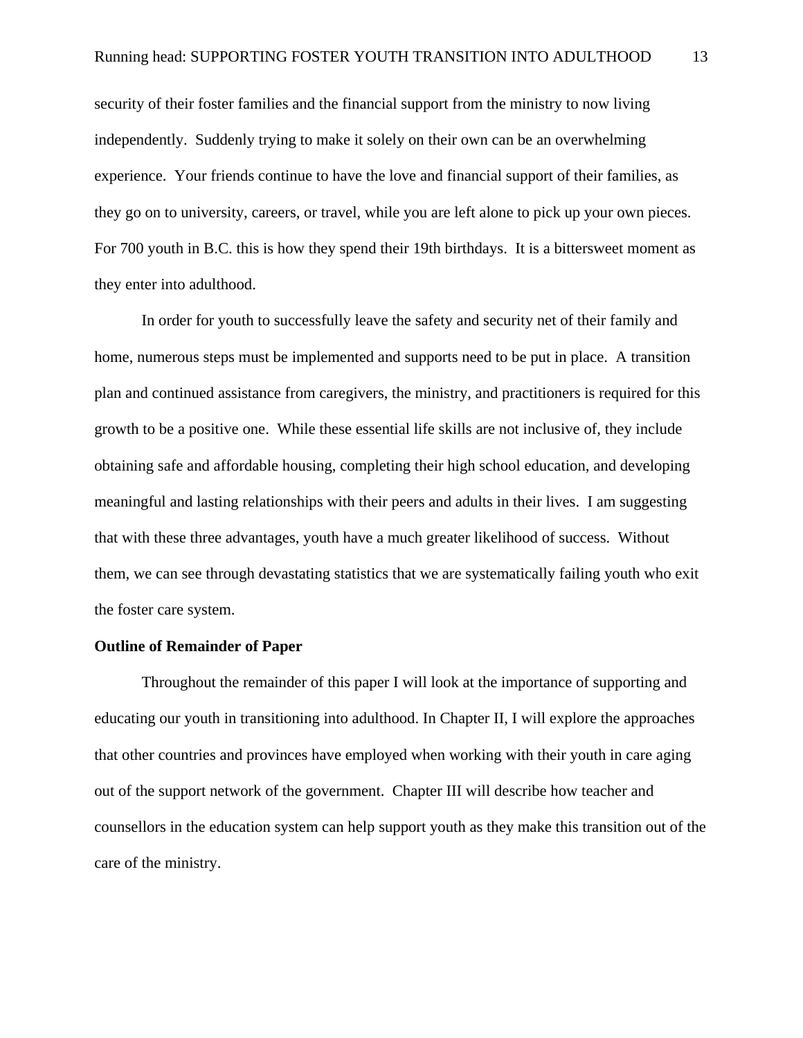security of their foster families and the financial support from the ministry to now living independently. Suddenly trying to make it solely on their own can be an overwhelming experience. Your friends continue to have the love and financial support of their families, as they go on to university, careers, or travel, while you are left alone to pick up your own pieces. For 700 youth in B.C. this is how they spend their 19th birthdays. It is a bittersweet moment as they enter into adulthood.

In order for youth to successfully leave the safety and security net of their family and home, numerous steps must be implemented and supports need to be put in place. A transition plan and continued assistance from caregivers, the ministry, and practitioners is required for this growth to be a positive one. While these essential life skills are not inclusive of, they include obtaining safe and affordable housing, completing their high school education, and developing meaningful and lasting relationships with their peers and adults in their lives. I am suggesting that with these three advantages, youth have a much greater likelihood of success. Without them, we can see through devastating statistics that we are systematically failing youth who exit the foster care system.

**Outline of Remainder of Paper**

Throughout the remainder of this paper I will look at the importance of supporting and educating our youth in transitioning into adulthood. In Chapter II, I will explore the approaches that other countries and provinces have employed when working with their youth in care aging out of the support network of the government. Chapter III will describe how teacher and counsellors in the education system can help support youth as they make this transition out of the care of the ministry.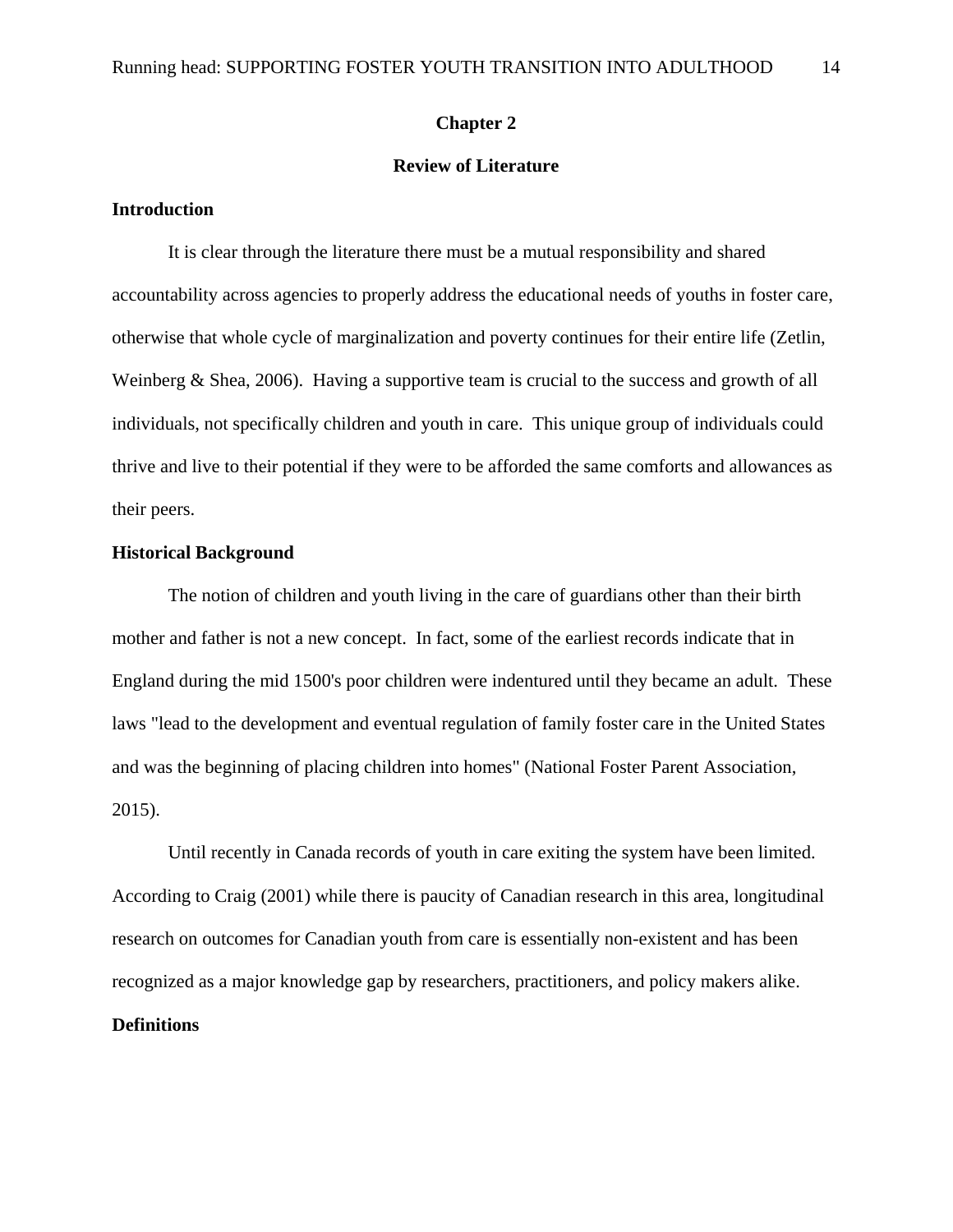# Chapter 2

## Review of Literature

### Introduction

It is clear through the literature there must be a mutual responsibility and shared accountability across agencies to properly address the educational needs of youths in foster care, otherwise that whole cycle of marginalization and poverty continues for their entire life (Zetlin, Weinberg & Shea, 2006). Having a supportive team is crucial to the success and growth of all individuals, not specifically children and youth in care. This unique group of individuals could thrive and live to their potential if they were to be afforded the same comforts and allowances as their peers.

### Historical Background

The notion of children and youth living in the care of guardians other than their birth mother and father is not a new concept. In fact, some of the earliest records indicate that in England during the mid 1500's poor children were indentured until they became an adult. These laws "lead to the development and eventual regulation of family foster care in the United States and was the beginning of placing children into homes" (National Foster Parent Association, 2015).

Until recently in Canada records of youth in care exiting the system have been limited. According to Craig (2001) while there is paucity of Canadian research in this area, longitudinal research on outcomes for Canadian youth from care is essentially non-existent and has been recognized as a major knowledge gap by researchers, practitioners, and policy makers alike.

### Definitions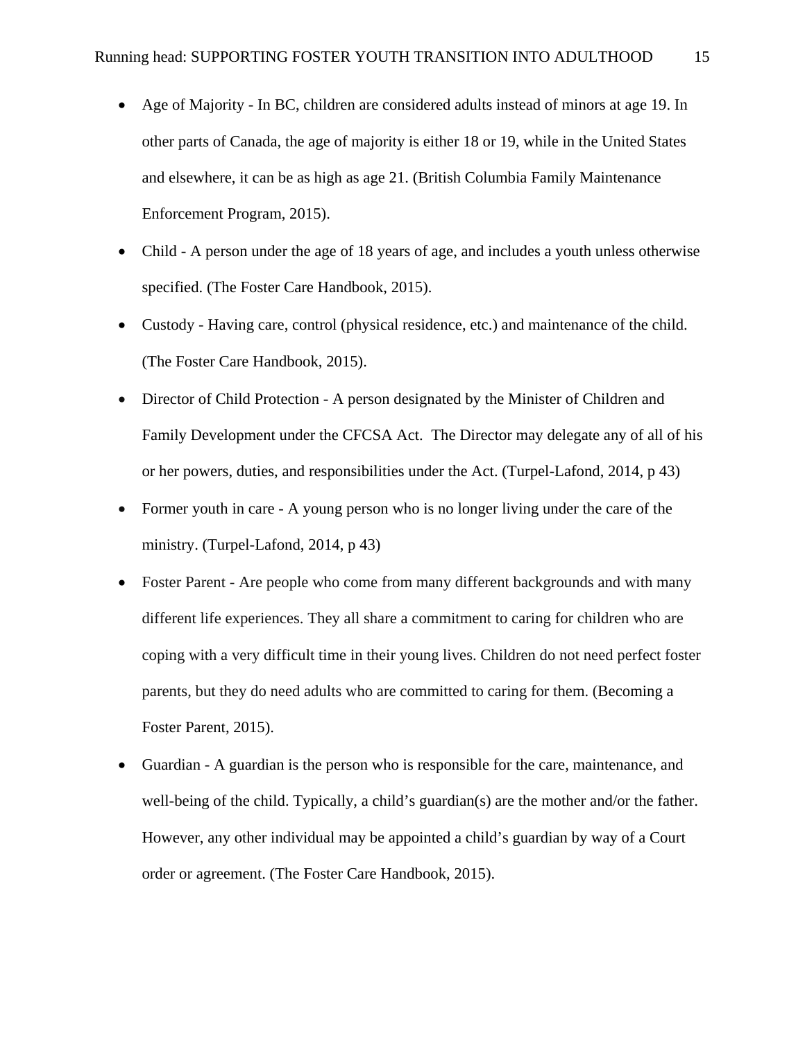- Age of Majority - In BC, children are considered adults instead of minors at age 19. In other parts of Canada, the age of majority is either 18 or 19, while in the United States and elsewhere, it can be as high as age 21. (British Columbia Family Maintenance Enforcement Program, 2015).
- Child - A person under the age of 18 years of age, and includes a youth unless otherwise specified. (The Foster Care Handbook, 2015).
- Custody - Having care, control (physical residence, etc.) and maintenance of the child. (The Foster Care Handbook, 2015).
- Director of Child Protection - A person designated by the Minister of Children and Family Development under the CFCSA Act. The Director may delegate any of all of his or her powers, duties, and responsibilities under the Act. (Turpel-Lafond, 2014, p 43)
- Former youth in care - A young person who is no longer living under the care of the ministry. (Turpel-Lafond, 2014, p 43)
- Foster Parent - Are people who come from many different backgrounds and with many different life experiences. They all share a commitment to caring for children who are coping with a very difficult time in their young lives. Children do not need perfect foster parents, but they do need adults who are committed to caring for them. (Becoming a Foster Parent, 2015).
- Guardian - A guardian is the person who is responsible for the care, maintenance, and well-being of the child. Typically, a child's guardian(s) are the mother and/or the father. However, any other individual may be appointed a child's guardian by way of a Court order or agreement. (The Foster Care Handbook, 2015).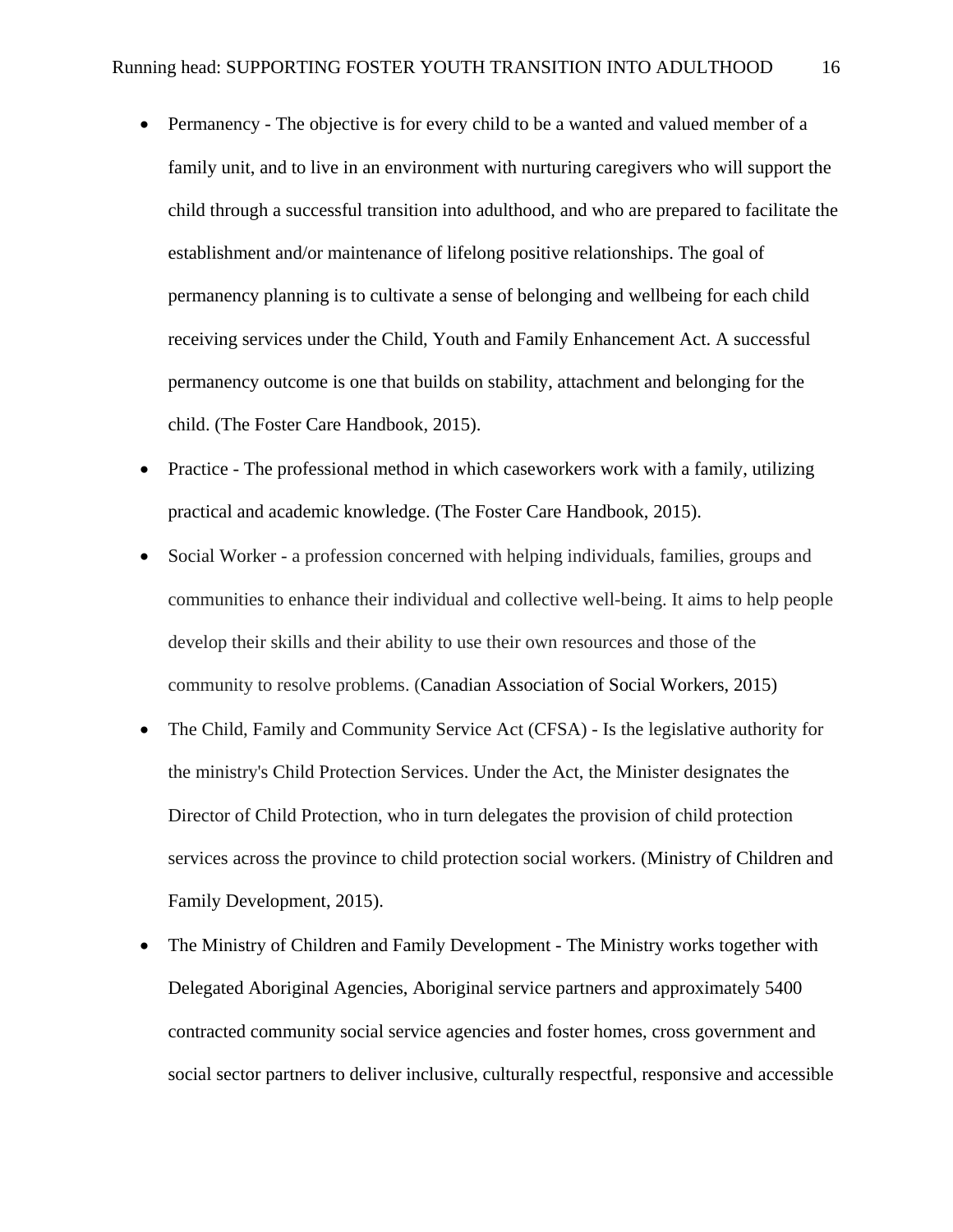- Permanency - The objective is for every child to be a wanted and valued member of a family unit, and to live in an environment with nurturing caregivers who will support the child through a successful transition into adulthood, and who are prepared to facilitate the establishment and/or maintenance of lifelong positive relationships. The goal of permanency planning is to cultivate a sense of belonging and wellbeing for each child receiving services under the Child, Youth and Family Enhancement Act. A successful permanency outcome is one that builds on stability, attachment and belonging for the child. (The Foster Care Handbook, 2015).
- Practice - The professional method in which caseworkers work with a family, utilizing practical and academic knowledge. (The Foster Care Handbook, 2015).
- Social Worker - a profession concerned with helping individuals, families, groups and communities to enhance their individual and collective well-being. It aims to help people develop their skills and their ability to use their own resources and those of the community to resolve problems. (Canadian Association of Social Workers, 2015)
- The Child, Family and Community Service Act (CFSA) - Is the legislative authority for the ministry's Child Protection Services. Under the Act, the Minister designates the Director of Child Protection, who in turn delegates the provision of child protection services across the province to child protection social workers. (Ministry of Children and Family Development, 2015).
- The Ministry of Children and Family Development - The Ministry works together with Delegated Aboriginal Agencies, Aboriginal service partners and approximately 5400 contracted community social service agencies and foster homes, cross government and social sector partners to deliver inclusive, culturally respectful, responsive and accessible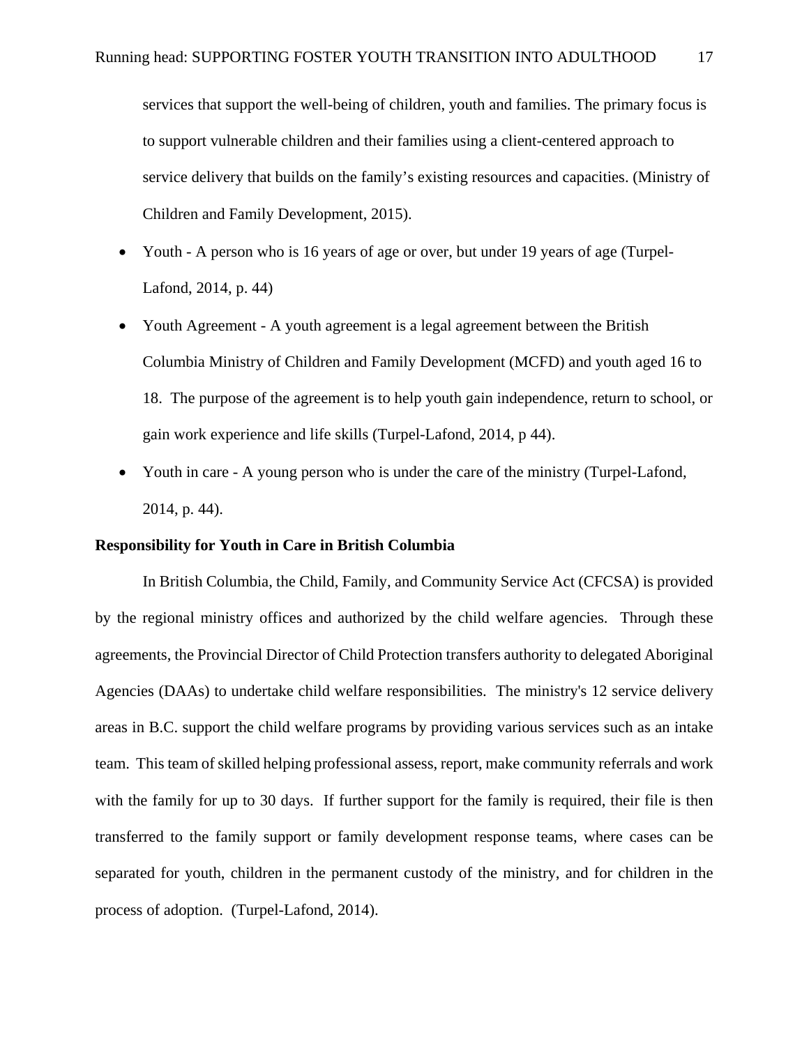services that support the well-being of children, youth and families. The primary focus is to support vulnerable children and their families using a client-centered approach to service delivery that builds on the family's existing resources and capacities. (Ministry of Children and Family Development, 2015).

- Youth - A person who is 16 years of age or over, but under 19 years of age (Turpel-Lafond, 2014, p. 44)
- Youth Agreement - A youth agreement is a legal agreement between the British Columbia Ministry of Children and Family Development (MCFD) and youth aged 16 to 18. The purpose of the agreement is to help youth gain independence, return to school, or gain work experience and life skills (Turpel-Lafond, 2014, p 44).
- Youth in care - A young person who is under the care of the ministry (Turpel-Lafond, 2014, p. 44).

**Responsibility for Youth in Care in British Columbia**

In British Columbia, the Child, Family, and Community Service Act (CFCSA) is provided by the regional ministry offices and authorized by the child welfare agencies. Through these agreements, the Provincial Director of Child Protection transfers authority to delegated Aboriginal Agencies (DAAs) to undertake child welfare responsibilities. The ministry's 12 service delivery areas in B.C. support the child welfare programs by providing various services such as an intake team. This team of skilled helping professional assess, report, make community referrals and work with the family for up to 30 days. If further support for the family is required, their file is then transferred to the family support or family development response teams, where cases can be separated for youth, children in the permanent custody of the ministry, and for children in the process of adoption. (Turpel-Lafond, 2014).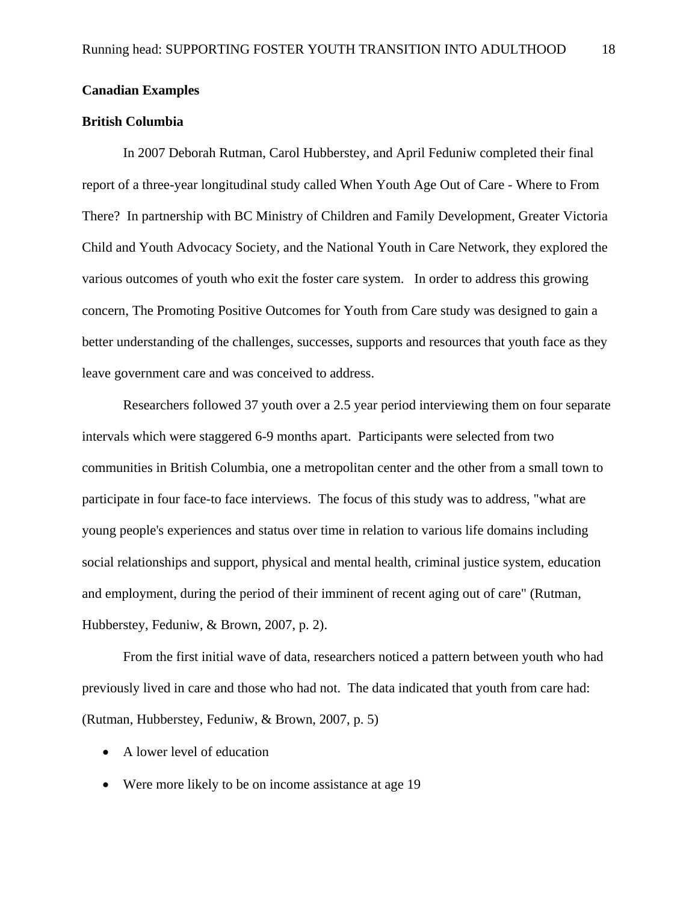## Canadian Examples

### British Columbia

In 2007 Deborah Rutman, Carol Hubberstey, and April Feduniw completed their final report of a three-year longitudinal study called When Youth Age Out of Care - Where to From There? In partnership with BC Ministry of Children and Family Development, Greater Victoria Child and Youth Advocacy Society, and the National Youth in Care Network, they explored the various outcomes of youth who exit the foster care system. In order to address this growing concern, The Promoting Positive Outcomes for Youth from Care study was designed to gain a better understanding of the challenges, successes, supports and resources that youth face as they leave government care and was conceived to address.

Researchers followed 37 youth over a 2.5 year period interviewing them on four separate intervals which were staggered 6-9 months apart. Participants were selected from two communities in British Columbia, one a metropolitan center and the other from a small town to participate in four face-to face interviews. The focus of this study was to address, "what are young people's experiences and status over time in relation to various life domains including social relationships and support, physical and mental health, criminal justice system, education and employment, during the period of their imminent of recent aging out of care" (Rutman, Hubberstey, Feduniw, & Brown, 2007, p. 2).

From the first initial wave of data, researchers noticed a pattern between youth who had previously lived in care and those who had not. The data indicated that youth from care had: (Rutman, Hubberstey, Feduniw, & Brown, 2007, p. 5)

- A lower level of education
- Were more likely to be on income assistance at age 19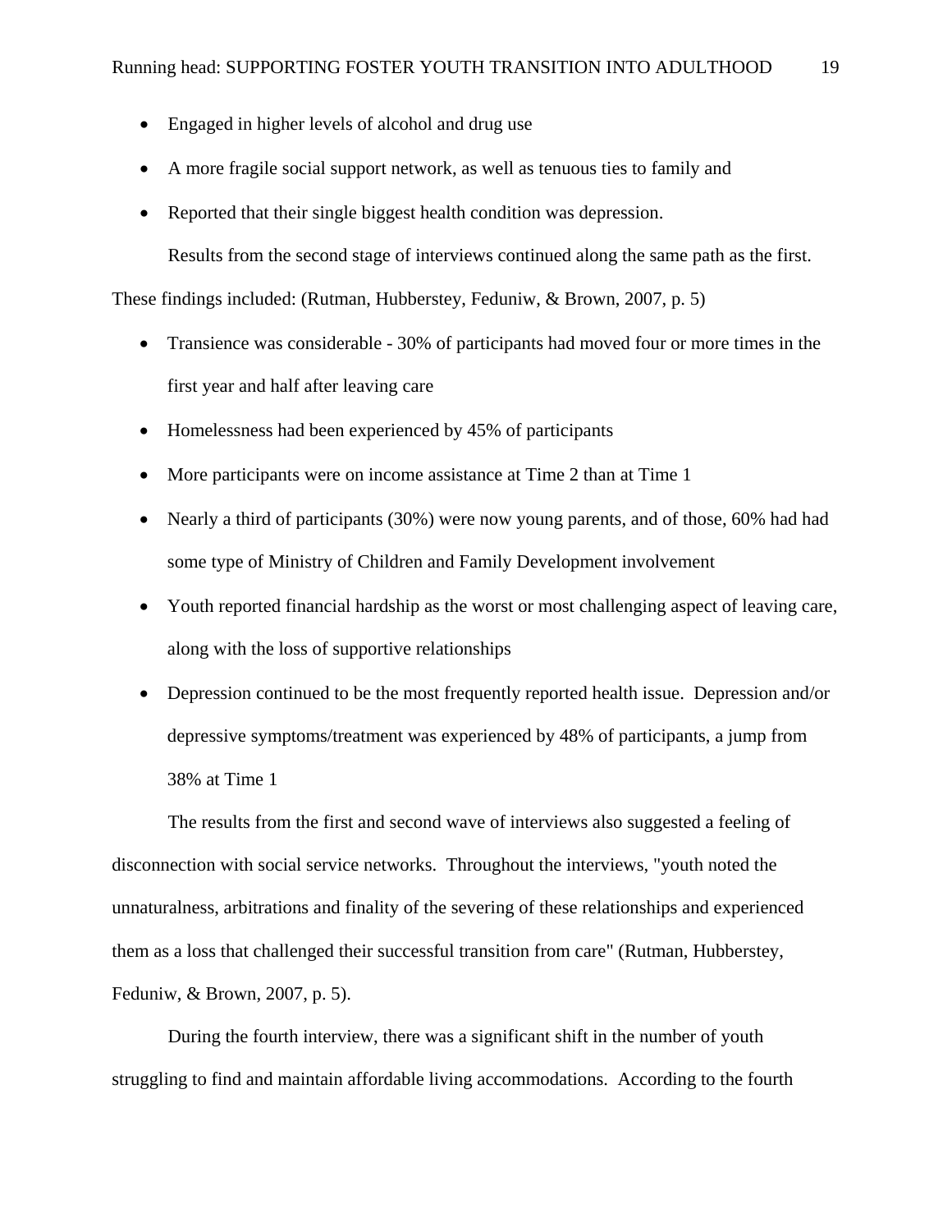- Engaged in higher levels of alcohol and drug use
- A more fragile social support network, as well as tenuous ties to family and
- Reported that their single biggest health condition was depression.

Results from the second stage of interviews continued along the same path as the first. These findings included: (Rutman, Hubberstey, Feduniw, & Brown, 2007, p. 5)

- Transience was considerable - 30% of participants had moved four or more times in the first year and half after leaving care
- Homelessness had been experienced by 45% of participants
- More participants were on income assistance at Time 2 than at Time 1
- Nearly a third of participants (30%) were now young parents, and of those, 60% had had some type of Ministry of Children and Family Development involvement
- Youth reported financial hardship as the worst or most challenging aspect of leaving care, along with the loss of supportive relationships
- Depression continued to be the most frequently reported health issue. Depression and/or depressive symptoms/treatment was experienced by 48% of participants, a jump from 38% at Time 1

The results from the first and second wave of interviews also suggested a feeling of disconnection with social service networks. Throughout the interviews, "youth noted the unnaturalness, arbitrations and finality of the severing of these relationships and experienced them as a loss that challenged their successful transition from care" (Rutman, Hubberstey, Feduniw, & Brown, 2007, p. 5).

During the fourth interview, there was a significant shift in the number of youth struggling to find and maintain affordable living accommodations. According to the fourth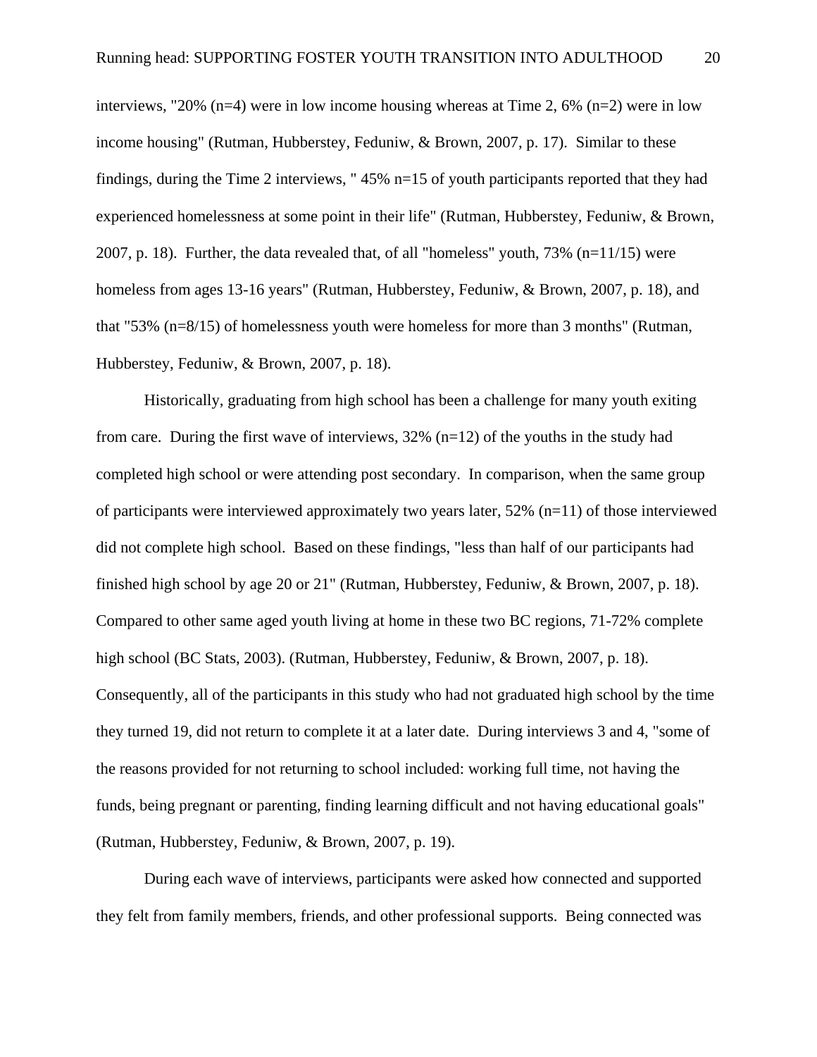interviews, "20% (n=4) were in low income housing whereas at Time 2, 6% (n=2) were in low income housing" (Rutman, Hubberstey, Feduniw, & Brown, 2007, p. 17). Similar to these findings, during the Time 2 interviews, " 45% n=15 of youth participants reported that they had experienced homelessness at some point in their life" (Rutman, Hubberstey, Feduniw, & Brown, 2007, p. 18). Further, the data revealed that, of all "homeless" youth, 73% (n=11/15) were homeless from ages 13-16 years" (Rutman, Hubberstey, Feduniw, & Brown, 2007, p. 18), and that "53% (n=8/15) of homelessness youth were homeless for more than 3 months" (Rutman, Hubberstey, Feduniw, & Brown, 2007, p. 18).

Historically, graduating from high school has been a challenge for many youth exiting from care. During the first wave of interviews, 32% (n=12) of the youths in the study had completed high school or were attending post secondary. In comparison, when the same group of participants were interviewed approximately two years later, 52% (n=11) of those interviewed did not complete high school. Based on these findings, "less than half of our participants had finished high school by age 20 or 21" (Rutman, Hubberstey, Feduniw, & Brown, 2007, p. 18). Compared to other same aged youth living at home in these two BC regions, 71-72% complete high school (BC Stats, 2003). (Rutman, Hubberstey, Feduniw, & Brown, 2007, p. 18). Consequently, all of the participants in this study who had not graduated high school by the time they turned 19, did not return to complete it at a later date. During interviews 3 and 4, "some of the reasons provided for not returning to school included: working full time, not having the funds, being pregnant or parenting, finding learning difficult and not having educational goals" (Rutman, Hubberstey, Feduniw, & Brown, 2007, p. 19).

During each wave of interviews, participants were asked how connected and supported they felt from family members, friends, and other professional supports. Being connected was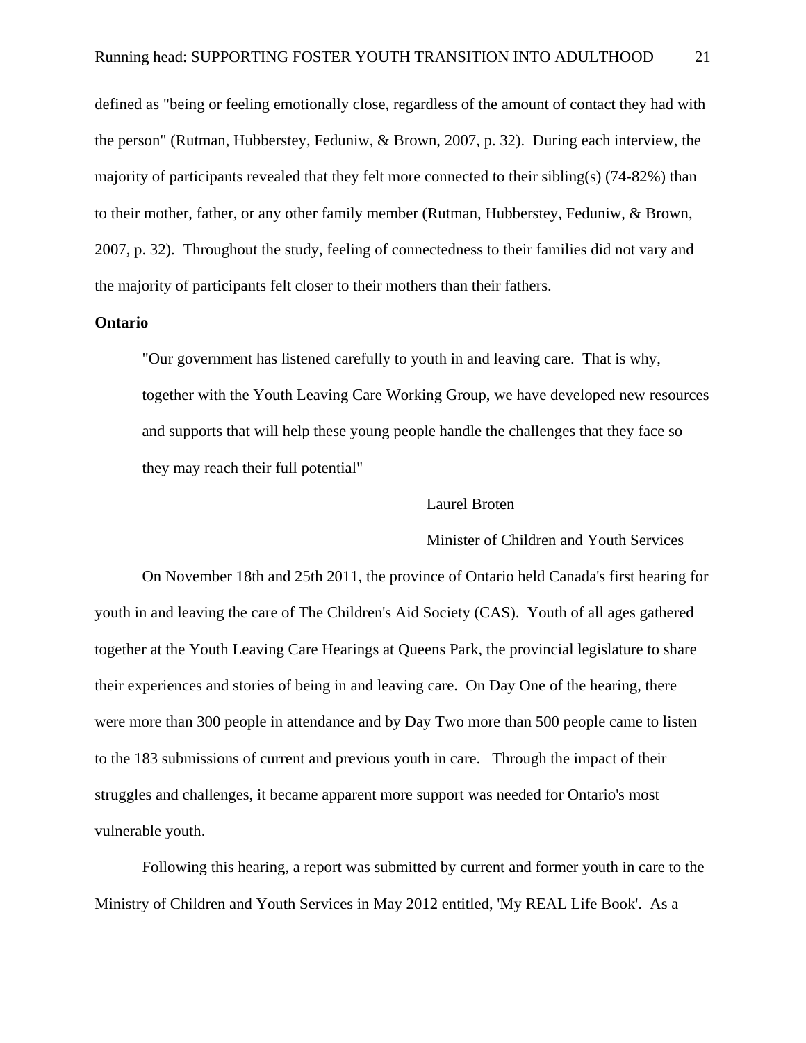defined as "being or feeling emotionally close, regardless of the amount of contact they had with the person" (Rutman, Hubberstey, Feduniw, & Brown, 2007, p. 32). During each interview, the majority of participants revealed that they felt more connected to their sibling(s) (74-82%) than to their mother, father, or any other family member (Rutman, Hubberstey, Feduniw, & Brown, 2007, p. 32). Throughout the study, feeling of connectedness to their families did not vary and the majority of participants felt closer to their mothers than their fathers.

**Ontario**

> "Our government has listened carefully to youth in and leaving care. That is why, together with the Youth Leaving Care Working Group, we have developed new resources and supports that will help these young people handle the challenges that they face so they may reach their full potential"
>
> Laurel Broten
>
> Minister of Children and Youth Services

On November 18th and 25th 2011, the province of Ontario held Canada's first hearing for youth in and leaving the care of The Children's Aid Society (CAS). Youth of all ages gathered together at the Youth Leaving Care Hearings at Queens Park, the provincial legislature to share their experiences and stories of being in and leaving care. On Day One of the hearing, there were more than 300 people in attendance and by Day Two more than 500 people came to listen to the 183 submissions of current and previous youth in care. Through the impact of their struggles and challenges, it became apparent more support was needed for Ontario's most vulnerable youth.

Following this hearing, a report was submitted by current and former youth in care to the Ministry of Children and Youth Services in May 2012 entitled, 'My REAL Life Book'. As a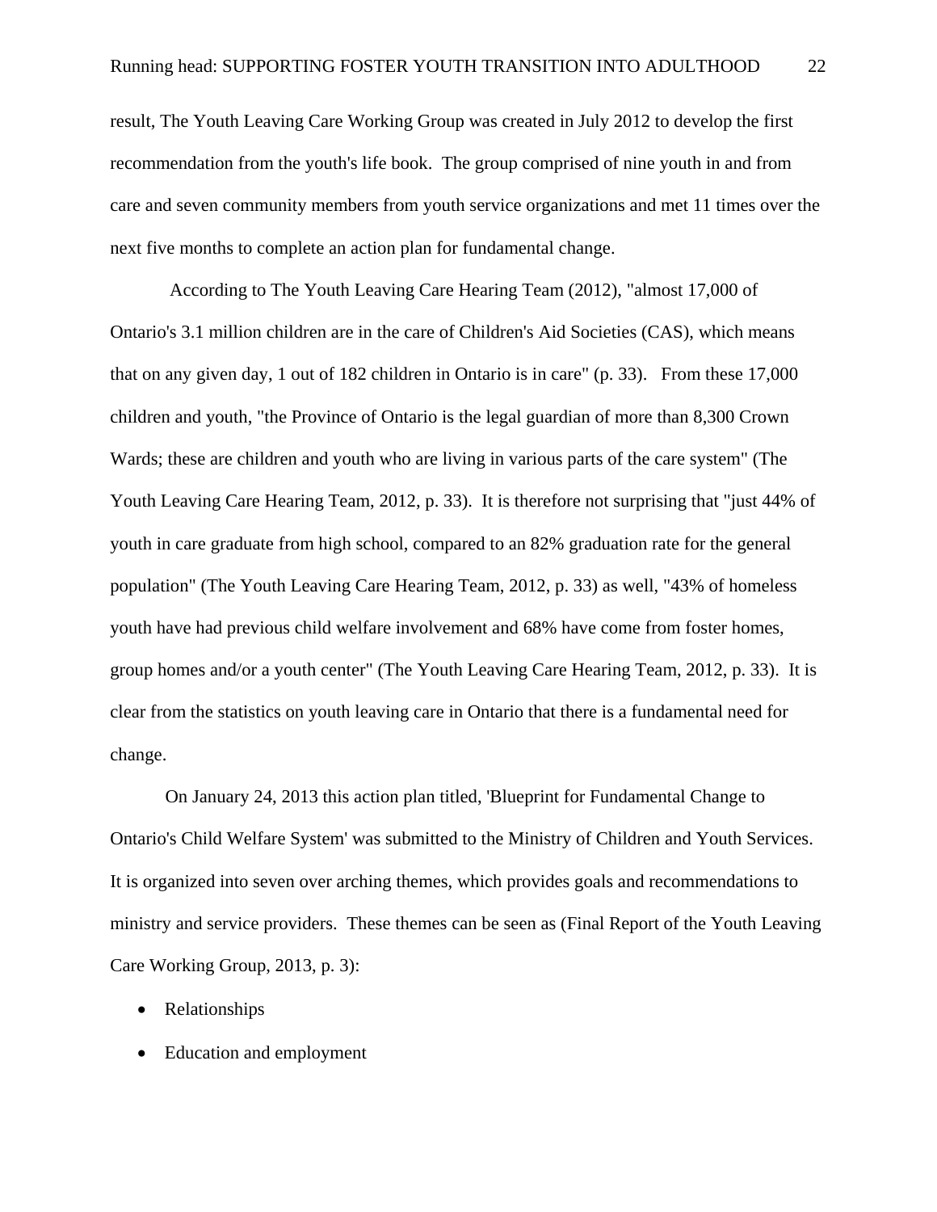result, The Youth Leaving Care Working Group was created in July 2012 to develop the first recommendation from the youth's life book. The group comprised of nine youth in and from care and seven community members from youth service organizations and met 11 times over the next five months to complete an action plan for fundamental change.

According to The Youth Leaving Care Hearing Team (2012), "almost 17,000 of Ontario's 3.1 million children are in the care of Children's Aid Societies (CAS), which means that on any given day, 1 out of 182 children in Ontario is in care" (p. 33). From these 17,000 children and youth, "the Province of Ontario is the legal guardian of more than 8,300 Crown Wards; these are children and youth who are living in various parts of the care system" (The Youth Leaving Care Hearing Team, 2012, p. 33). It is therefore not surprising that "just 44% of youth in care graduate from high school, compared to an 82% graduation rate for the general population" (The Youth Leaving Care Hearing Team, 2012, p. 33) as well, "43% of homeless youth have had previous child welfare involvement and 68% have come from foster homes, group homes and/or a youth center" (The Youth Leaving Care Hearing Team, 2012, p. 33). It is clear from the statistics on youth leaving care in Ontario that there is a fundamental need for change.

On January 24, 2013 this action plan titled, 'Blueprint for Fundamental Change to Ontario's Child Welfare System' was submitted to the Ministry of Children and Youth Services. It is organized into seven over arching themes, which provides goals and recommendations to ministry and service providers. These themes can be seen as (Final Report of the Youth Leaving Care Working Group, 2013, p. 3):

- Relationships
- Education and employment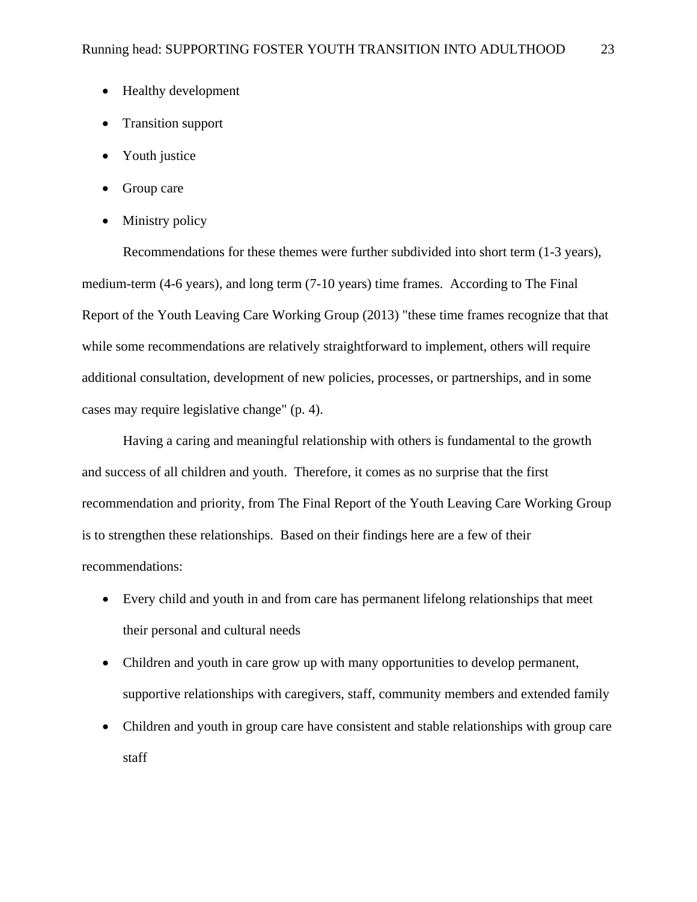- Healthy development
- Transition support
- Youth justice
- Group care
- Ministry policy

Recommendations for these themes were further subdivided into short term (1-3 years), medium-term (4-6 years), and long term (7-10 years) time frames. According to The Final Report of the Youth Leaving Care Working Group (2013) "these time frames recognize that that while some recommendations are relatively straightforward to implement, others will require additional consultation, development of new policies, processes, or partnerships, and in some cases may require legislative change" (p. 4).

Having a caring and meaningful relationship with others is fundamental to the growth and success of all children and youth. Therefore, it comes as no surprise that the first recommendation and priority, from The Final Report of the Youth Leaving Care Working Group is to strengthen these relationships. Based on their findings here are a few of their recommendations:

- Every child and youth in and from care has permanent lifelong relationships that meet their personal and cultural needs
- Children and youth in care grow up with many opportunities to develop permanent, supportive relationships with caregivers, staff, community members and extended family
- Children and youth in group care have consistent and stable relationships with group care staff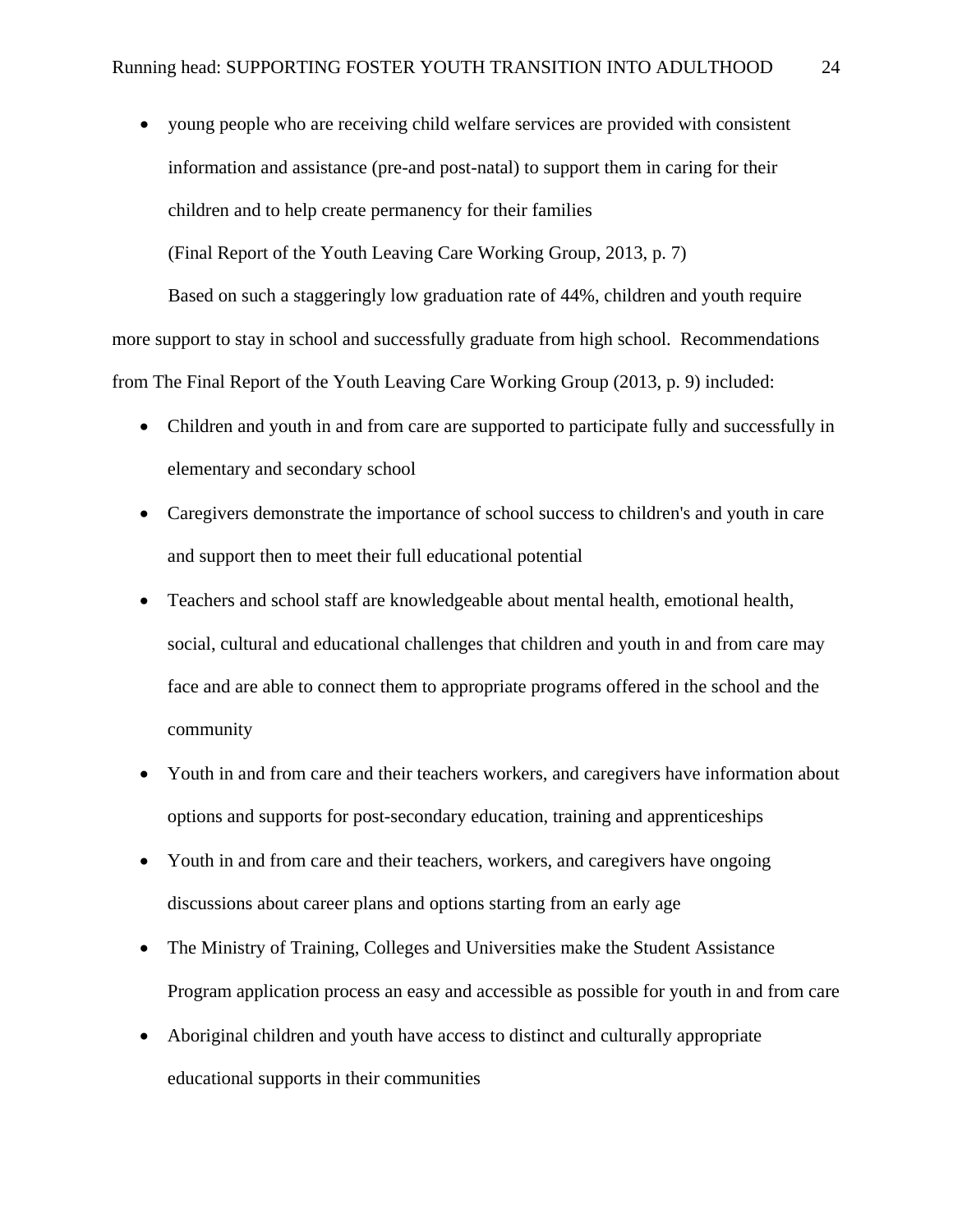- young people who are receiving child welfare services are provided with consistent information and assistance (pre-and post-natal) to support them in caring for their children and to help create permanency for their families

  (Final Report of the Youth Leaving Care Working Group, 2013, p. 7)

Based on such a staggeringly low graduation rate of 44%, children and youth require more support to stay in school and successfully graduate from high school. Recommendations from The Final Report of the Youth Leaving Care Working Group (2013, p. 9) included:

- Children and youth in and from care are supported to participate fully and successfully in elementary and secondary school
- Caregivers demonstrate the importance of school success to children's and youth in care and support then to meet their full educational potential
- Teachers and school staff are knowledgeable about mental health, emotional health, social, cultural and educational challenges that children and youth in and from care may face and are able to connect them to appropriate programs offered in the school and the community
- Youth in and from care and their teachers workers, and caregivers have information about options and supports for post-secondary education, training and apprenticeships
- Youth in and from care and their teachers, workers, and caregivers have ongoing discussions about career plans and options starting from an early age
- The Ministry of Training, Colleges and Universities make the Student Assistance Program application process an easy and accessible as possible for youth in and from care
- Aboriginal children and youth have access to distinct and culturally appropriate educational supports in their communities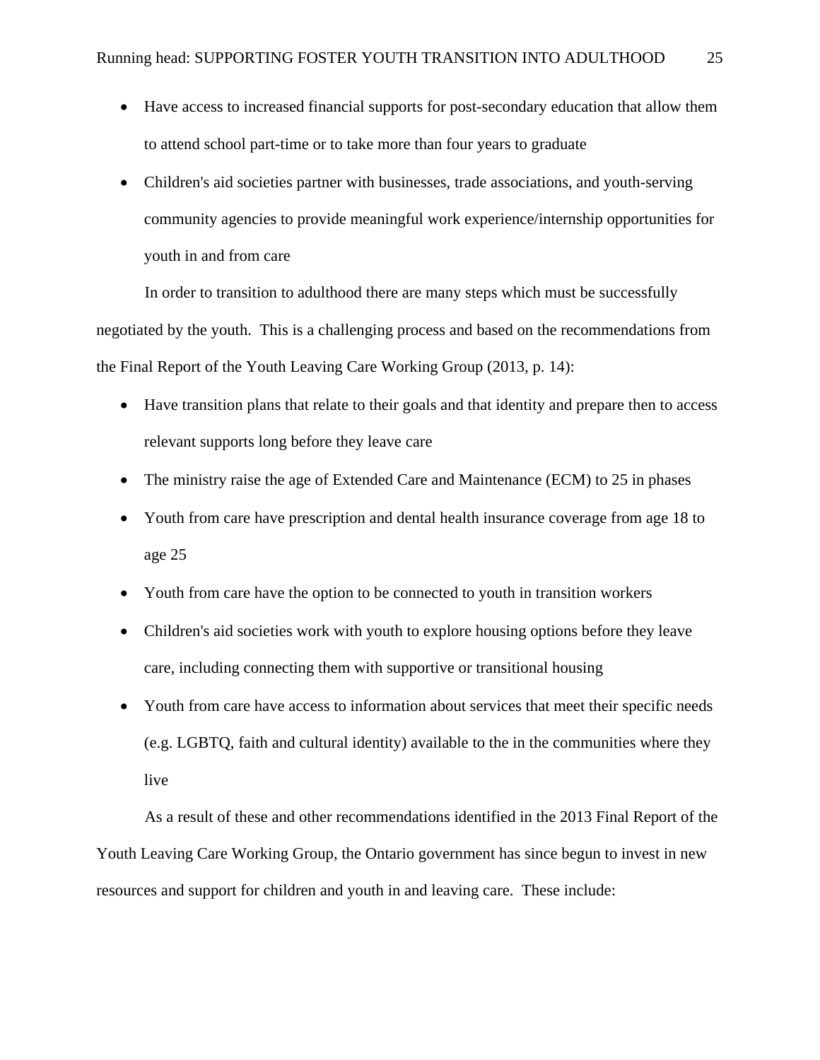- Have access to increased financial supports for post-secondary education that allow them to attend school part-time or to take more than four years to graduate
- Children's aid societies partner with businesses, trade associations, and youth-serving community agencies to provide meaningful work experience/internship opportunities for youth in and from care

In order to transition to adulthood there are many steps which must be successfully negotiated by the youth. This is a challenging process and based on the recommendations from the Final Report of the Youth Leaving Care Working Group (2013, p. 14):

- Have transition plans that relate to their goals and that identity and prepare then to access relevant supports long before they leave care
- The ministry raise the age of Extended Care and Maintenance (ECM) to 25 in phases
- Youth from care have prescription and dental health insurance coverage from age 18 to age 25
- Youth from care have the option to be connected to youth in transition workers
- Children's aid societies work with youth to explore housing options before they leave care, including connecting them with supportive or transitional housing
- Youth from care have access to information about services that meet their specific needs (e.g. LGBTQ, faith and cultural identity) available to the in the communities where they live

As a result of these and other recommendations identified in the 2013 Final Report of the Youth Leaving Care Working Group, the Ontario government has since begun to invest in new resources and support for children and youth in and leaving care. These include: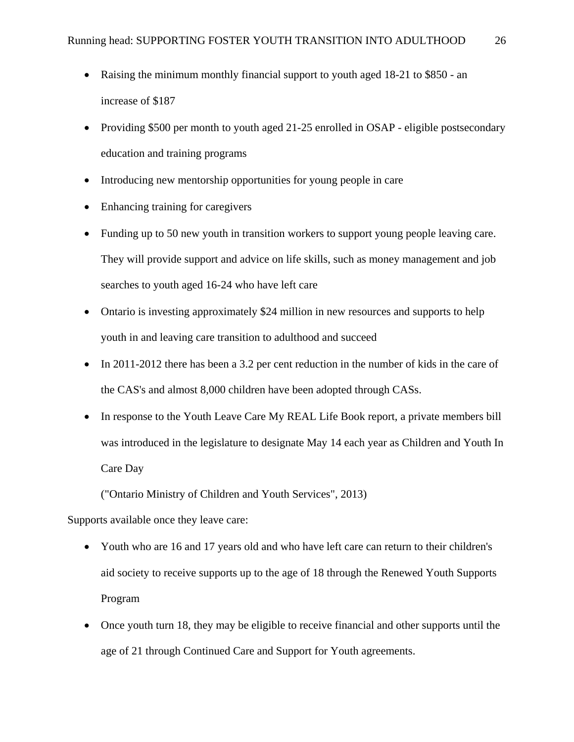- Raising the minimum monthly financial support to youth aged 18-21 to $850 - an increase of $187
- Providing $500 per month to youth aged 21-25 enrolled in OSAP - eligible postsecondary education and training programs
- Introducing new mentorship opportunities for young people in care
- Enhancing training for caregivers
- Funding up to 50 new youth in transition workers to support young people leaving care. They will provide support and advice on life skills, such as money management and job searches to youth aged 16-24 who have left care
- Ontario is investing approximately $24 million in new resources and supports to help youth in and leaving care transition to adulthood and succeed
- In 2011-2012 there has been a 3.2 per cent reduction in the number of kids in the care of the CAS's and almost 8,000 children have been adopted through CASs.
- In response to the Youth Leave Care My REAL Life Book report, a private members bill was introduced in the legislature to designate May 14 each year as Children and Youth In Care Day

  ("Ontario Ministry of Children and Youth Services", 2013)

Supports available once they leave care:

- Youth who are 16 and 17 years old and who have left care can return to their children's aid society to receive supports up to the age of 18 through the Renewed Youth Supports Program
- Once youth turn 18, they may be eligible to receive financial and other supports until the age of 21 through Continued Care and Support for Youth agreements.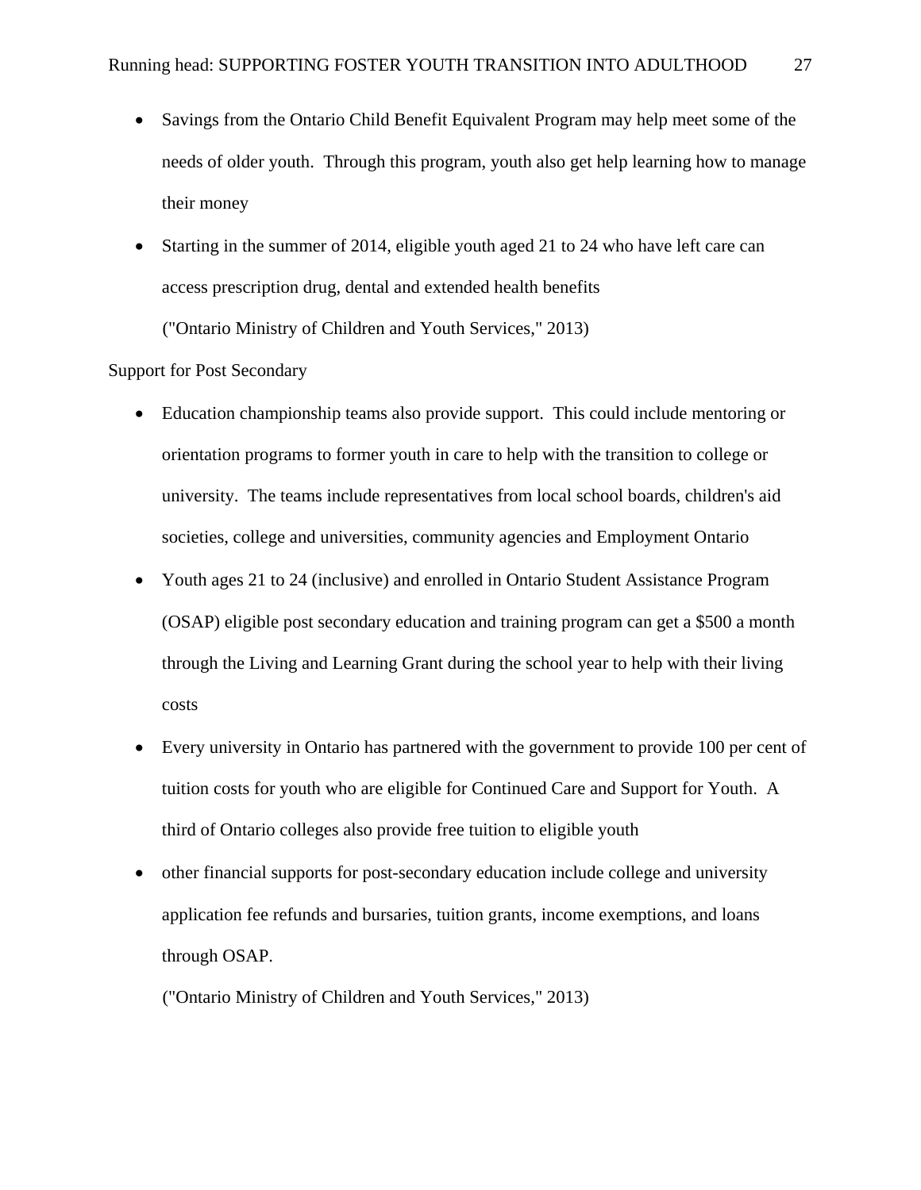- Savings from the Ontario Child Benefit Equivalent Program may help meet some of the needs of older youth. Through this program, youth also get help learning how to manage their money
- Starting in the summer of 2014, eligible youth aged 21 to 24 who have left care can access prescription drug, dental and extended health benefits

  ("Ontario Ministry of Children and Youth Services," 2013)

Support for Post Secondary

- Education championship teams also provide support. This could include mentoring or orientation programs to former youth in care to help with the transition to college or university. The teams include representatives from local school boards, children's aid societies, college and universities, community agencies and Employment Ontario
- Youth ages 21 to 24 (inclusive) and enrolled in Ontario Student Assistance Program (OSAP) eligible post secondary education and training program can get a $500 a month through the Living and Learning Grant during the school year to help with their living costs
- Every university in Ontario has partnered with the government to provide 100 per cent of tuition costs for youth who are eligible for Continued Care and Support for Youth. A third of Ontario colleges also provide free tuition to eligible youth
- other financial supports for post-secondary education include college and university application fee refunds and bursaries, tuition grants, income exemptions, and loans through OSAP.

  ("Ontario Ministry of Children and Youth Services," 2013)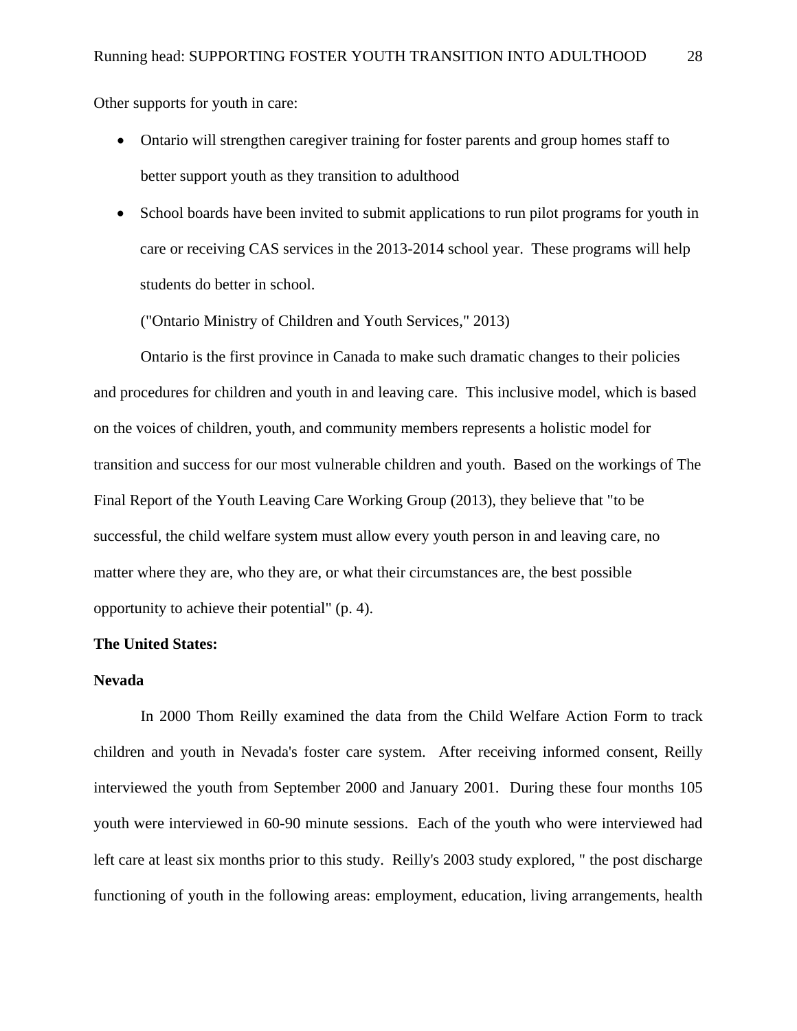Other supports for youth in care:

- Ontario will strengthen caregiver training for foster parents and group homes staff to better support youth as they transition to adulthood
- School boards have been invited to submit applications to run pilot programs for youth in care or receiving CAS services in the 2013-2014 school year. These programs will help students do better in school.

("Ontario Ministry of Children and Youth Services," 2013)

Ontario is the first province in Canada to make such dramatic changes to their policies and procedures for children and youth in and leaving care. This inclusive model, which is based on the voices of children, youth, and community members represents a holistic model for transition and success for our most vulnerable children and youth. Based on the workings of The Final Report of the Youth Leaving Care Working Group (2013), they believe that "to be successful, the child welfare system must allow every youth person in and leaving care, no matter where they are, who they are, or what their circumstances are, the best possible opportunity to achieve their potential" (p. 4).

**The United States:**

**Nevada**

In 2000 Thom Reilly examined the data from the Child Welfare Action Form to track children and youth in Nevada's foster care system. After receiving informed consent, Reilly interviewed the youth from September 2000 and January 2001. During these four months 105 youth were interviewed in 60-90 minute sessions. Each of the youth who were interviewed had left care at least six months prior to this study. Reilly's 2003 study explored, " the post discharge functioning of youth in the following areas: employment, education, living arrangements, health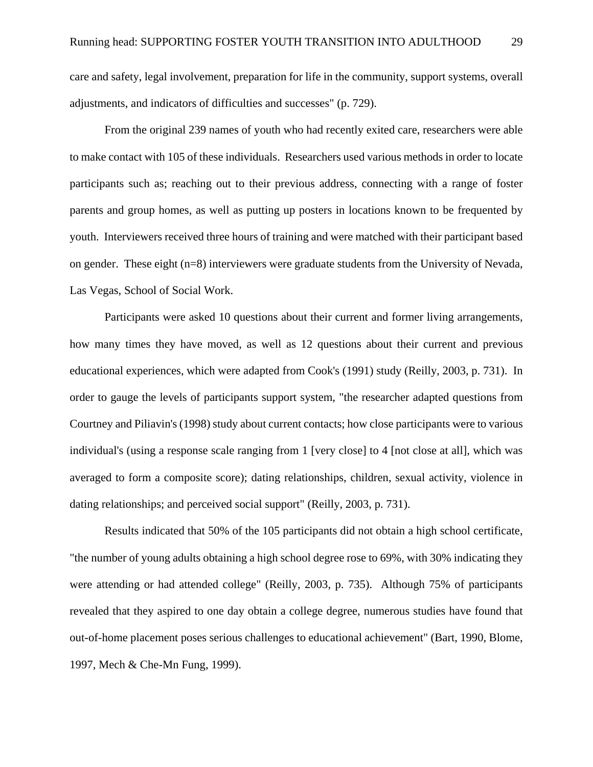care and safety, legal involvement, preparation for life in the community, support systems, overall adjustments, and indicators of difficulties and successes" (p. 729).

From the original 239 names of youth who had recently exited care, researchers were able to make contact with 105 of these individuals. Researchers used various methods in order to locate participants such as; reaching out to their previous address, connecting with a range of foster parents and group homes, as well as putting up posters in locations known to be frequented by youth. Interviewers received three hours of training and were matched with their participant based on gender. These eight (n=8) interviewers were graduate students from the University of Nevada, Las Vegas, School of Social Work.

Participants were asked 10 questions about their current and former living arrangements, how many times they have moved, as well as 12 questions about their current and previous educational experiences, which were adapted from Cook's (1991) study (Reilly, 2003, p. 731). In order to gauge the levels of participants support system, "the researcher adapted questions from Courtney and Piliavin's (1998) study about current contacts; how close participants were to various individual's (using a response scale ranging from 1 [very close] to 4 [not close at all], which was averaged to form a composite score); dating relationships, children, sexual activity, violence in dating relationships; and perceived social support" (Reilly, 2003, p. 731).

Results indicated that 50% of the 105 participants did not obtain a high school certificate, "the number of young adults obtaining a high school degree rose to 69%, with 30% indicating they were attending or had attended college" (Reilly, 2003, p. 735). Although 75% of participants revealed that they aspired to one day obtain a college degree, numerous studies have found that out-of-home placement poses serious challenges to educational achievement" (Bart, 1990, Blome, 1997, Mech & Che-Mn Fung, 1999).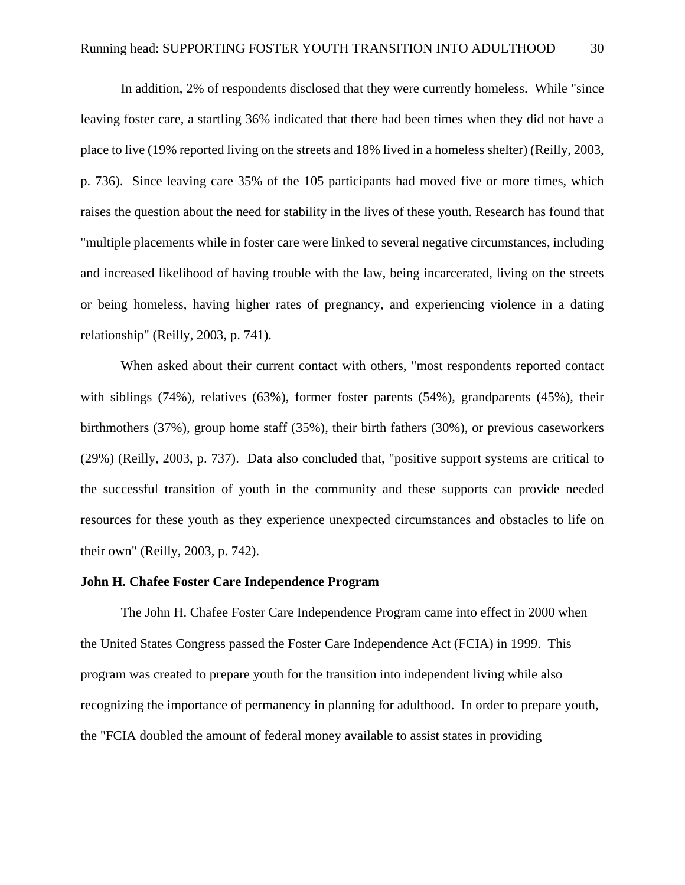In addition, 2% of respondents disclosed that they were currently homeless. While "since leaving foster care, a startling 36% indicated that there had been times when they did not have a place to live (19% reported living on the streets and 18% lived in a homeless shelter) (Reilly, 2003, p. 736). Since leaving care 35% of the 105 participants had moved five or more times, which raises the question about the need for stability in the lives of these youth. Research has found that "multiple placements while in foster care were linked to several negative circumstances, including and increased likelihood of having trouble with the law, being incarcerated, living on the streets or being homeless, having higher rates of pregnancy, and experiencing violence in a dating relationship" (Reilly, 2003, p. 741).

When asked about their current contact with others, "most respondents reported contact with siblings (74%), relatives (63%), former foster parents (54%), grandparents (45%), their birthmothers (37%), group home staff (35%), their birth fathers (30%), or previous caseworkers (29%) (Reilly, 2003, p. 737). Data also concluded that, "positive support systems are critical to the successful transition of youth in the community and these supports can provide needed resources for these youth as they experience unexpected circumstances and obstacles to life on their own" (Reilly, 2003, p. 742).

**John H. Chafee Foster Care Independence Program**

The John H. Chafee Foster Care Independence Program came into effect in 2000 when the United States Congress passed the Foster Care Independence Act (FCIA) in 1999. This program was created to prepare youth for the transition into independent living while also recognizing the importance of permanency in planning for adulthood. In order to prepare youth, the "FCIA doubled the amount of federal money available to assist states in providing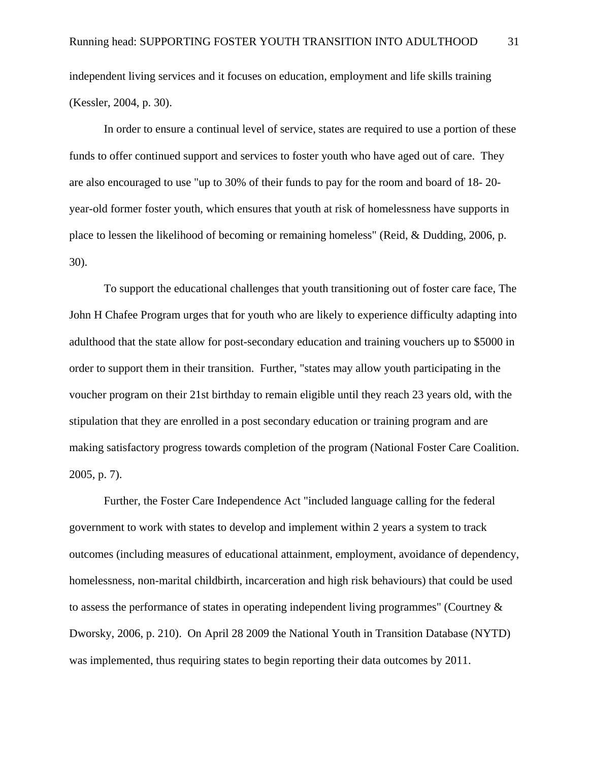independent living services and it focuses on education, employment and life skills training (Kessler, 2004, p. 30).

In order to ensure a continual level of service, states are required to use a portion of these funds to offer continued support and services to foster youth who have aged out of care. They are also encouraged to use "up to 30% of their funds to pay for the room and board of 18- 20-year-old former foster youth, which ensures that youth at risk of homelessness have supports in place to lessen the likelihood of becoming or remaining homeless" (Reid, & Dudding, 2006, p. 30).

To support the educational challenges that youth transitioning out of foster care face, The John H Chafee Program urges that for youth who are likely to experience difficulty adapting into adulthood that the state allow for post-secondary education and training vouchers up to $5000 in order to support them in their transition. Further, "states may allow youth participating in the voucher program on their 21st birthday to remain eligible until they reach 23 years old, with the stipulation that they are enrolled in a post secondary education or training program and are making satisfactory progress towards completion of the program (National Foster Care Coalition. 2005, p. 7).

Further, the Foster Care Independence Act "included language calling for the federal government to work with states to develop and implement within 2 years a system to track outcomes (including measures of educational attainment, employment, avoidance of dependency, homelessness, non-marital childbirth, incarceration and high risk behaviours) that could be used to assess the performance of states in operating independent living programmes" (Courtney & Dworsky, 2006, p. 210). On April 28 2009 the National Youth in Transition Database (NYTD) was implemented, thus requiring states to begin reporting their data outcomes by 2011.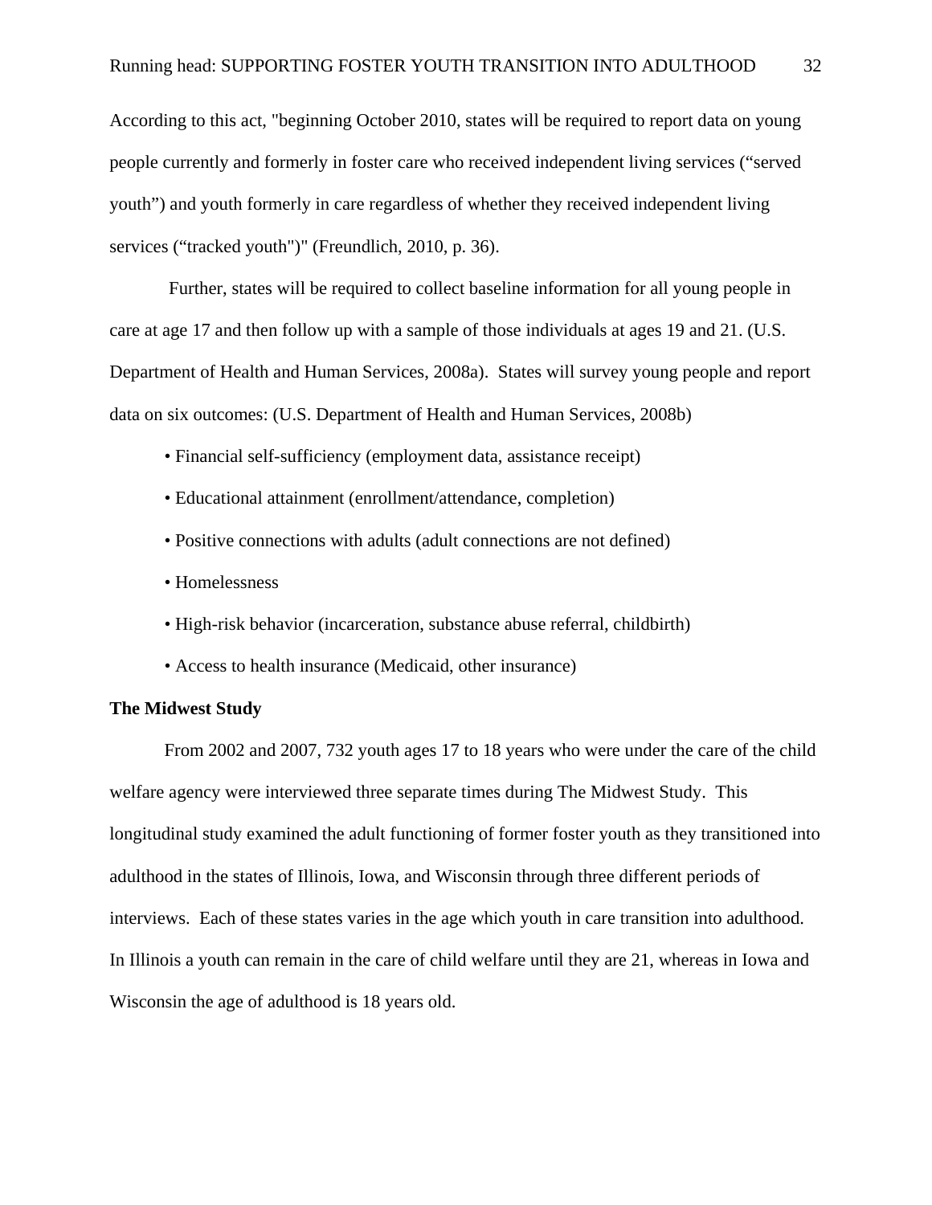According to this act, "beginning October 2010, states will be required to report data on young people currently and formerly in foster care who received independent living services (“served youth”) and youth formerly in care regardless of whether they received independent living services (“tracked youth")" (Freundlich, 2010, p. 36).

Further, states will be required to collect baseline information for all young people in care at age 17 and then follow up with a sample of those individuals at ages 19 and 21. (U.S. Department of Health and Human Services, 2008a). States will survey young people and report data on six outcomes: (U.S. Department of Health and Human Services, 2008b)

- Financial self-sufficiency (employment data, assistance receipt)
- Educational attainment (enrollment/attendance, completion)
- Positive connections with adults (adult connections are not defined)
- Homelessness
- High-risk behavior (incarceration, substance abuse referral, childbirth)
- Access to health insurance (Medicaid, other insurance)

**The Midwest Study**

From 2002 and 2007, 732 youth ages 17 to 18 years who were under the care of the child welfare agency were interviewed three separate times during The Midwest Study. This longitudinal study examined the adult functioning of former foster youth as they transitioned into adulthood in the states of Illinois, Iowa, and Wisconsin through three different periods of interviews. Each of these states varies in the age which youth in care transition into adulthood. In Illinois a youth can remain in the care of child welfare until they are 21, whereas in Iowa and Wisconsin the age of adulthood is 18 years old.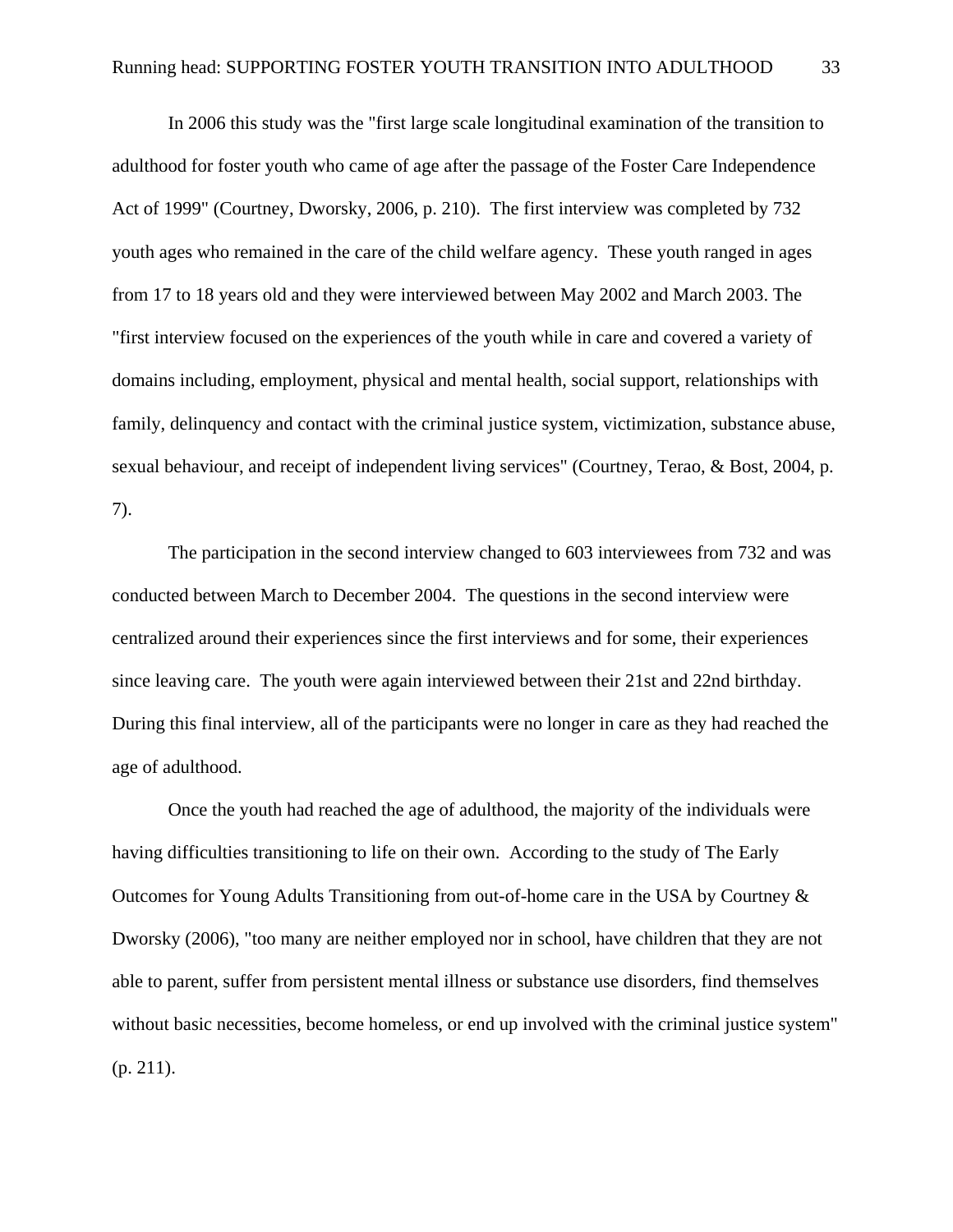In 2006 this study was the "first large scale longitudinal examination of the transition to adulthood for foster youth who came of age after the passage of the Foster Care Independence Act of 1999" (Courtney, Dworsky, 2006, p. 210). The first interview was completed by 732 youth ages who remained in the care of the child welfare agency. These youth ranged in ages from 17 to 18 years old and they were interviewed between May 2002 and March 2003. The "first interview focused on the experiences of the youth while in care and covered a variety of domains including, employment, physical and mental health, social support, relationships with family, delinquency and contact with the criminal justice system, victimization, substance abuse, sexual behaviour, and receipt of independent living services" (Courtney, Terao, & Bost, 2004, p. 7).

The participation in the second interview changed to 603 interviewees from 732 and was conducted between March to December 2004. The questions in the second interview were centralized around their experiences since the first interviews and for some, their experiences since leaving care. The youth were again interviewed between their 21st and 22nd birthday. During this final interview, all of the participants were no longer in care as they had reached the age of adulthood.

Once the youth had reached the age of adulthood, the majority of the individuals were having difficulties transitioning to life on their own. According to the study of The Early Outcomes for Young Adults Transitioning from out-of-home care in the USA by Courtney & Dworsky (2006), "too many are neither employed nor in school, have children that they are not able to parent, suffer from persistent mental illness or substance use disorders, find themselves without basic necessities, become homeless, or end up involved with the criminal justice system" (p. 211).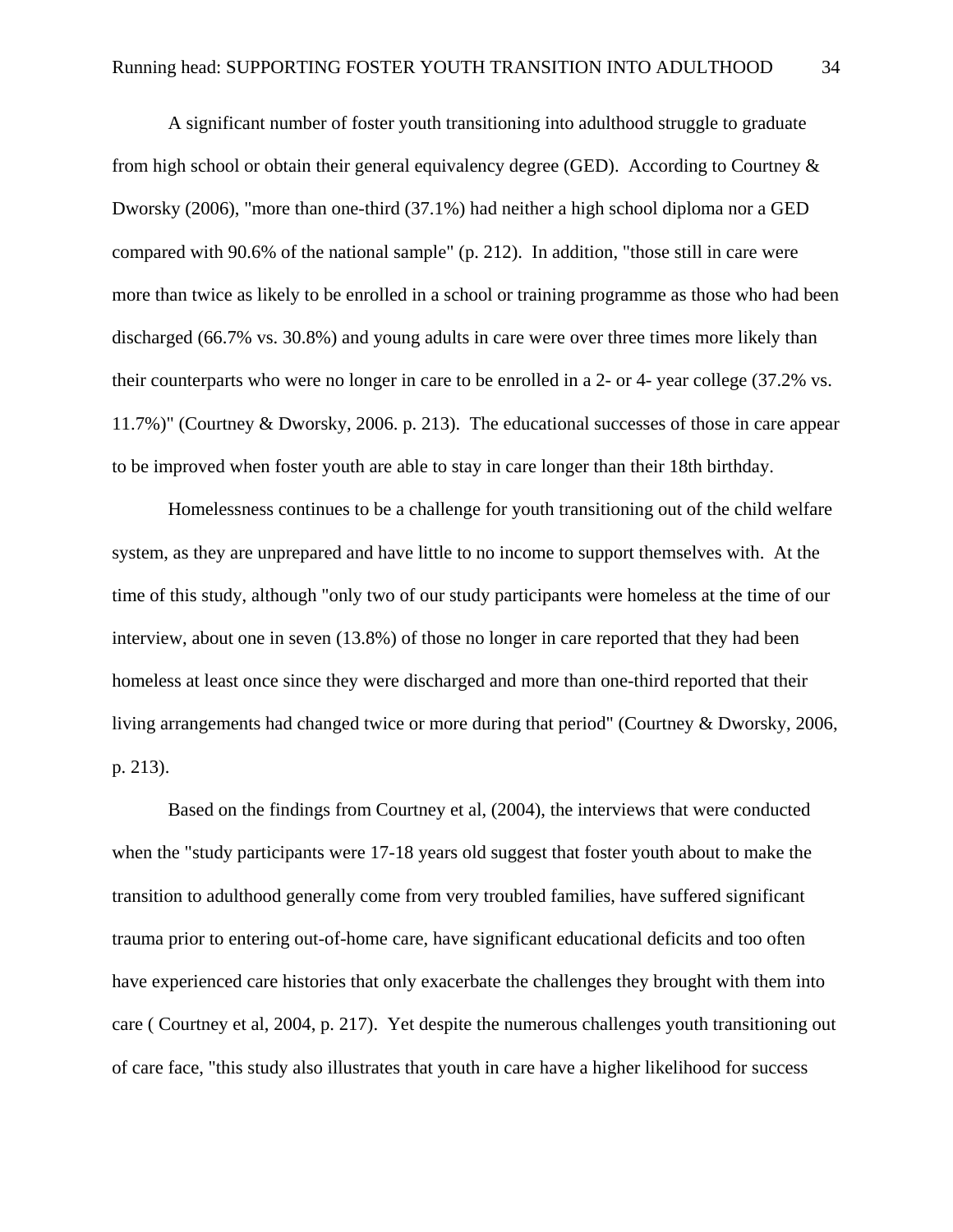A significant number of foster youth transitioning into adulthood struggle to graduate from high school or obtain their general equivalency degree (GED). According to Courtney & Dworsky (2006), "more than one-third (37.1%) had neither a high school diploma nor a GED compared with 90.6% of the national sample" (p. 212). In addition, "those still in care were more than twice as likely to be enrolled in a school or training programme as those who had been discharged (66.7% vs. 30.8%) and young adults in care were over three times more likely than their counterparts who were no longer in care to be enrolled in a 2- or 4- year college (37.2% vs. 11.7%)" (Courtney & Dworsky, 2006. p. 213). The educational successes of those in care appear to be improved when foster youth are able to stay in care longer than their 18th birthday.

Homelessness continues to be a challenge for youth transitioning out of the child welfare system, as they are unprepared and have little to no income to support themselves with. At the time of this study, although "only two of our study participants were homeless at the time of our interview, about one in seven (13.8%) of those no longer in care reported that they had been homeless at least once since they were discharged and more than one-third reported that their living arrangements had changed twice or more during that period" (Courtney & Dworsky, 2006, p. 213).

Based on the findings from Courtney et al, (2004), the interviews that were conducted when the "study participants were 17-18 years old suggest that foster youth about to make the transition to adulthood generally come from very troubled families, have suffered significant trauma prior to entering out-of-home care, have significant educational deficits and too often have experienced care histories that only exacerbate the challenges they brought with them into care ( Courtney et al, 2004, p. 217). Yet despite the numerous challenges youth transitioning out of care face, "this study also illustrates that youth in care have a higher likelihood for success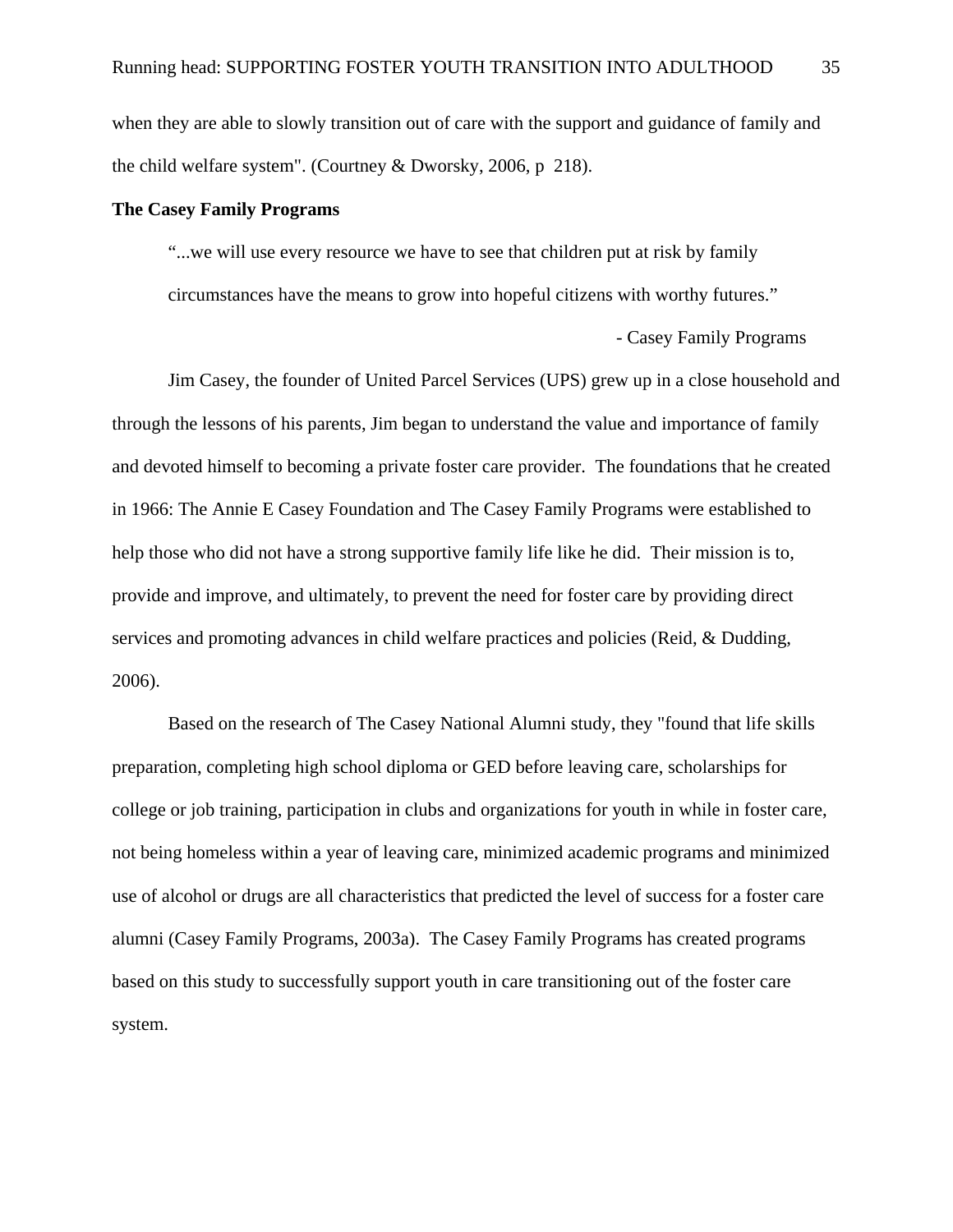when they are able to slowly transition out of care with the support and guidance of family and the child welfare system". (Courtney & Dworsky, 2006, p 218).

**The Casey Family Programs**

> “...we will use every resource we have to see that children put at risk by family circumstances have the means to grow into hopeful citizens with worthy futures.”
>
> - Casey Family Programs

Jim Casey, the founder of United Parcel Services (UPS) grew up in a close household and through the lessons of his parents, Jim began to understand the value and importance of family and devoted himself to becoming a private foster care provider. The foundations that he created in 1966: The Annie E Casey Foundation and The Casey Family Programs were established to help those who did not have a strong supportive family life like he did. Their mission is to, provide and improve, and ultimately, to prevent the need for foster care by providing direct services and promoting advances in child welfare practices and policies (Reid, & Dudding, 2006).

Based on the research of The Casey National Alumni study, they "found that life skills preparation, completing high school diploma or GED before leaving care, scholarships for college or job training, participation in clubs and organizations for youth in while in foster care, not being homeless within a year of leaving care, minimized academic programs and minimized use of alcohol or drugs are all characteristics that predicted the level of success for a foster care alumni (Casey Family Programs, 2003a). The Casey Family Programs has created programs based on this study to successfully support youth in care transitioning out of the foster care system.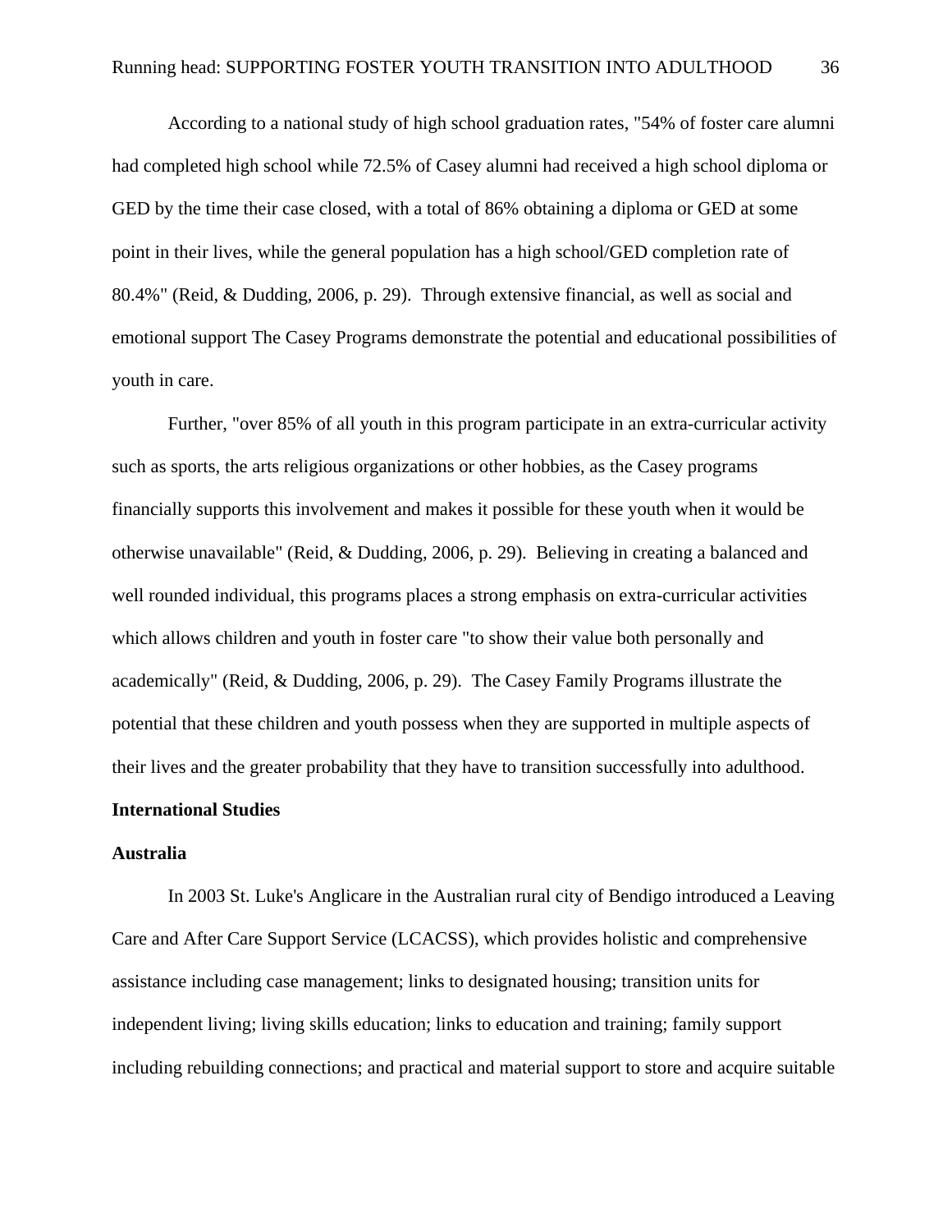According to a national study of high school graduation rates, "54% of foster care alumni had completed high school while 72.5% of Casey alumni had received a high school diploma or GED by the time their case closed, with a total of 86% obtaining a diploma or GED at some point in their lives, while the general population has a high school/GED completion rate of 80.4%" (Reid, & Dudding, 2006, p. 29). Through extensive financial, as well as social and emotional support The Casey Programs demonstrate the potential and educational possibilities of youth in care.

Further, "over 85% of all youth in this program participate in an extra-curricular activity such as sports, the arts religious organizations or other hobbies, as the Casey programs financially supports this involvement and makes it possible for these youth when it would be otherwise unavailable" (Reid, & Dudding, 2006, p. 29). Believing in creating a balanced and well rounded individual, this programs places a strong emphasis on extra-curricular activities which allows children and youth in foster care "to show their value both personally and academically" (Reid, & Dudding, 2006, p. 29). The Casey Family Programs illustrate the potential that these children and youth possess when they are supported in multiple aspects of their lives and the greater probability that they have to transition successfully into adulthood.

## International Studies

### Australia

In 2003 St. Luke's Anglicare in the Australian rural city of Bendigo introduced a Leaving Care and After Care Support Service (LCACSS), which provides holistic and comprehensive assistance including case management; links to designated housing; transition units for independent living; living skills education; links to education and training; family support including rebuilding connections; and practical and material support to store and acquire suitable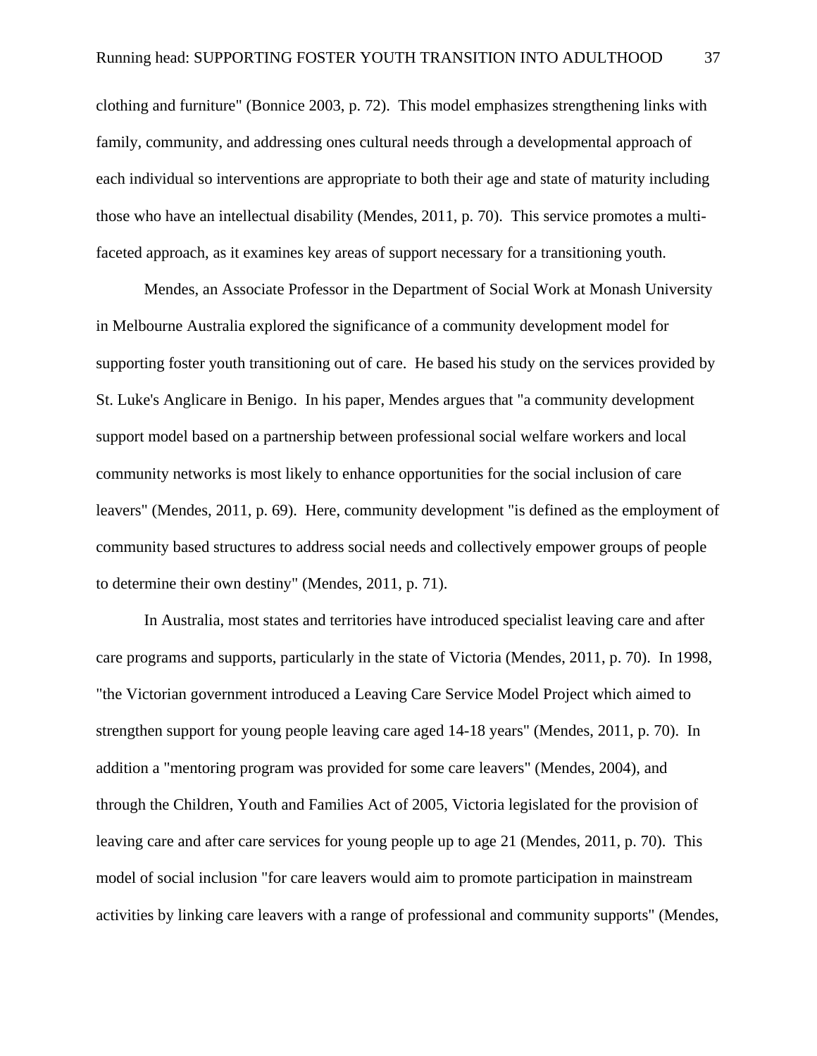clothing and furniture" (Bonnice 2003, p. 72). This model emphasizes strengthening links with family, community, and addressing ones cultural needs through a developmental approach of each individual so interventions are appropriate to both their age and state of maturity including those who have an intellectual disability (Mendes, 2011, p. 70). This service promotes a multi-faceted approach, as it examines key areas of support necessary for a transitioning youth.

Mendes, an Associate Professor in the Department of Social Work at Monash University in Melbourne Australia explored the significance of a community development model for supporting foster youth transitioning out of care. He based his study on the services provided by St. Luke's Anglicare in Benigo. In his paper, Mendes argues that "a community development support model based on a partnership between professional social welfare workers and local community networks is most likely to enhance opportunities for the social inclusion of care leavers" (Mendes, 2011, p. 69). Here, community development "is defined as the employment of community based structures to address social needs and collectively empower groups of people to determine their own destiny" (Mendes, 2011, p. 71).

In Australia, most states and territories have introduced specialist leaving care and after care programs and supports, particularly in the state of Victoria (Mendes, 2011, p. 70). In 1998, "the Victorian government introduced a Leaving Care Service Model Project which aimed to strengthen support for young people leaving care aged 14-18 years" (Mendes, 2011, p. 70). In addition a "mentoring program was provided for some care leavers" (Mendes, 2004), and through the Children, Youth and Families Act of 2005, Victoria legislated for the provision of leaving care and after care services for young people up to age 21 (Mendes, 2011, p. 70). This model of social inclusion "for care leavers would aim to promote participation in mainstream activities by linking care leavers with a range of professional and community supports" (Mendes,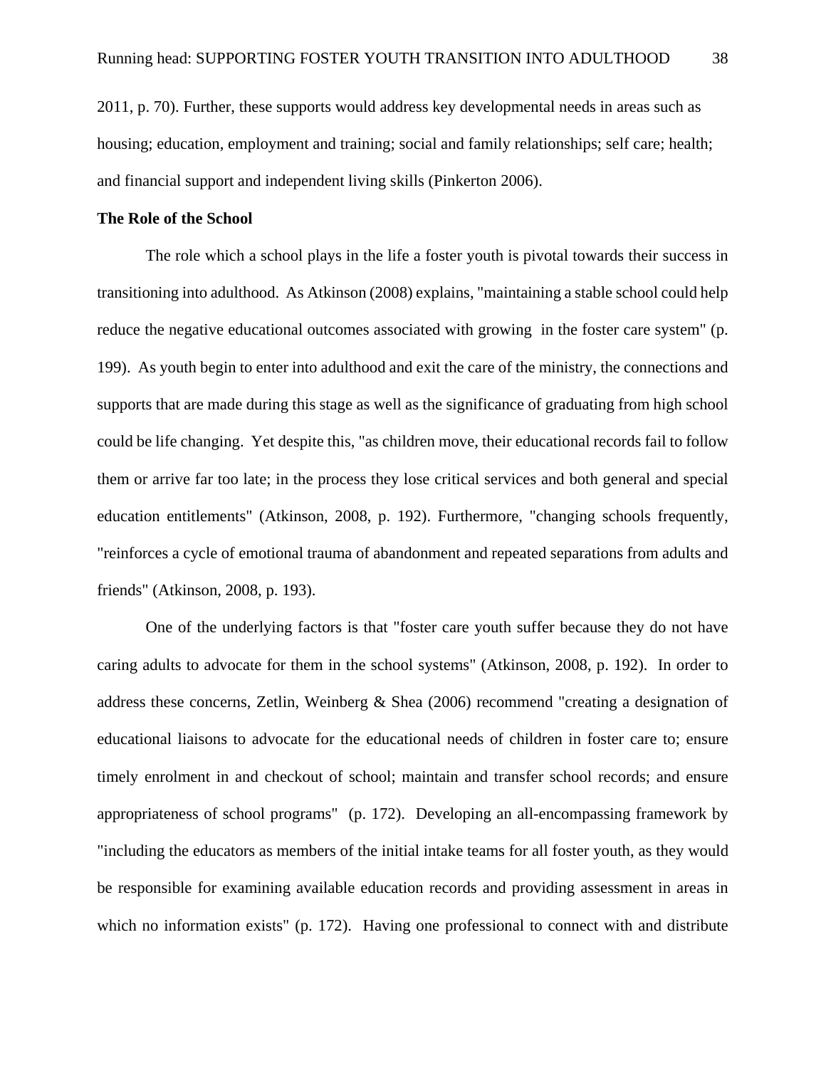2011, p. 70). Further, these supports would address key developmental needs in areas such as housing; education, employment and training; social and family relationships; self care; health; and financial support and independent living skills (Pinkerton 2006).

**The Role of the School**

The role which a school plays in the life a foster youth is pivotal towards their success in transitioning into adulthood. As Atkinson (2008) explains, "maintaining a stable school could help reduce the negative educational outcomes associated with growing in the foster care system" (p. 199). As youth begin to enter into adulthood and exit the care of the ministry, the connections and supports that are made during this stage as well as the significance of graduating from high school could be life changing. Yet despite this, "as children move, their educational records fail to follow them or arrive far too late; in the process they lose critical services and both general and special education entitlements" (Atkinson, 2008, p. 192). Furthermore, "changing schools frequently, "reinforces a cycle of emotional trauma of abandonment and repeated separations from adults and friends" (Atkinson, 2008, p. 193).

One of the underlying factors is that "foster care youth suffer because they do not have caring adults to advocate for them in the school systems" (Atkinson, 2008, p. 192). In order to address these concerns, Zetlin, Weinberg & Shea (2006) recommend "creating a designation of educational liaisons to advocate for the educational needs of children in foster care to; ensure timely enrolment in and checkout of school; maintain and transfer school records; and ensure appropriateness of school programs" (p. 172). Developing an all-encompassing framework by "including the educators as members of the initial intake teams for all foster youth, as they would be responsible for examining available education records and providing assessment in areas in which no information exists" (p. 172). Having one professional to connect with and distribute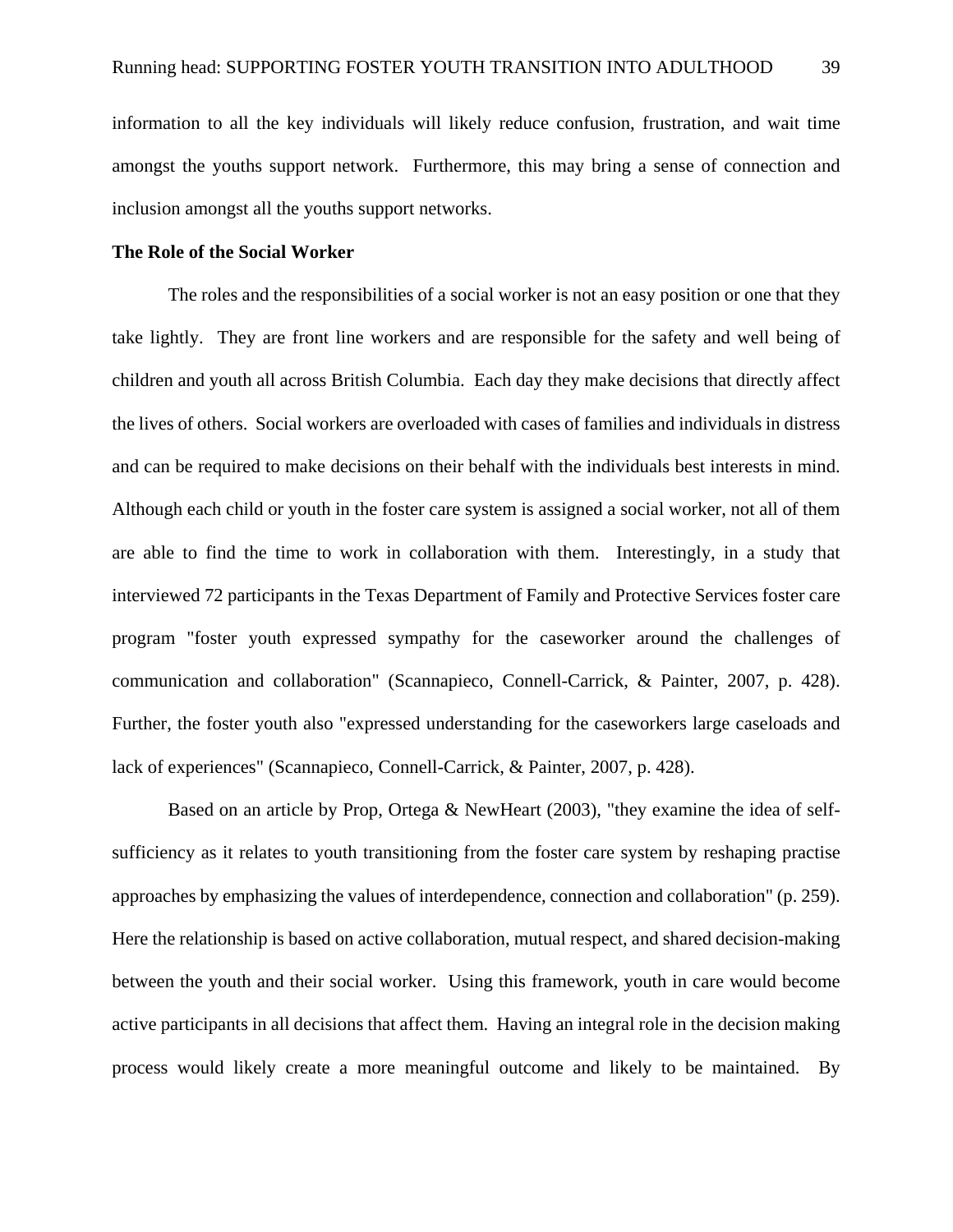information to all the key individuals will likely reduce confusion, frustration, and wait time amongst the youths support network. Furthermore, this may bring a sense of connection and inclusion amongst all the youths support networks.

**The Role of the Social Worker**

The roles and the responsibilities of a social worker is not an easy position or one that they take lightly. They are front line workers and are responsible for the safety and well being of children and youth all across British Columbia. Each day they make decisions that directly affect the lives of others. Social workers are overloaded with cases of families and individuals in distress and can be required to make decisions on their behalf with the individuals best interests in mind. Although each child or youth in the foster care system is assigned a social worker, not all of them are able to find the time to work in collaboration with them. Interestingly, in a study that interviewed 72 participants in the Texas Department of Family and Protective Services foster care program "foster youth expressed sympathy for the caseworker around the challenges of communication and collaboration" (Scannapieco, Connell-Carrick, & Painter, 2007, p. 428). Further, the foster youth also "expressed understanding for the caseworkers large caseloads and lack of experiences" (Scannapieco, Connell-Carrick, & Painter, 2007, p. 428).

Based on an article by Prop, Ortega & NewHeart (2003), "they examine the idea of self-sufficiency as it relates to youth transitioning from the foster care system by reshaping practise approaches by emphasizing the values of interdependence, connection and collaboration" (p. 259). Here the relationship is based on active collaboration, mutual respect, and shared decision-making between the youth and their social worker. Using this framework, youth in care would become active participants in all decisions that affect them. Having an integral role in the decision making process would likely create a more meaningful outcome and likely to be maintained. By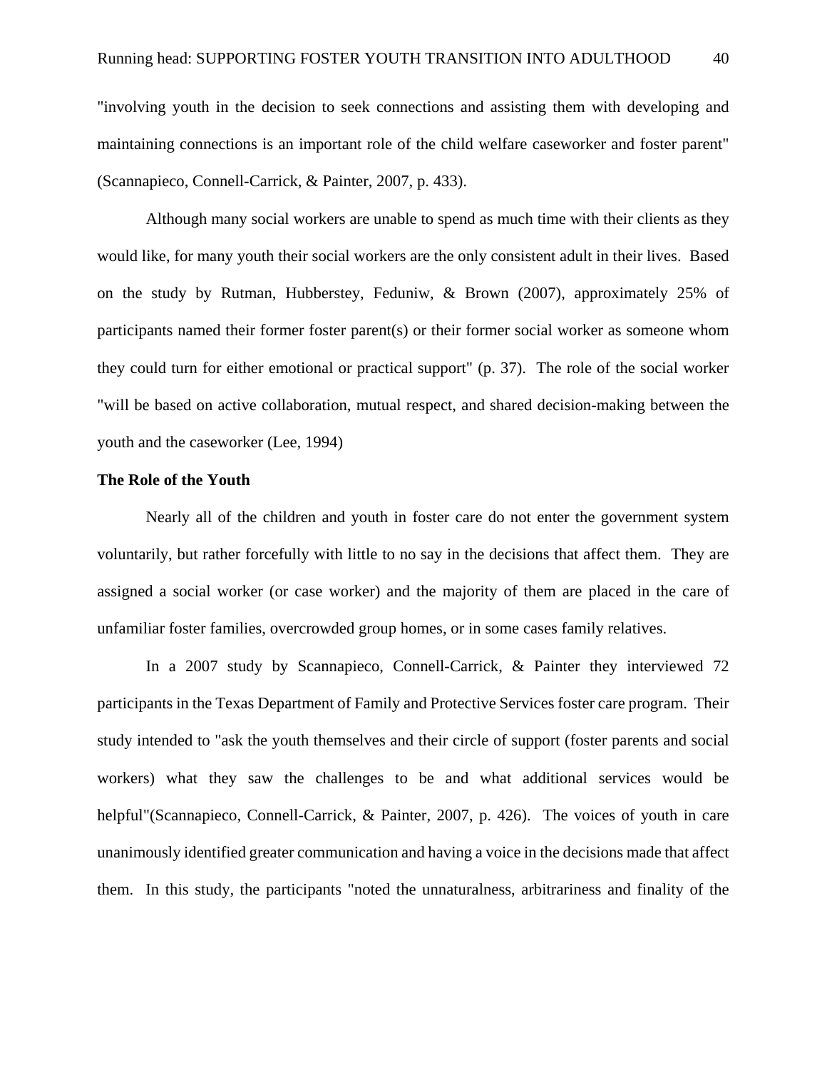"involving youth in the decision to seek connections and assisting them with developing and maintaining connections is an important role of the child welfare caseworker and foster parent" (Scannapieco, Connell-Carrick, & Painter, 2007, p. 433).

Although many social workers are unable to spend as much time with their clients as they would like, for many youth their social workers are the only consistent adult in their lives. Based on the study by Rutman, Hubberstey, Feduniw, & Brown (2007), approximately 25% of participants named their former foster parent(s) or their former social worker as someone whom they could turn for either emotional or practical support" (p. 37). The role of the social worker "will be based on active collaboration, mutual respect, and shared decision-making between the youth and the caseworker (Lee, 1994)

**The Role of the Youth**

Nearly all of the children and youth in foster care do not enter the government system voluntarily, but rather forcefully with little to no say in the decisions that affect them. They are assigned a social worker (or case worker) and the majority of them are placed in the care of unfamiliar foster families, overcrowded group homes, or in some cases family relatives.

In a 2007 study by Scannapieco, Connell-Carrick, & Painter they interviewed 72 participants in the Texas Department of Family and Protective Services foster care program. Their study intended to "ask the youth themselves and their circle of support (foster parents and social workers) what they saw the challenges to be and what additional services would be helpful"(Scannapieco, Connell-Carrick, & Painter, 2007, p. 426). The voices of youth in care unanimously identified greater communication and having a voice in the decisions made that affect them. In this study, the participants "noted the unnaturalness, arbitrariness and finality of the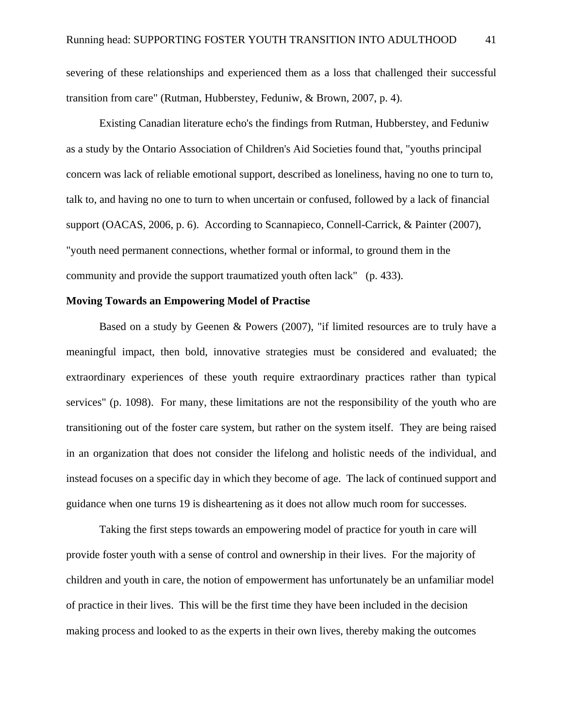severing of these relationships and experienced them as a loss that challenged their successful transition from care" (Rutman, Hubberstey, Feduniw, & Brown, 2007, p. 4).

Existing Canadian literature echo's the findings from Rutman, Hubberstey, and Feduniw as a study by the Ontario Association of Children's Aid Societies found that, "youths principal concern was lack of reliable emotional support, described as loneliness, having no one to turn to, talk to, and having no one to turn to when uncertain or confused, followed by a lack of financial support (OACAS, 2006, p. 6). According to Scannapieco, Connell-Carrick, & Painter (2007), "youth need permanent connections, whether formal or informal, to ground them in the community and provide the support traumatized youth often lack" (p. 433).

**Moving Towards an Empowering Model of Practise**

Based on a study by Geenen & Powers (2007), "if limited resources are to truly have a meaningful impact, then bold, innovative strategies must be considered and evaluated; the extraordinary experiences of these youth require extraordinary practices rather than typical services" (p. 1098). For many, these limitations are not the responsibility of the youth who are transitioning out of the foster care system, but rather on the system itself. They are being raised in an organization that does not consider the lifelong and holistic needs of the individual, and instead focuses on a specific day in which they become of age. The lack of continued support and guidance when one turns 19 is disheartening as it does not allow much room for successes.

Taking the first steps towards an empowering model of practice for youth in care will provide foster youth with a sense of control and ownership in their lives. For the majority of children and youth in care, the notion of empowerment has unfortunately be an unfamiliar model of practice in their lives. This will be the first time they have been included in the decision making process and looked to as the experts in their own lives, thereby making the outcomes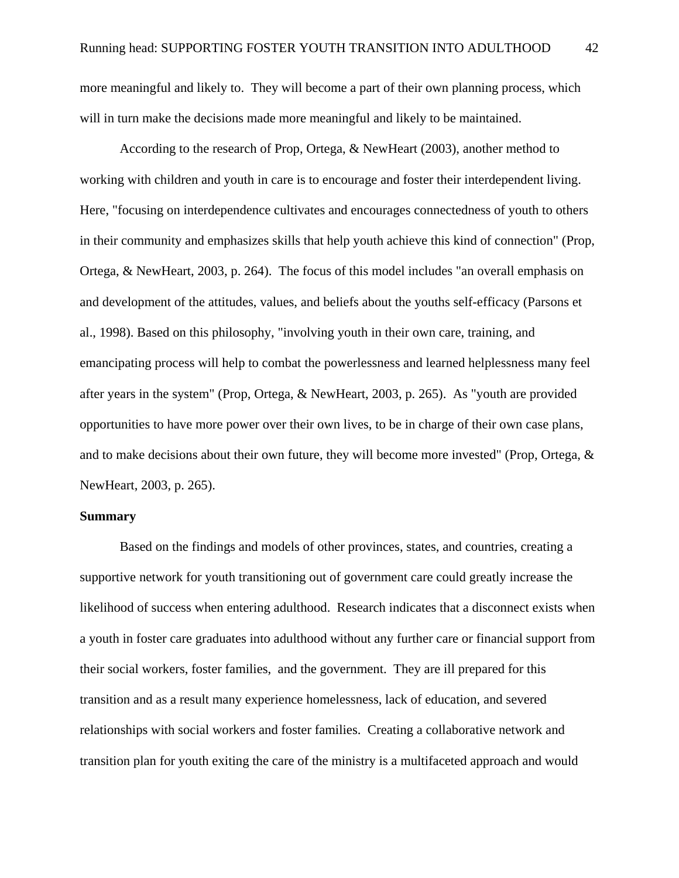more meaningful and likely to. They will become a part of their own planning process, which will in turn make the decisions made more meaningful and likely to be maintained.

According to the research of Prop, Ortega, & NewHeart (2003), another method to working with children and youth in care is to encourage and foster their interdependent living. Here, "focusing on interdependence cultivates and encourages connectedness of youth to others in their community and emphasizes skills that help youth achieve this kind of connection" (Prop, Ortega, & NewHeart, 2003, p. 264). The focus of this model includes "an overall emphasis on and development of the attitudes, values, and beliefs about the youths self-efficacy (Parsons et al., 1998). Based on this philosophy, "involving youth in their own care, training, and emancipating process will help to combat the powerlessness and learned helplessness many feel after years in the system" (Prop, Ortega, & NewHeart, 2003, p. 265). As "youth are provided opportunities to have more power over their own lives, to be in charge of their own case plans, and to make decisions about their own future, they will become more invested" (Prop, Ortega, & NewHeart, 2003, p. 265).

**Summary**

Based on the findings and models of other provinces, states, and countries, creating a supportive network for youth transitioning out of government care could greatly increase the likelihood of success when entering adulthood. Research indicates that a disconnect exists when a youth in foster care graduates into adulthood without any further care or financial support from their social workers, foster families, and the government. They are ill prepared for this transition and as a result many experience homelessness, lack of education, and severed relationships with social workers and foster families. Creating a collaborative network and transition plan for youth exiting the care of the ministry is a multifaceted approach and would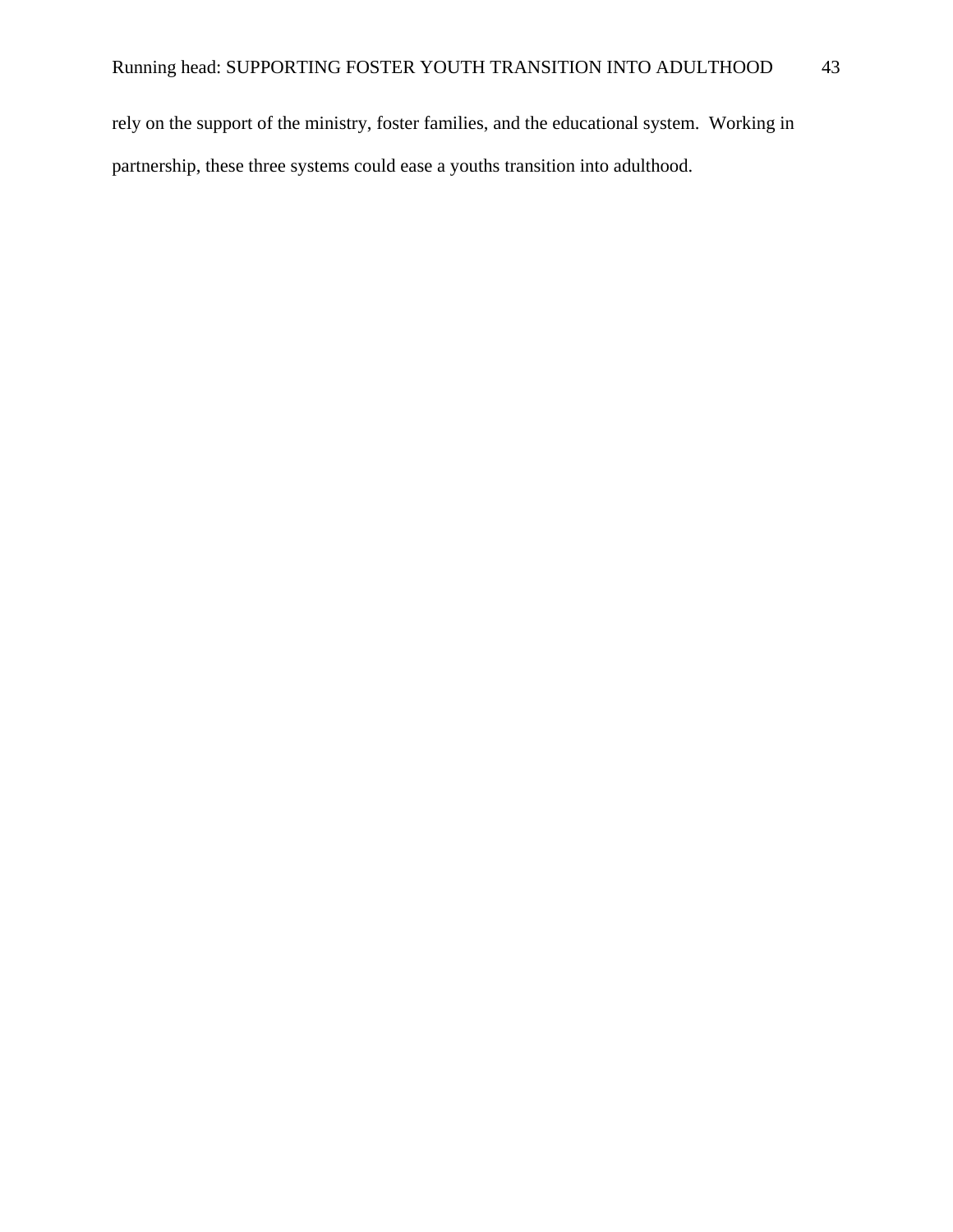rely on the support of the ministry, foster families, and the educational system.  Working in partnership, these three systems could ease a youths transition into adulthood.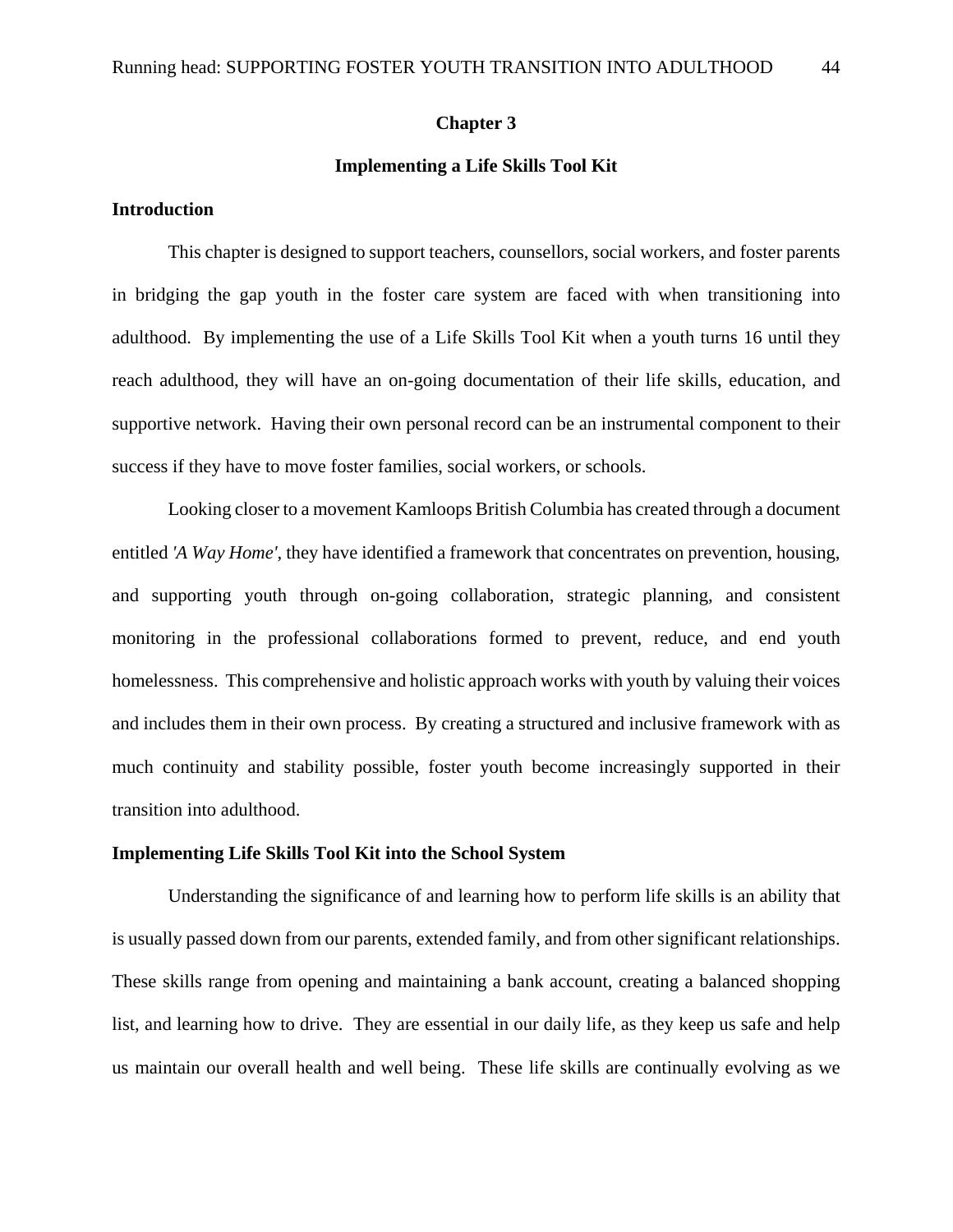# Chapter 3

## Implementing a Life Skills Tool Kit

### Introduction

This chapter is designed to support teachers, counsellors, social workers, and foster parents in bridging the gap youth in the foster care system are faced with when transitioning into adulthood. By implementing the use of a Life Skills Tool Kit when a youth turns 16 until they reach adulthood, they will have an on-going documentation of their life skills, education, and supportive network. Having their own personal record can be an instrumental component to their success if they have to move foster families, social workers, or schools.

Looking closer to a movement Kamloops British Columbia has created through a document entitled *'A Way Home'*, they have identified a framework that concentrates on prevention, housing, and supporting youth through on-going collaboration, strategic planning, and consistent monitoring in the professional collaborations formed to prevent, reduce, and end youth homelessness. This comprehensive and holistic approach works with youth by valuing their voices and includes them in their own process. By creating a structured and inclusive framework with as much continuity and stability possible, foster youth become increasingly supported in their transition into adulthood.

### Implementing Life Skills Tool Kit into the School System

Understanding the significance of and learning how to perform life skills is an ability that is usually passed down from our parents, extended family, and from other significant relationships. These skills range from opening and maintaining a bank account, creating a balanced shopping list, and learning how to drive. They are essential in our daily life, as they keep us safe and help us maintain our overall health and well being. These life skills are continually evolving as we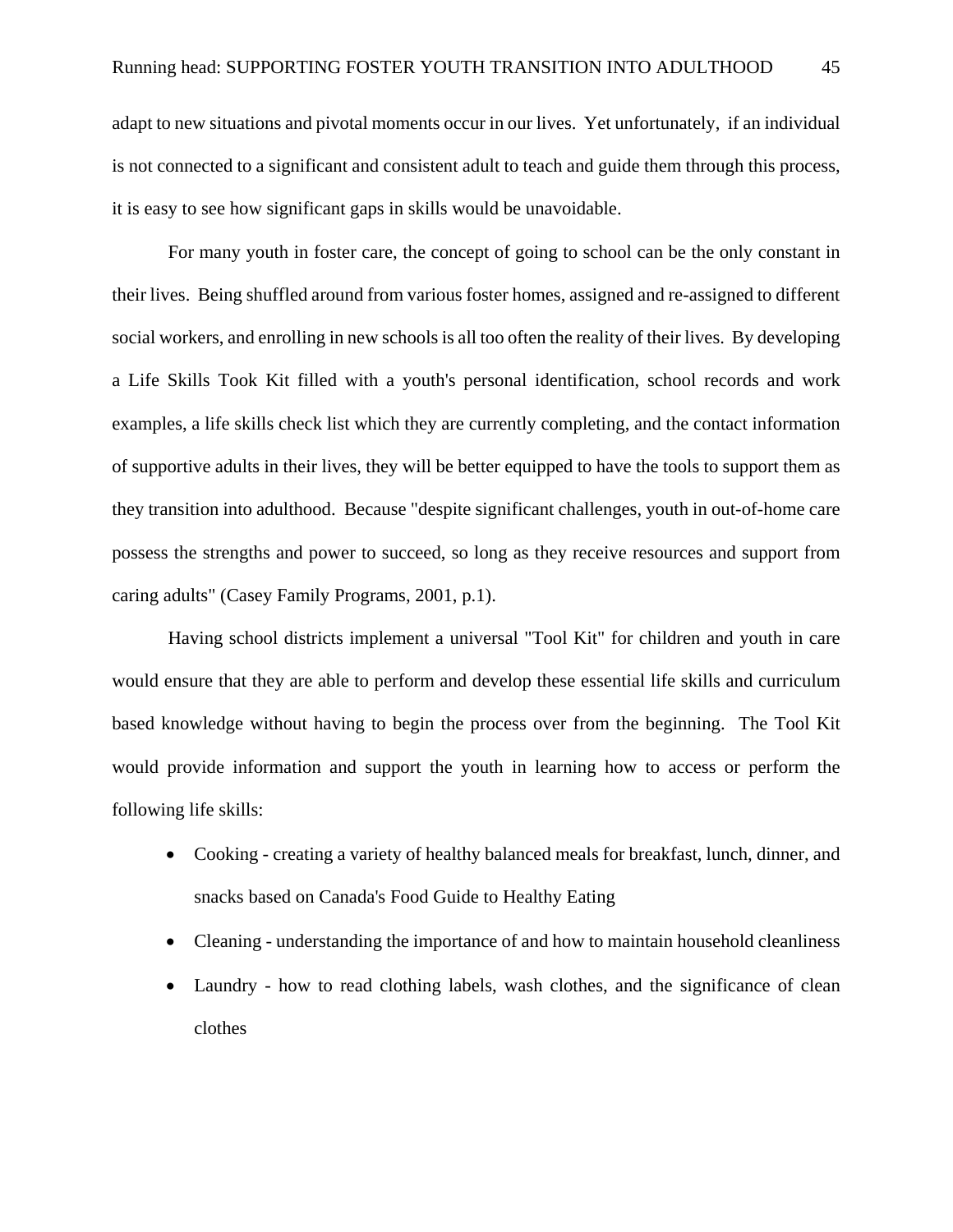adapt to new situations and pivotal moments occur in our lives. Yet unfortunately, if an individual is not connected to a significant and consistent adult to teach and guide them through this process, it is easy to see how significant gaps in skills would be unavoidable.

For many youth in foster care, the concept of going to school can be the only constant in their lives. Being shuffled around from various foster homes, assigned and re-assigned to different social workers, and enrolling in new schools is all too often the reality of their lives. By developing a Life Skills Took Kit filled with a youth's personal identification, school records and work examples, a life skills check list which they are currently completing, and the contact information of supportive adults in their lives, they will be better equipped to have the tools to support them as they transition into adulthood. Because "despite significant challenges, youth in out-of-home care possess the strengths and power to succeed, so long as they receive resources and support from caring adults" (Casey Family Programs, 2001, p.1).

Having school districts implement a universal "Tool Kit" for children and youth in care would ensure that they are able to perform and develop these essential life skills and curriculum based knowledge without having to begin the process over from the beginning. The Tool Kit would provide information and support the youth in learning how to access or perform the following life skills:

- Cooking - creating a variety of healthy balanced meals for breakfast, lunch, dinner, and snacks based on Canada's Food Guide to Healthy Eating
- Cleaning - understanding the importance of and how to maintain household cleanliness
- Laundry - how to read clothing labels, wash clothes, and the significance of clean clothes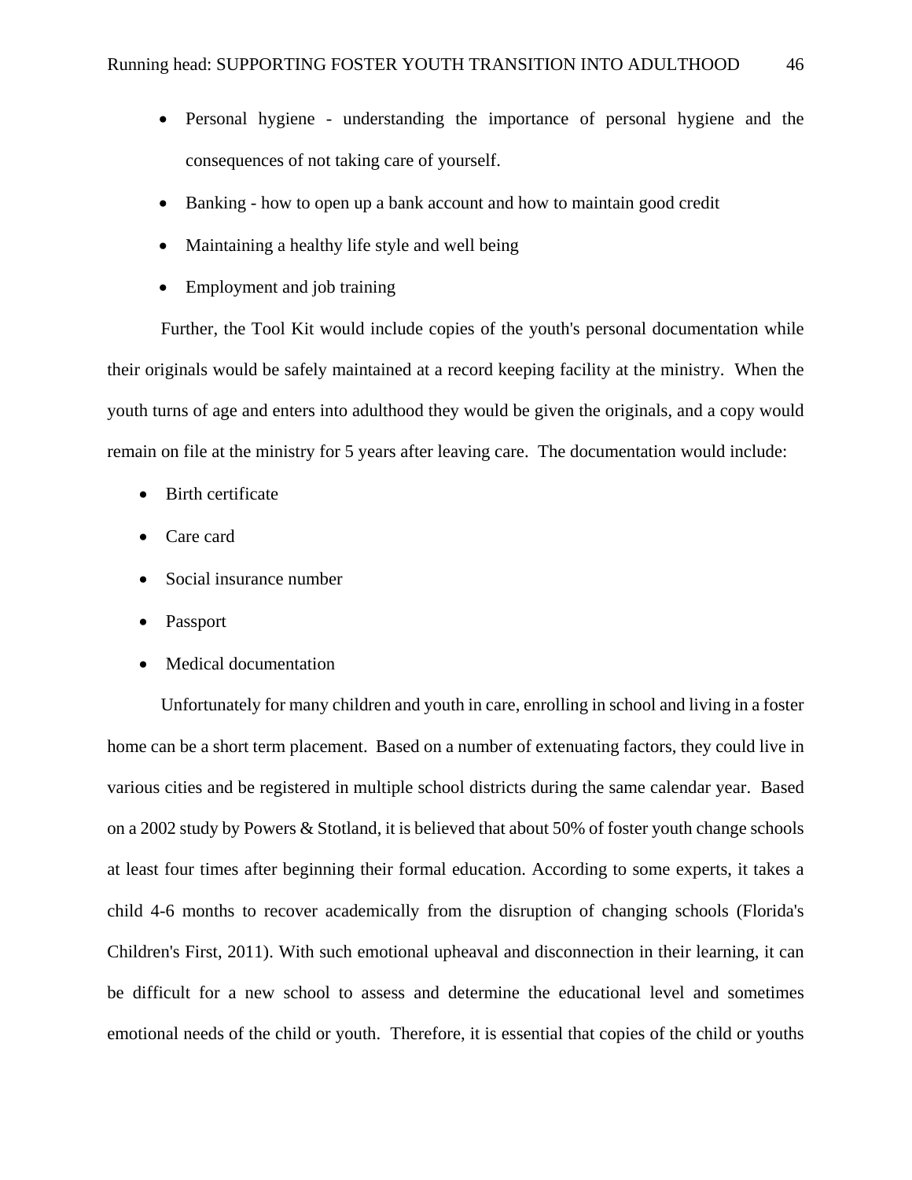- Personal hygiene - understanding the importance of personal hygiene and the consequences of not taking care of yourself.
- Banking - how to open up a bank account and how to maintain good credit
- Maintaining a healthy life style and well being
- Employment and job training

Further, the Tool Kit would include copies of the youth's personal documentation while their originals would be safely maintained at a record keeping facility at the ministry. When the youth turns of age and enters into adulthood they would be given the originals, and a copy would remain on file at the ministry for 5 years after leaving care. The documentation would include:

- Birth certificate
- Care card
- Social insurance number
- Passport
- Medical documentation

Unfortunately for many children and youth in care, enrolling in school and living in a foster home can be a short term placement. Based on a number of extenuating factors, they could live in various cities and be registered in multiple school districts during the same calendar year. Based on a 2002 study by Powers & Stotland, it is believed that about 50% of foster youth change schools at least four times after beginning their formal education. According to some experts, it takes a child 4-6 months to recover academically from the disruption of changing schools (Florida's Children's First, 2011). With such emotional upheaval and disconnection in their learning, it can be difficult for a new school to assess and determine the educational level and sometimes emotional needs of the child or youth. Therefore, it is essential that copies of the child or youths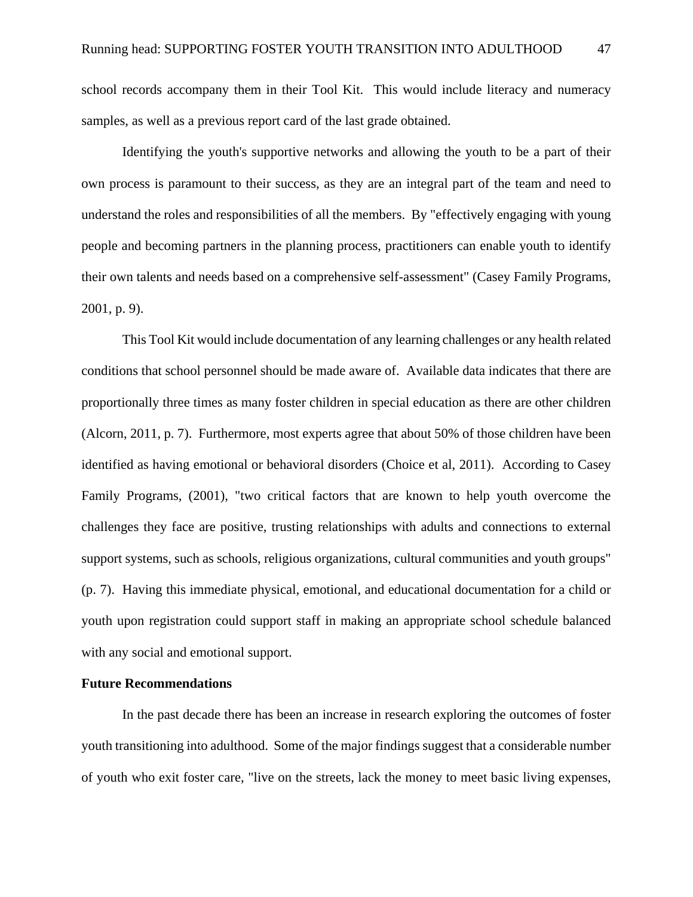school records accompany them in their Tool Kit. This would include literacy and numeracy samples, as well as a previous report card of the last grade obtained.

Identifying the youth's supportive networks and allowing the youth to be a part of their own process is paramount to their success, as they are an integral part of the team and need to understand the roles and responsibilities of all the members. By "effectively engaging with young people and becoming partners in the planning process, practitioners can enable youth to identify their own talents and needs based on a comprehensive self-assessment" (Casey Family Programs, 2001, p. 9).

This Tool Kit would include documentation of any learning challenges or any health related conditions that school personnel should be made aware of. Available data indicates that there are proportionally three times as many foster children in special education as there are other children (Alcorn, 2011, p. 7). Furthermore, most experts agree that about 50% of those children have been identified as having emotional or behavioral disorders (Choice et al, 2011). According to Casey Family Programs, (2001), "two critical factors that are known to help youth overcome the challenges they face are positive, trusting relationships with adults and connections to external support systems, such as schools, religious organizations, cultural communities and youth groups" (p. 7). Having this immediate physical, emotional, and educational documentation for a child or youth upon registration could support staff in making an appropriate school schedule balanced with any social and emotional support.

**Future Recommendations**

In the past decade there has been an increase in research exploring the outcomes of foster youth transitioning into adulthood. Some of the major findings suggest that a considerable number of youth who exit foster care, "live on the streets, lack the money to meet basic living expenses,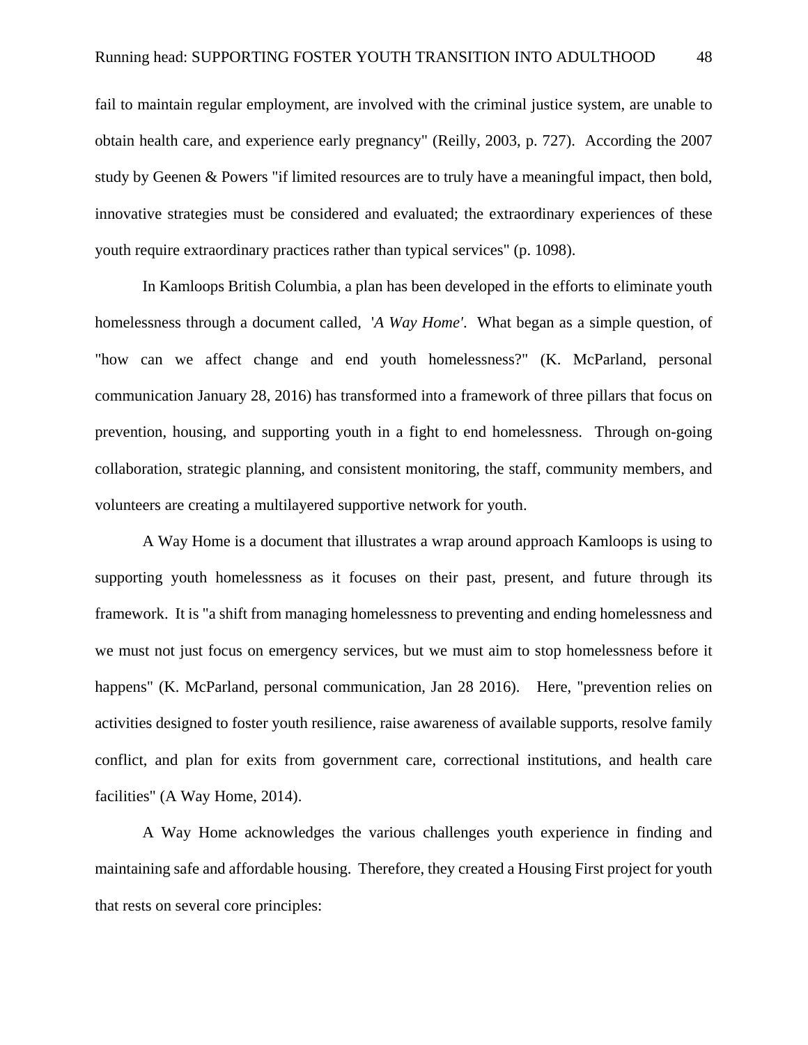fail to maintain regular employment, are involved with the criminal justice system, are unable to obtain health care, and experience early pregnancy" (Reilly, 2003, p. 727). According the 2007 study by Geenen & Powers "if limited resources are to truly have a meaningful impact, then bold, innovative strategies must be considered and evaluated; the extraordinary experiences of these youth require extraordinary practices rather than typical services" (p. 1098).

In Kamloops British Columbia, a plan has been developed in the efforts to eliminate youth homelessness through a document called, '*A Way Home'*. What began as a simple question, of "how can we affect change and end youth homelessness?" (K. McParland, personal communication January 28, 2016) has transformed into a framework of three pillars that focus on prevention, housing, and supporting youth in a fight to end homelessness. Through on-going collaboration, strategic planning, and consistent monitoring, the staff, community members, and volunteers are creating a multilayered supportive network for youth.

A Way Home is a document that illustrates a wrap around approach Kamloops is using to supporting youth homelessness as it focuses on their past, present, and future through its framework. It is "a shift from managing homelessness to preventing and ending homelessness and we must not just focus on emergency services, but we must aim to stop homelessness before it happens" (K. McParland, personal communication, Jan 28 2016). Here, "prevention relies on activities designed to foster youth resilience, raise awareness of available supports, resolve family conflict, and plan for exits from government care, correctional institutions, and health care facilities" (A Way Home, 2014).

A Way Home acknowledges the various challenges youth experience in finding and maintaining safe and affordable housing. Therefore, they created a Housing First project for youth that rests on several core principles: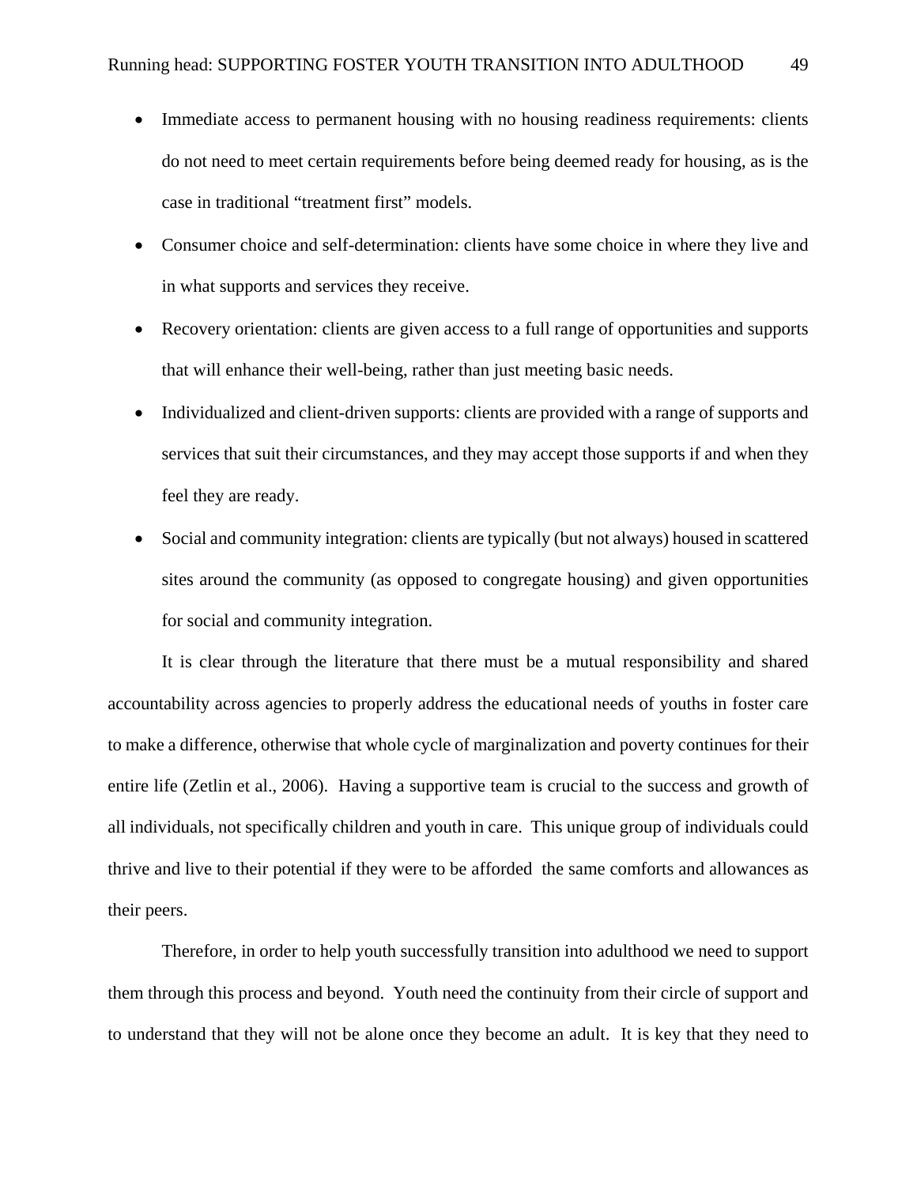- Immediate access to permanent housing with no housing readiness requirements: clients do not need to meet certain requirements before being deemed ready for housing, as is the case in traditional "treatment first" models.
- Consumer choice and self-determination: clients have some choice in where they live and in what supports and services they receive.
- Recovery orientation: clients are given access to a full range of opportunities and supports that will enhance their well-being, rather than just meeting basic needs.
- Individualized and client-driven supports: clients are provided with a range of supports and services that suit their circumstances, and they may accept those supports if and when they feel they are ready.
- Social and community integration: clients are typically (but not always) housed in scattered sites around the community (as opposed to congregate housing) and given opportunities for social and community integration.

It is clear through the literature that there must be a mutual responsibility and shared accountability across agencies to properly address the educational needs of youths in foster care to make a difference, otherwise that whole cycle of marginalization and poverty continues for their entire life (Zetlin et al., 2006). Having a supportive team is crucial to the success and growth of all individuals, not specifically children and youth in care. This unique group of individuals could thrive and live to their potential if they were to be afforded the same comforts and allowances as their peers.

Therefore, in order to help youth successfully transition into adulthood we need to support them through this process and beyond. Youth need the continuity from their circle of support and to understand that they will not be alone once they become an adult. It is key that they need to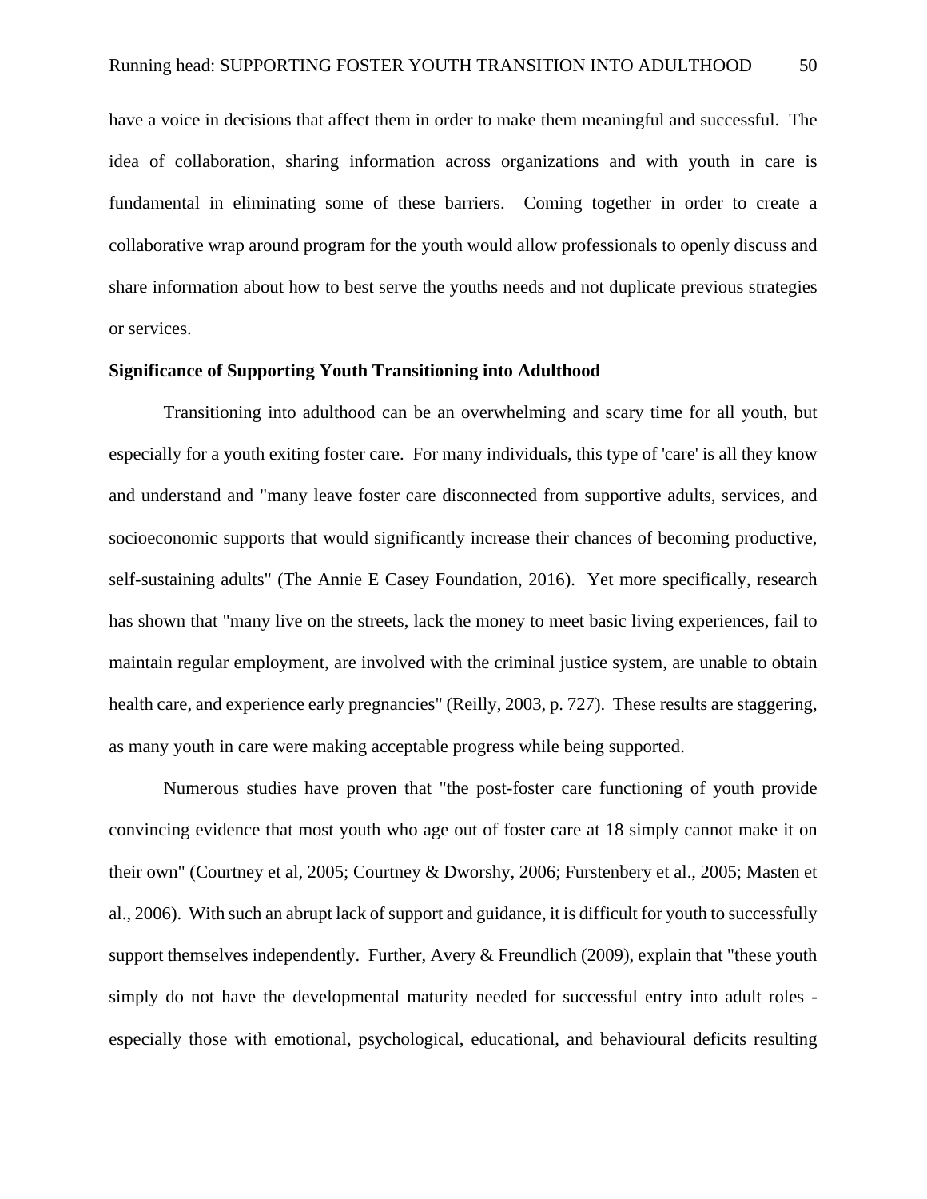have a voice in decisions that affect them in order to make them meaningful and successful. The idea of collaboration, sharing information across organizations and with youth in care is fundamental in eliminating some of these barriers. Coming together in order to create a collaborative wrap around program for the youth would allow professionals to openly discuss and share information about how to best serve the youths needs and not duplicate previous strategies or services.

**Significance of Supporting Youth Transitioning into Adulthood**

Transitioning into adulthood can be an overwhelming and scary time for all youth, but especially for a youth exiting foster care. For many individuals, this type of 'care' is all they know and understand and "many leave foster care disconnected from supportive adults, services, and socioeconomic supports that would significantly increase their chances of becoming productive, self-sustaining adults" (The Annie E Casey Foundation, 2016). Yet more specifically, research has shown that "many live on the streets, lack the money to meet basic living experiences, fail to maintain regular employment, are involved with the criminal justice system, are unable to obtain health care, and experience early pregnancies" (Reilly, 2003, p. 727). These results are staggering, as many youth in care were making acceptable progress while being supported.

Numerous studies have proven that "the post-foster care functioning of youth provide convincing evidence that most youth who age out of foster care at 18 simply cannot make it on their own" (Courtney et al, 2005; Courtney & Dworshy, 2006; Furstenbery et al., 2005; Masten et al., 2006). With such an abrupt lack of support and guidance, it is difficult for youth to successfully support themselves independently. Further, Avery & Freundlich (2009), explain that "these youth simply do not have the developmental maturity needed for successful entry into adult roles - especially those with emotional, psychological, educational, and behavioural deficits resulting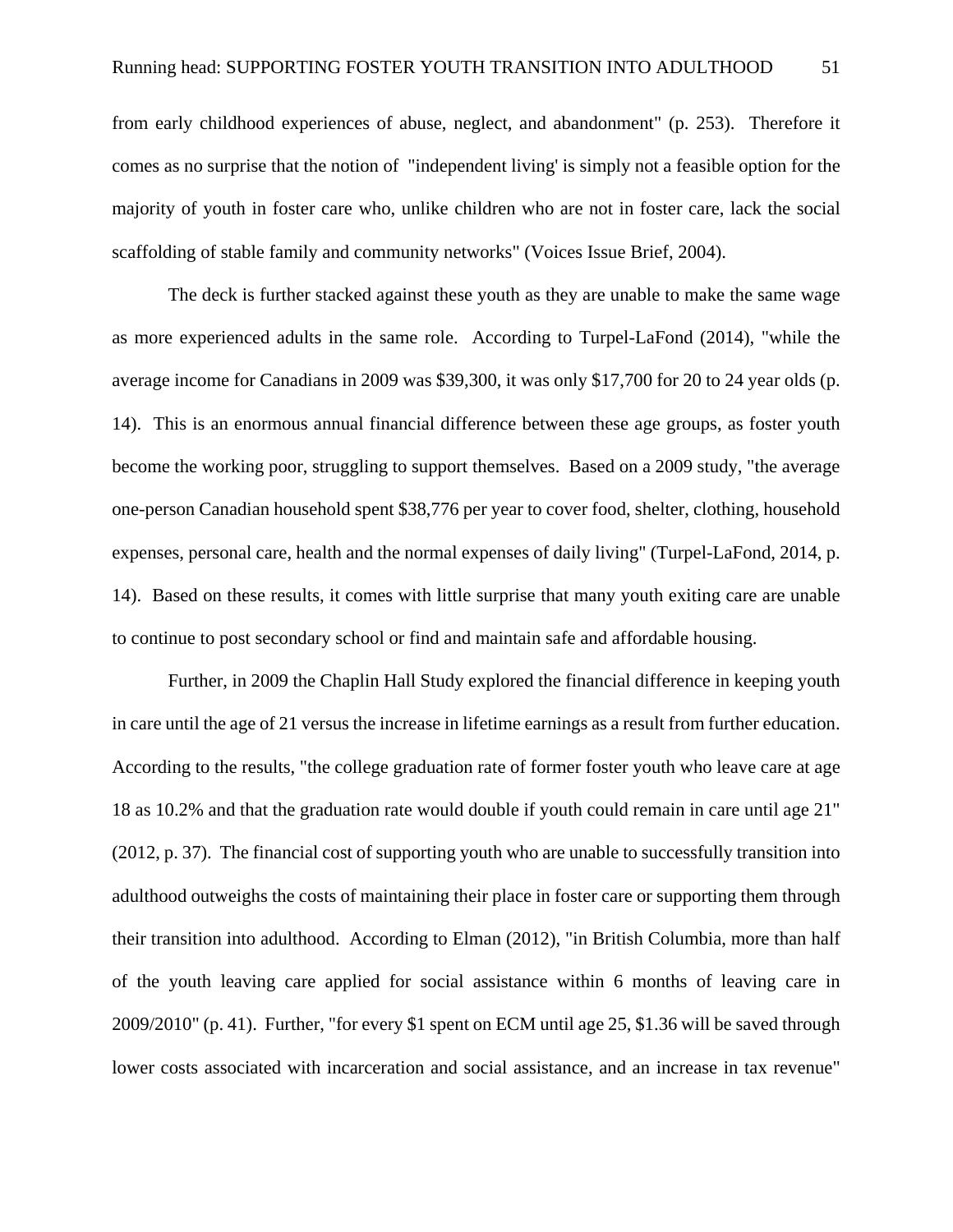from early childhood experiences of abuse, neglect, and abandonment" (p. 253). Therefore it comes as no surprise that the notion of "independent living' is simply not a feasible option for the majority of youth in foster care who, unlike children who are not in foster care, lack the social scaffolding of stable family and community networks" (Voices Issue Brief, 2004).

The deck is further stacked against these youth as they are unable to make the same wage as more experienced adults in the same role. According to Turpel-LaFond (2014), "while the average income for Canadians in 2009 was $39,300, it was only $17,700 for 20 to 24 year olds (p. 14). This is an enormous annual financial difference between these age groups, as foster youth become the working poor, struggling to support themselves. Based on a 2009 study, "the average one-person Canadian household spent $38,776 per year to cover food, shelter, clothing, household expenses, personal care, health and the normal expenses of daily living" (Turpel-LaFond, 2014, p. 14). Based on these results, it comes with little surprise that many youth exiting care are unable to continue to post secondary school or find and maintain safe and affordable housing.

Further, in 2009 the Chaplin Hall Study explored the financial difference in keeping youth in care until the age of 21 versus the increase in lifetime earnings as a result from further education. According to the results, "the college graduation rate of former foster youth who leave care at age 18 as 10.2% and that the graduation rate would double if youth could remain in care until age 21" (2012, p. 37). The financial cost of supporting youth who are unable to successfully transition into adulthood outweighs the costs of maintaining their place in foster care or supporting them through their transition into adulthood. According to Elman (2012), "in British Columbia, more than half of the youth leaving care applied for social assistance within 6 months of leaving care in 2009/2010" (p. 41). Further, "for every $1 spent on ECM until age 25, $1.36 will be saved through lower costs associated with incarceration and social assistance, and an increase in tax revenue"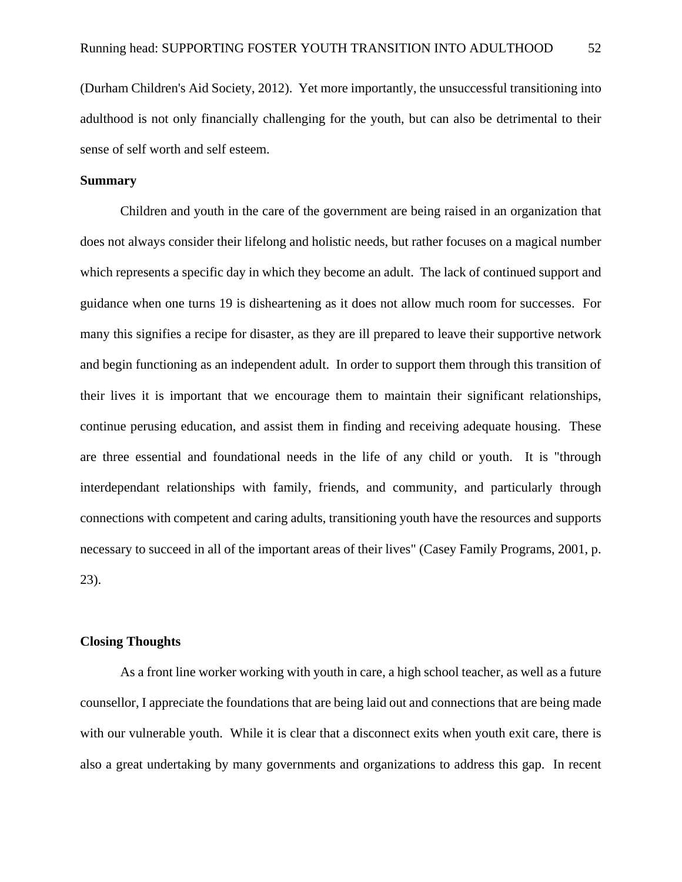(Durham Children's Aid Society, 2012). Yet more importantly, the unsuccessful transitioning into adulthood is not only financially challenging for the youth, but can also be detrimental to their sense of self worth and self esteem.

**Summary**

Children and youth in the care of the government are being raised in an organization that does not always consider their lifelong and holistic needs, but rather focuses on a magical number which represents a specific day in which they become an adult. The lack of continued support and guidance when one turns 19 is disheartening as it does not allow much room for successes. For many this signifies a recipe for disaster, as they are ill prepared to leave their supportive network and begin functioning as an independent adult. In order to support them through this transition of their lives it is important that we encourage them to maintain their significant relationships, continue perusing education, and assist them in finding and receiving adequate housing. These are three essential and foundational needs in the life of any child or youth. It is "through interdependant relationships with family, friends, and community, and particularly through connections with competent and caring adults, transitioning youth have the resources and supports necessary to succeed in all of the important areas of their lives" (Casey Family Programs, 2001, p. 23).

**Closing Thoughts**

As a front line worker working with youth in care, a high school teacher, as well as a future counsellor, I appreciate the foundations that are being laid out and connections that are being made with our vulnerable youth. While it is clear that a disconnect exits when youth exit care, there is also a great undertaking by many governments and organizations to address this gap. In recent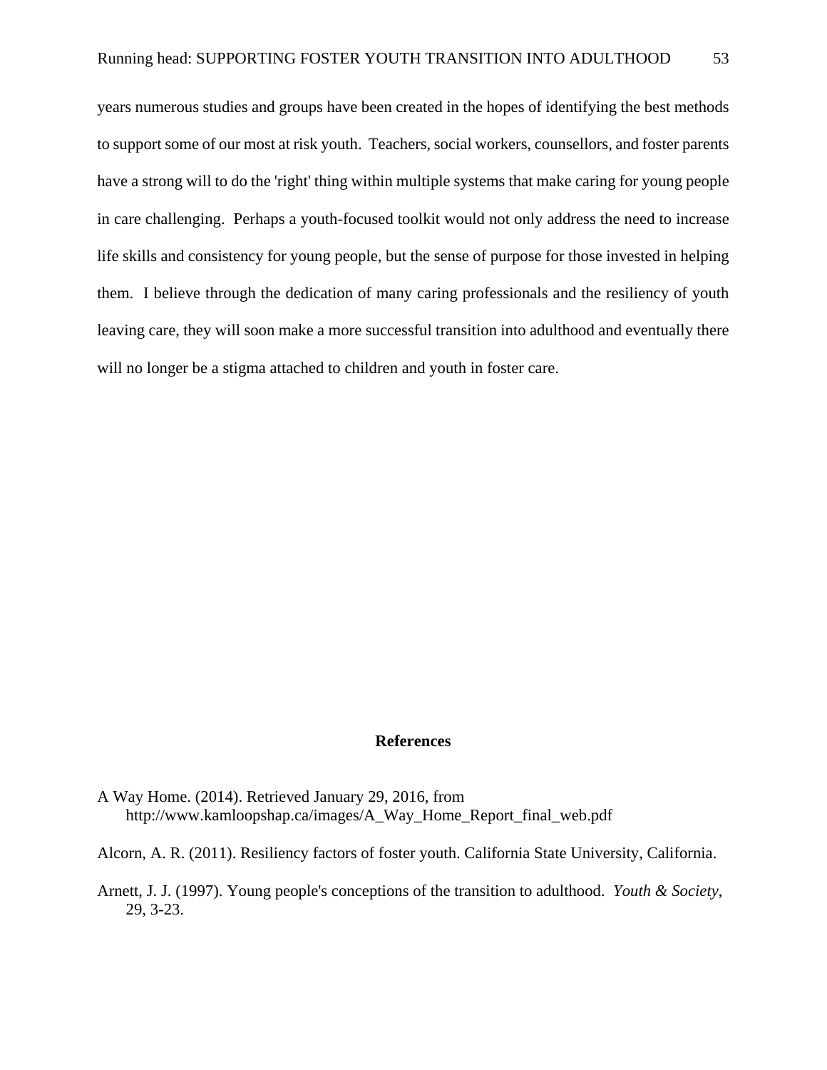years numerous studies and groups have been created in the hopes of identifying the best methods to support some of our most at risk youth. Teachers, social workers, counsellors, and foster parents have a strong will to do the 'right' thing within multiple systems that make caring for young people in care challenging. Perhaps a youth-focused toolkit would not only address the need to increase life skills and consistency for young people, but the sense of purpose for those invested in helping them. I believe through the dedication of many caring professionals and the resiliency of youth leaving care, they will soon make a more successful transition into adulthood and eventually there will no longer be a stigma attached to children and youth in foster care.

## References

A Way Home. (2014). Retrieved January 29, 2016, from http://www.kamloopshap.ca/images/A_Way_Home_Report_final_web.pdf

Alcorn, A. R. (2011). Resiliency factors of foster youth. California State University, California.

Arnett, J. J. (1997). Young people's conceptions of the transition to adulthood. *Youth & Society*, 29, 3-23.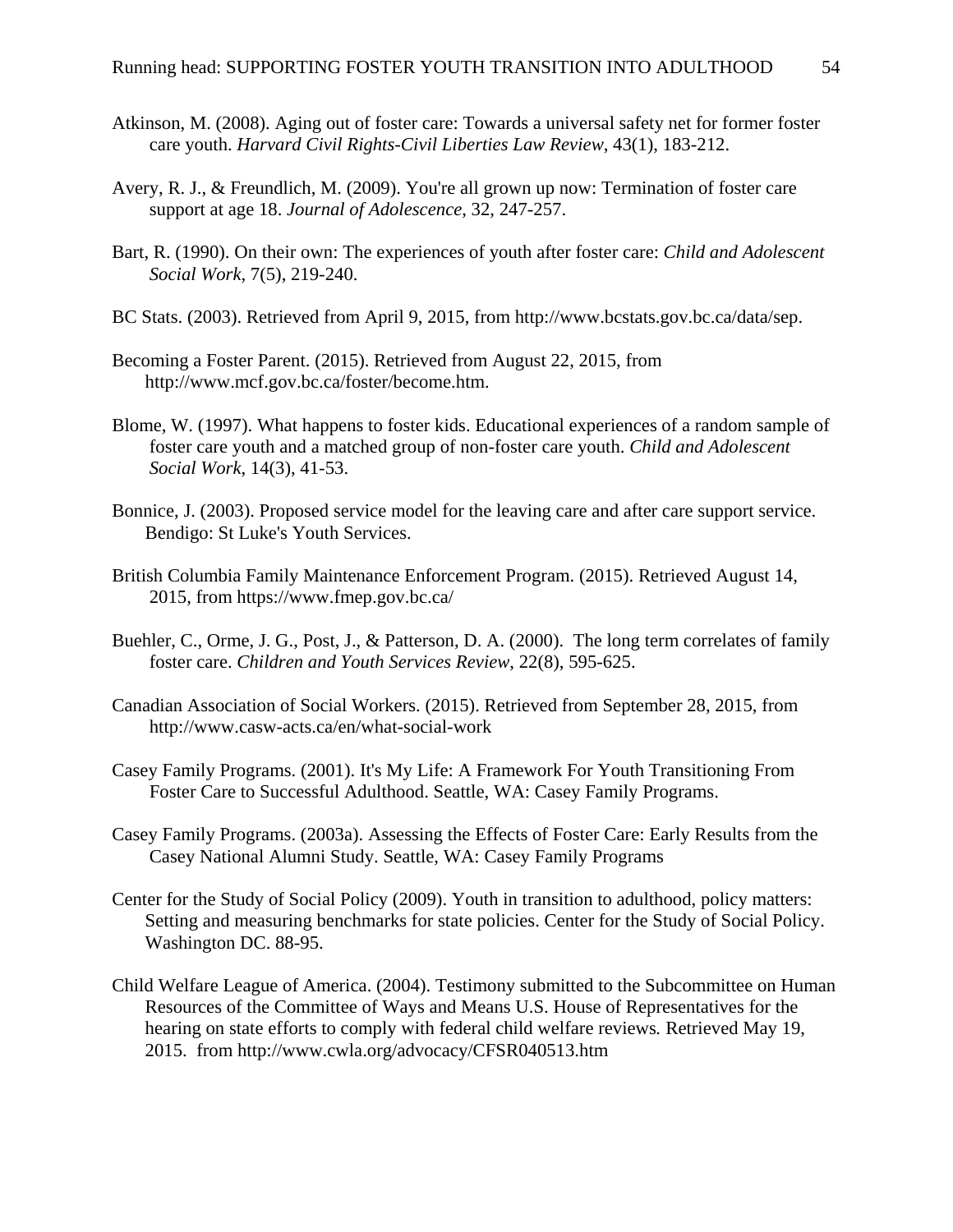Atkinson, M. (2008). Aging out of foster care: Towards a universal safety net for former foster care youth. *Harvard Civil Rights-Civil Liberties Law Review*, 43(1), 183-212.

Avery, R. J., & Freundlich, M. (2009). You're all grown up now: Termination of foster care support at age 18. *Journal of Adolescence*, 32, 247-257.

Bart, R. (1990). On their own: The experiences of youth after foster care: *Child and Adolescent Social Work*, 7(5), 219-240.

BC Stats. (2003). Retrieved from April 9, 2015, from http://www.bcstats.gov.bc.ca/data/sep.

Becoming a Foster Parent. (2015). Retrieved from August 22, 2015, from http://www.mcf.gov.bc.ca/foster/become.htm.

Blome, W. (1997). What happens to foster kids. Educational experiences of a random sample of foster care youth and a matched group of non-foster care youth. *Child and Adolescent Social Work*, 14(3), 41-53.

Bonnice, J. (2003). Proposed service model for the leaving care and after care support service. Bendigo: St Luke's Youth Services.

British Columbia Family Maintenance Enforcement Program. (2015). Retrieved August 14, 2015, from https://www.fmep.gov.bc.ca/

Buehler, C., Orme, J. G., Post, J., & Patterson, D. A. (2000). The long term correlates of family foster care. *Children and Youth Services Review,* 22(8), 595-625.

Canadian Association of Social Workers. (2015). Retrieved from September 28, 2015, from http://www.casw-acts.ca/en/what-social-work

Casey Family Programs. (2001). It's My Life: A Framework For Youth Transitioning From Foster Care to Successful Adulthood. Seattle, WA: Casey Family Programs.

Casey Family Programs. (2003a). Assessing the Effects of Foster Care: Early Results from the Casey National Alumni Study. Seattle, WA: Casey Family Programs

Center for the Study of Social Policy (2009). Youth in transition to adulthood, policy matters: Setting and measuring benchmarks for state policies. Center for the Study of Social Policy. Washington DC. 88-95.

Child Welfare League of America. (2004). Testimony submitted to the Subcommittee on Human Resources of the Committee of Ways and Means U.S. House of Representatives for the hearing on state efforts to comply with federal child welfare reviews. Retrieved May 19, 2015. from http://www.cwla.org/advocacy/CFSR040513.htm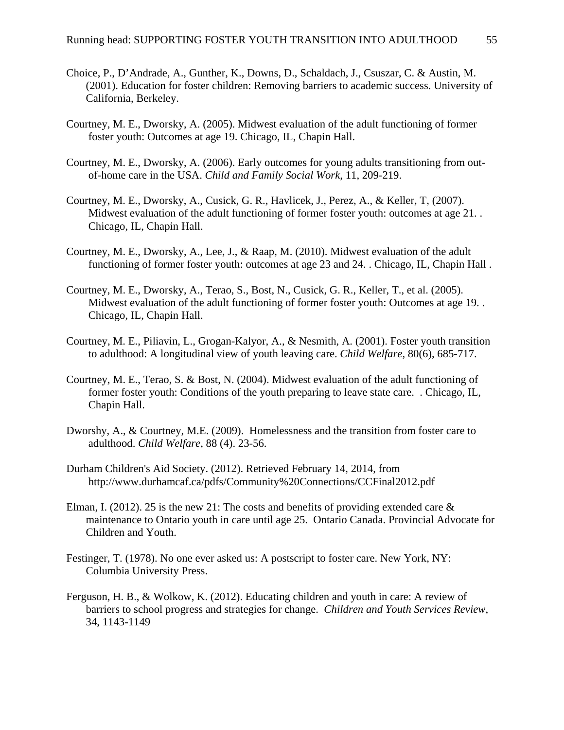Choice, P., D'Andrade, A., Gunther, K., Downs, D., Schaldach, J., Csuszar, C. & Austin, M. (2001). Education for foster children: Removing barriers to academic success. University of California, Berkeley.

Courtney, M. E., Dworsky, A. (2005). Midwest evaluation of the adult functioning of former foster youth: Outcomes at age 19. Chicago, IL, Chapin Hall.

Courtney, M. E., Dworsky, A. (2006). Early outcomes for young adults transitioning from out-of-home care in the USA. *Child and Family Social Work*, 11, 209-219.

Courtney, M. E., Dworsky, A., Cusick, G. R., Havlicek, J., Perez, A., & Keller, T, (2007). Midwest evaluation of the adult functioning of former foster youth: outcomes at age 21. . Chicago, IL, Chapin Hall.

Courtney, M. E., Dworsky, A., Lee, J., & Raap, M. (2010). Midwest evaluation of the adult functioning of former foster youth: outcomes at age 23 and 24. . Chicago, IL, Chapin Hall .

Courtney, M. E., Dworsky, A., Terao, S., Bost, N., Cusick, G. R., Keller, T., et al. (2005). Midwest evaluation of the adult functioning of former foster youth: Outcomes at age 19. . Chicago, IL, Chapin Hall.

Courtney, M. E., Piliavin, L., Grogan-Kalyor, A., & Nesmith, A. (2001). Foster youth transition to adulthood: A longitudinal view of youth leaving care. *Child Welfare*, 80(6), 685-717.

Courtney, M. E., Terao, S. & Bost, N. (2004). Midwest evaluation of the adult functioning of former foster youth: Conditions of the youth preparing to leave state care. . Chicago, IL, Chapin Hall.

Dworshy, A., & Courtney, M.E. (2009). Homelessness and the transition from foster care to adulthood. *Child Welfare*, 88 (4). 23-56.

Durham Children's Aid Society. (2012). Retrieved February 14, 2014, from http://www.durhamcaf.ca/pdfs/Community%20Connections/CCFinal2012.pdf

Elman, I. (2012). 25 is the new 21: The costs and benefits of providing extended care & maintenance to Ontario youth in care until age 25. Ontario Canada. Provincial Advocate for Children and Youth.

Festinger, T. (1978). No one ever asked us: A postscript to foster care. New York, NY: Columbia University Press.

Ferguson, H. B., & Wolkow, K. (2012). Educating children and youth in care: A review of barriers to school progress and strategies for change. *Children and Youth Services Review*, 34, 1143-1149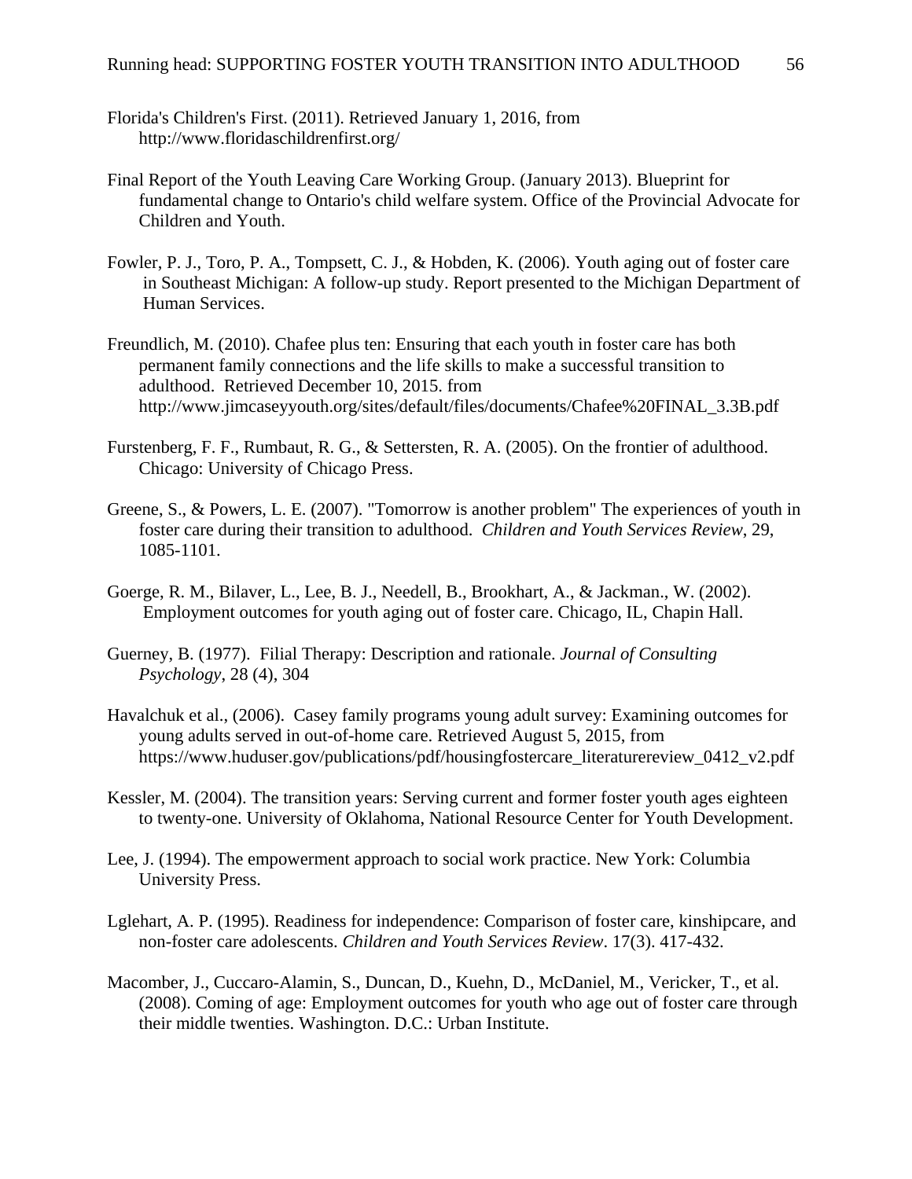Florida's Children's First. (2011). Retrieved January 1, 2016, from http://www.floridaschildrenfirst.org/

Final Report of the Youth Leaving Care Working Group. (January 2013). Blueprint for fundamental change to Ontario's child welfare system. Office of the Provincial Advocate for Children and Youth.

Fowler, P. J., Toro, P. A., Tompsett, C. J., & Hobden, K. (2006). Youth aging out of foster care in Southeast Michigan: A follow-up study. Report presented to the Michigan Department of Human Services.

Freundlich, M. (2010). Chafee plus ten: Ensuring that each youth in foster care has both permanent family connections and the life skills to make a successful transition to adulthood. Retrieved December 10, 2015. from http://www.jimcaseyyouth.org/sites/default/files/documents/Chafee%20FINAL_3.3B.pdf

Furstenberg, F. F., Rumbaut, R. G., & Settersten, R. A. (2005). On the frontier of adulthood. Chicago: University of Chicago Press.

Greene, S., & Powers, L. E. (2007). "Tomorrow is another problem" The experiences of youth in foster care during their transition to adulthood. *Children and Youth Services Review*, 29, 1085-1101.

Goerge, R. M., Bilaver, L., Lee, B. J., Needell, B., Brookhart, A., & Jackman., W. (2002). Employment outcomes for youth aging out of foster care. Chicago, IL, Chapin Hall.

Guerney, B. (1977). Filial Therapy: Description and rationale. *Journal of Consulting Psychology*, 28 (4), 304

Havalchuk et al., (2006). Casey family programs young adult survey: Examining outcomes for young adults served in out-of-home care. Retrieved August 5, 2015, from https://www.huduser.gov/publications/pdf/housingfostercare_literaturereview_0412_v2.pdf

Kessler, M. (2004). The transition years: Serving current and former foster youth ages eighteen to twenty-one. University of Oklahoma, National Resource Center for Youth Development.

Lee, J. (1994). The empowerment approach to social work practice. New York: Columbia University Press.

Lglehart, A. P. (1995). Readiness for independence: Comparison of foster care, kinshipcare, and non-foster care adolescents. *Children and Youth Services Review*. 17(3). 417-432.

Macomber, J., Cuccaro-Alamin, S., Duncan, D., Kuehn, D., McDaniel, M., Vericker, T., et al. (2008). Coming of age: Employment outcomes for youth who age out of foster care through their middle twenties. Washington. D.C.: Urban Institute.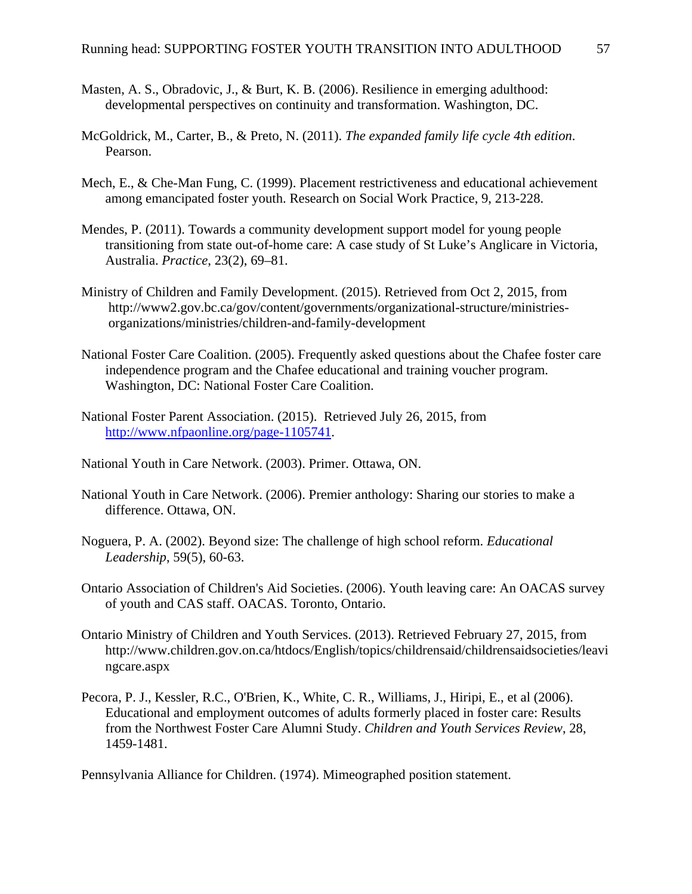Masten, A. S., Obradovic, J., & Burt, K. B. (2006). Resilience in emerging adulthood: developmental perspectives on continuity and transformation. Washington, DC.

McGoldrick, M., Carter, B., & Preto, N. (2011). *The expanded family life cycle 4th edition*. Pearson.

Mech, E., & Che-Man Fung, C. (1999). Placement restrictiveness and educational achievement among emancipated foster youth. Research on Social Work Practice, 9, 213-228.

Mendes, P. (2011). Towards a community development support model for young people transitioning from state out-of-home care: A case study of St Luke's Anglicare in Victoria, Australia. *Practice*, 23(2), 69–81.

Ministry of Children and Family Development. (2015). Retrieved from Oct 2, 2015, from http://www2.gov.bc.ca/gov/content/governments/organizational-structure/ministries-organizations/ministries/children-and-family-development

National Foster Care Coalition. (2005). Frequently asked questions about the Chafee foster care independence program and the Chafee educational and training voucher program. Washington, DC: National Foster Care Coalition.

National Foster Parent Association. (2015). Retrieved July 26, 2015, from http://www.nfpaonline.org/page-1105741.

National Youth in Care Network. (2003). Primer. Ottawa, ON.

National Youth in Care Network. (2006). Premier anthology: Sharing our stories to make a difference. Ottawa, ON.

Noguera, P. A. (2002). Beyond size: The challenge of high school reform. *Educational Leadership*, 59(5), 60-63.

Ontario Association of Children's Aid Societies. (2006). Youth leaving care: An OACAS survey of youth and CAS staff. OACAS. Toronto, Ontario.

Ontario Ministry of Children and Youth Services. (2013). Retrieved February 27, 2015, from http://www.children.gov.on.ca/htdocs/English/topics/childrensaid/childrensaidsocieties/leavingcare.aspx

Pecora, P. J., Kessler, R.C., O'Brien, K., White, C. R., Williams, J., Hiripi, E., et al (2006). Educational and employment outcomes of adults formerly placed in foster care: Results from the Northwest Foster Care Alumni Study. *Children and Youth Services Review*, 28, 1459-1481.

Pennsylvania Alliance for Children. (1974). Mimeographed position statement.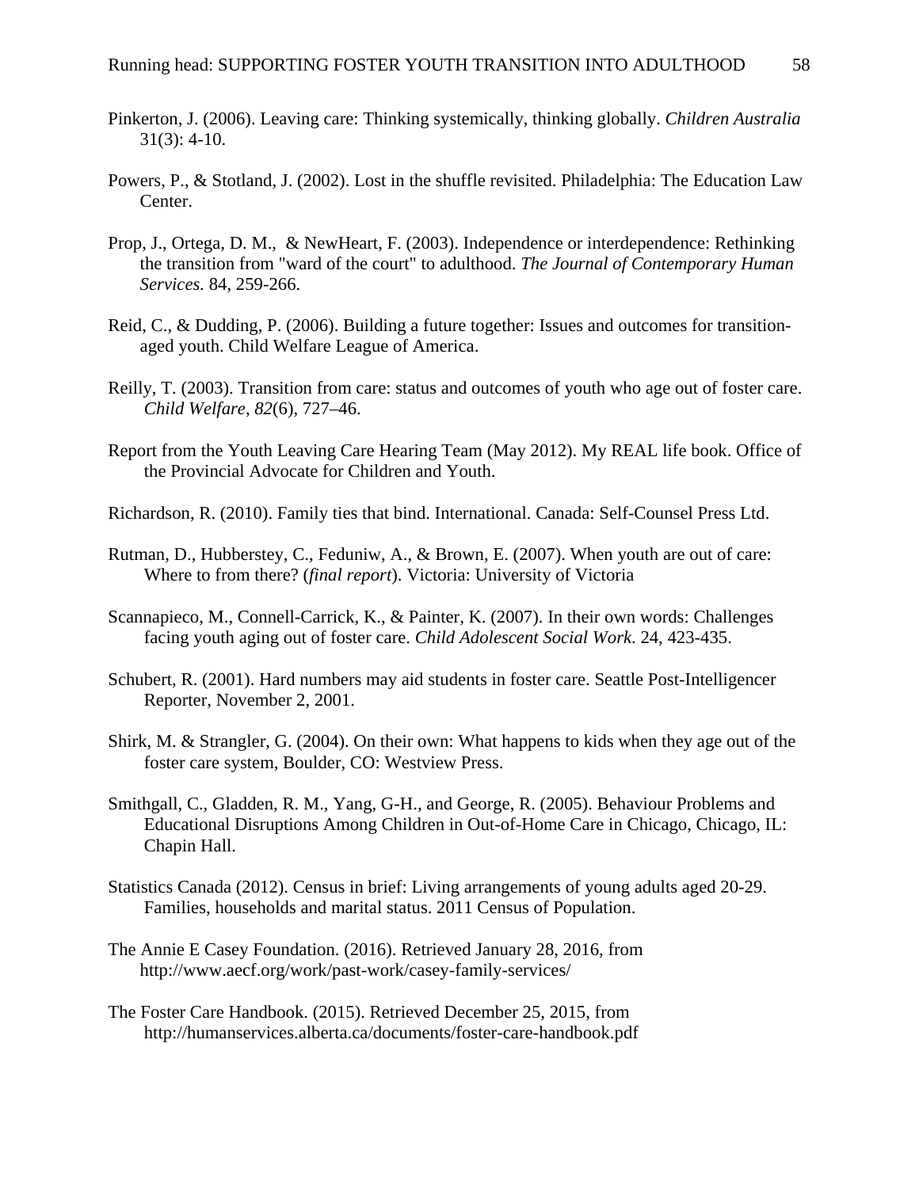Pinkerton, J. (2006). Leaving care: Thinking systemically, thinking globally. *Children Australia* 31(3): 4-10.

Powers, P., & Stotland, J. (2002). Lost in the shuffle revisited. Philadelphia: The Education Law Center.

Prop, J., Ortega, D. M., & NewHeart, F. (2003). Independence or interdependence: Rethinking the transition from "ward of the court" to adulthood. *The Journal of Contemporary Human Services*. 84, 259-266.

Reid, C., & Dudding, P. (2006). Building a future together: Issues and outcomes for transition-aged youth. Child Welfare League of America.

Reilly, T. (2003). Transition from care: status and outcomes of youth who age out of foster care. *Child Welfare*, *82*(6), 727–46.

Report from the Youth Leaving Care Hearing Team (May 2012). My REAL life book. Office of the Provincial Advocate for Children and Youth.

Richardson, R. (2010). Family ties that bind. International. Canada: Self-Counsel Press Ltd.

Rutman, D., Hubberstey, C., Feduniw, A., & Brown, E. (2007). When youth are out of care: Where to from there? (*final report*). Victoria: University of Victoria

Scannapieco, M., Connell-Carrick, K., & Painter, K. (2007). In their own words: Challenges facing youth aging out of foster care. *Child Adolescent Social Work*. 24, 423-435.

Schubert, R. (2001). Hard numbers may aid students in foster care. Seattle Post-Intelligencer Reporter, November 2, 2001.

Shirk, M. & Strangler, G. (2004). On their own: What happens to kids when they age out of the foster care system, Boulder, CO: Westview Press.

Smithgall, C., Gladden, R. M., Yang, G-H., and George, R. (2005). Behaviour Problems and Educational Disruptions Among Children in Out-of-Home Care in Chicago, Chicago, IL: Chapin Hall.

Statistics Canada (2012). Census in brief: Living arrangements of young adults aged 20-29. Families, households and marital status. 2011 Census of Population.

The Annie E Casey Foundation. (2016). Retrieved January 28, 2016, from http://www.aecf.org/work/past-work/casey-family-services/

The Foster Care Handbook. (2015). Retrieved December 25, 2015, from http://humanservices.alberta.ca/documents/foster-care-handbook.pdf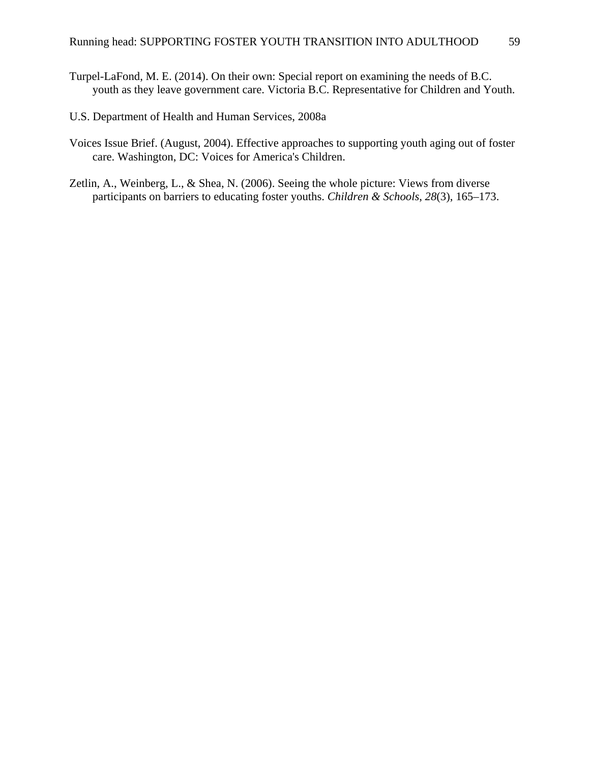Turpel-LaFond, M. E. (2014). On their own: Special report on examining the needs of B.C. youth as they leave government care. Victoria B.C. Representative for Children and Youth.

U.S. Department of Health and Human Services, 2008a

Voices Issue Brief. (August, 2004). Effective approaches to supporting youth aging out of foster care. Washington, DC: Voices for America's Children.

Zetlin, A., Weinberg, L., & Shea, N. (2006). Seeing the whole picture: Views from diverse participants on barriers to educating foster youths. *Children & Schools*, *28*(3), 165–173.